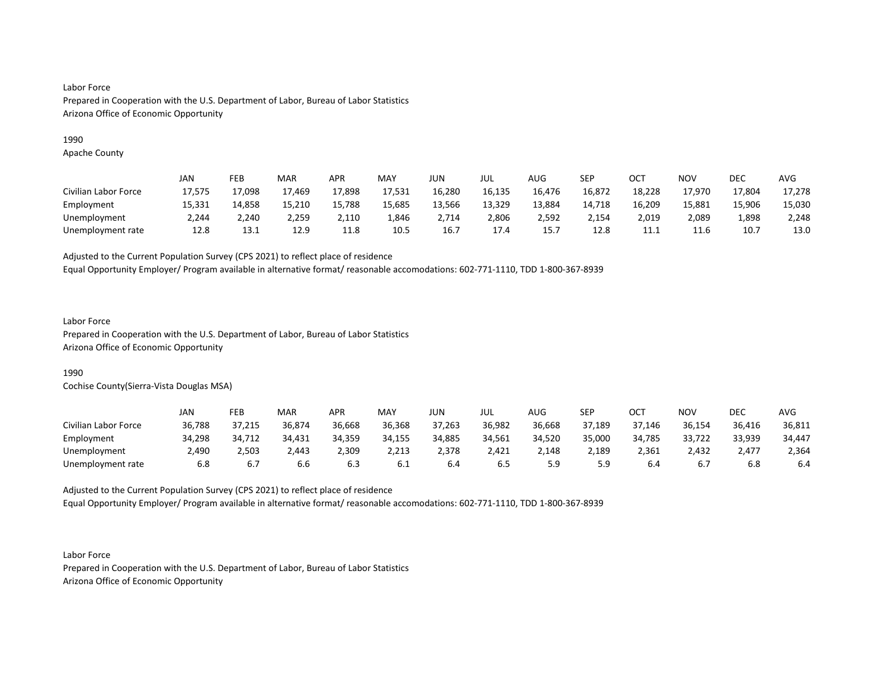Labor Force
Prepared in Cooperation with the U.S. Department of Labor, Bureau of Labor Statistics
Arizona Office of Economic Opportunity

1990
Apache County

| | JAN | FEB | MAR | APR | MAY | JUN | JUL | AUG | SEP | OCT | NOV | DEC | AVG |
|---|---|---|---|---|---|---|---|---|---|---|---|---|---|
| Civilian Labor Force | 17,575 | 17,098 | 17,469 | 17,898 | 17,531 | 16,280 | 16,135 | 16,476 | 16,872 | 18,228 | 17,970 | 17,804 | 17,278 |
| Employment | 15,331 | 14,858 | 15,210 | 15,788 | 15,685 | 13,566 | 13,329 | 13,884 | 14,718 | 16,209 | 15,881 | 15,906 | 15,030 |
| Unemployment | 2,244 | 2,240 | 2,259 | 2,110 | 1,846 | 2,714 | 2,806 | 2,592 | 2,154 | 2,019 | 2,089 | 1,898 | 2,248 |
| Unemployment rate | 12.8 | 13.1 | 12.9 | 11.8 | 10.5 | 16.7 | 17.4 | 15.7 | 12.8 | 11.1 | 11.6 | 10.7 | 13.0 |

Adjusted to the Current Population Survey (CPS 2021) to reflect place of residence
Equal Opportunity Employer/ Program available in alternative format/ reasonable accomodations: 602-771-1110, TDD 1-800-367-8939

Labor Force
Prepared in Cooperation with the U.S. Department of Labor, Bureau of Labor Statistics
Arizona Office of Economic Opportunity

1990
Cochise County(Sierra-Vista Douglas MSA)

| | JAN | FEB | MAR | APR | MAY | JUN | JUL | AUG | SEP | OCT | NOV | DEC | AVG |
|---|---|---|---|---|---|---|---|---|---|---|---|---|---|
| Civilian Labor Force | 36,788 | 37,215 | 36,874 | 36,668 | 36,368 | 37,263 | 36,982 | 36,668 | 37,189 | 37,146 | 36,154 | 36,416 | 36,811 |
| Employment | 34,298 | 34,712 | 34,431 | 34,359 | 34,155 | 34,885 | 34,561 | 34,520 | 35,000 | 34,785 | 33,722 | 33,939 | 34,447 |
| Unemployment | 2,490 | 2,503 | 2,443 | 2,309 | 2,213 | 2,378 | 2,421 | 2,148 | 2,189 | 2,361 | 2,432 | 2,477 | 2,364 |
| Unemployment rate | 6.8 | 6.7 | 6.6 | 6.3 | 6.1 | 6.4 | 6.5 | 5.9 | 5.9 | 6.4 | 6.7 | 6.8 | 6.4 |

Adjusted to the Current Population Survey (CPS 2021) to reflect place of residence
Equal Opportunity Employer/ Program available in alternative format/ reasonable accomodations: 602-771-1110, TDD 1-800-367-8939

Labor Force
Prepared in Cooperation with the U.S. Department of Labor, Bureau of Labor Statistics
Arizona Office of Economic Opportunity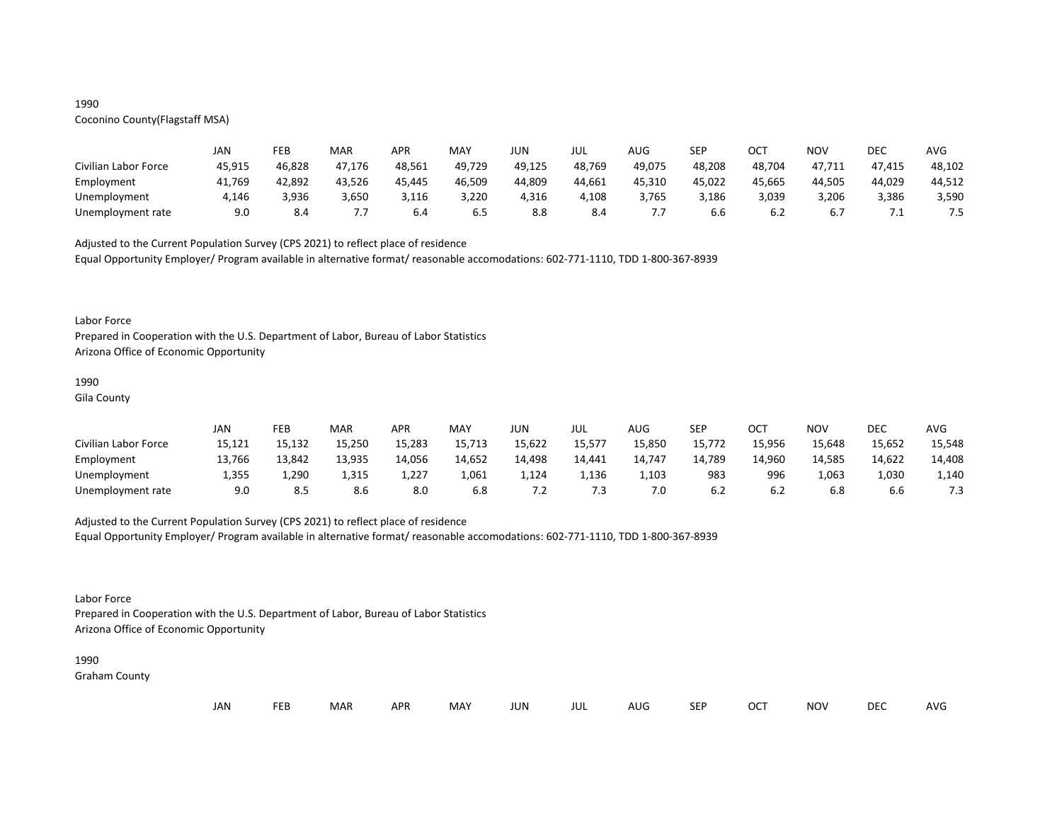1990
Coconino County(Flagstaff MSA)

| | JAN | FEB | MAR | APR | MAY | JUN | JUL | AUG | SEP | OCT | NOV | DEC | AVG |
|---|---|---|---|---|---|---|---|---|---|---|---|---|---|
| Civilian Labor Force | 45,915 | 46,828 | 47,176 | 48,561 | 49,729 | 49,125 | 48,769 | 49,075 | 48,208 | 48,704 | 47,711 | 47,415 | 48,102 |
| Employment | 41,769 | 42,892 | 43,526 | 45,445 | 46,509 | 44,809 | 44,661 | 45,310 | 45,022 | 45,665 | 44,505 | 44,029 | 44,512 |
| Unemployment | 4,146 | 3,936 | 3,650 | 3,116 | 3,220 | 4,316 | 4,108 | 3,765 | 3,186 | 3,039 | 3,206 | 3,386 | 3,590 |
| Unemployment rate | 9.0 | 8.4 | 7.7 | 6.4 | 6.5 | 8.8 | 8.4 | 7.7 | 6.6 | 6.2 | 6.7 | 7.1 | 7.5 |

Adjusted to the Current Population Survey (CPS 2021) to reflect place of residence
Equal Opportunity Employer/ Program available in alternative format/ reasonable accomodations: 602-771-1110, TDD 1-800-367-8939

Labor Force
Prepared in Cooperation with the U.S. Department of Labor, Bureau of Labor Statistics
Arizona Office of Economic Opportunity

1990
Gila County

| | JAN | FEB | MAR | APR | MAY | JUN | JUL | AUG | SEP | OCT | NOV | DEC | AVG |
|---|---|---|---|---|---|---|---|---|---|---|---|---|---|
| Civilian Labor Force | 15,121 | 15,132 | 15,250 | 15,283 | 15,713 | 15,622 | 15,577 | 15,850 | 15,772 | 15,956 | 15,648 | 15,652 | 15,548 |
| Employment | 13,766 | 13,842 | 13,935 | 14,056 | 14,652 | 14,498 | 14,441 | 14,747 | 14,789 | 14,960 | 14,585 | 14,622 | 14,408 |
| Unemployment | 1,355 | 1,290 | 1,315 | 1,227 | 1,061 | 1,124 | 1,136 | 1,103 | 983 | 996 | 1,063 | 1,030 | 1,140 |
| Unemployment rate | 9.0 | 8.5 | 8.6 | 8.0 | 6.8 | 7.2 | 7.3 | 7.0 | 6.2 | 6.2 | 6.8 | 6.6 | 7.3 |

Adjusted to the Current Population Survey (CPS 2021) to reflect place of residence
Equal Opportunity Employer/ Program available in alternative format/ reasonable accomodations: 602-771-1110, TDD 1-800-367-8939

Labor Force
Prepared in Cooperation with the U.S. Department of Labor, Bureau of Labor Statistics
Arizona Office of Economic Opportunity

1990
Graham County

| | JAN | FEB | MAR | APR | MAY | JUN | JUL | AUG | SEP | OCT | NOV | DEC | AVG |
|---|---|---|---|---|---|---|---|---|---|---|---|---|---|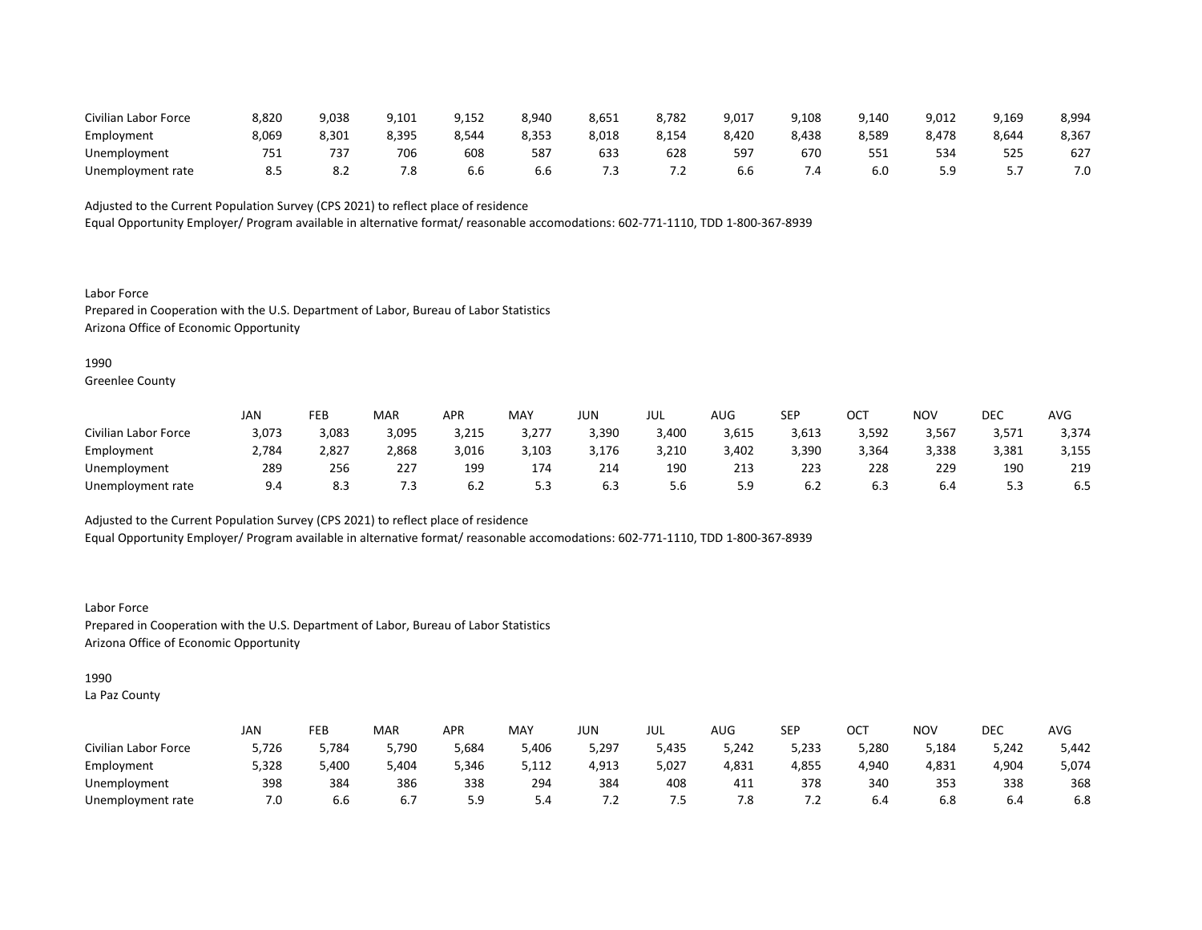| | | | | | | | | | | | | | |
|---|---|---|---|---|---|---|---|---|---|---|---|---|---|
| Civilian Labor Force | 8,820 | 9,038 | 9,101 | 9,152 | 8,940 | 8,651 | 8,782 | 9,017 | 9,108 | 9,140 | 9,012 | 9,169 | 8,994 |
| Employment | 8,069 | 8,301 | 8,395 | 8,544 | 8,353 | 8,018 | 8,154 | 8,420 | 8,438 | 8,589 | 8,478 | 8,644 | 8,367 |
| Unemployment | 751 | 737 | 706 | 608 | 587 | 633 | 628 | 597 | 670 | 551 | 534 | 525 | 627 |
| Unemployment rate | 8.5 | 8.2 | 7.8 | 6.6 | 6.6 | 7.3 | 7.2 | 6.6 | 7.4 | 6.0 | 5.9 | 5.7 | 7.0 |

Adjusted to the Current Population Survey (CPS 2021) to reflect place of residence
Equal Opportunity Employer/ Program available in alternative format/ reasonable accomodations: 602-771-1110, TDD 1-800-367-8939

Labor Force
Prepared in Cooperation with the U.S. Department of Labor, Bureau of Labor Statistics
Arizona Office of Economic Opportunity

1990
Greenlee County

| | JAN | FEB | MAR | APR | MAY | JUN | JUL | AUG | SEP | OCT | NOV | DEC | AVG |
|---|---|---|---|---|---|---|---|---|---|---|---|---|---|
| Civilian Labor Force | 3,073 | 3,083 | 3,095 | 3,215 | 3,277 | 3,390 | 3,400 | 3,615 | 3,613 | 3,592 | 3,567 | 3,571 | 3,374 |
| Employment | 2,784 | 2,827 | 2,868 | 3,016 | 3,103 | 3,176 | 3,210 | 3,402 | 3,390 | 3,364 | 3,338 | 3,381 | 3,155 |
| Unemployment | 289 | 256 | 227 | 199 | 174 | 214 | 190 | 213 | 223 | 228 | 229 | 190 | 219 |
| Unemployment rate | 9.4 | 8.3 | 7.3 | 6.2 | 5.3 | 6.3 | 5.6 | 5.9 | 6.2 | 6.3 | 6.4 | 5.3 | 6.5 |

Adjusted to the Current Population Survey (CPS 2021) to reflect place of residence
Equal Opportunity Employer/ Program available in alternative format/ reasonable accomodations: 602-771-1110, TDD 1-800-367-8939

Labor Force
Prepared in Cooperation with the U.S. Department of Labor, Bureau of Labor Statistics
Arizona Office of Economic Opportunity

1990
La Paz County

| | JAN | FEB | MAR | APR | MAY | JUN | JUL | AUG | SEP | OCT | NOV | DEC | AVG |
|---|---|---|---|---|---|---|---|---|---|---|---|---|---|
| Civilian Labor Force | 5,726 | 5,784 | 5,790 | 5,684 | 5,406 | 5,297 | 5,435 | 5,242 | 5,233 | 5,280 | 5,184 | 5,242 | 5,442 |
| Employment | 5,328 | 5,400 | 5,404 | 5,346 | 5,112 | 4,913 | 5,027 | 4,831 | 4,855 | 4,940 | 4,831 | 4,904 | 5,074 |
| Unemployment | 398 | 384 | 386 | 338 | 294 | 384 | 408 | 411 | 378 | 340 | 353 | 338 | 368 |
| Unemployment rate | 7.0 | 6.6 | 6.7 | 5.9 | 5.4 | 7.2 | 7.5 | 7.8 | 7.2 | 6.4 | 6.8 | 6.4 | 6.8 |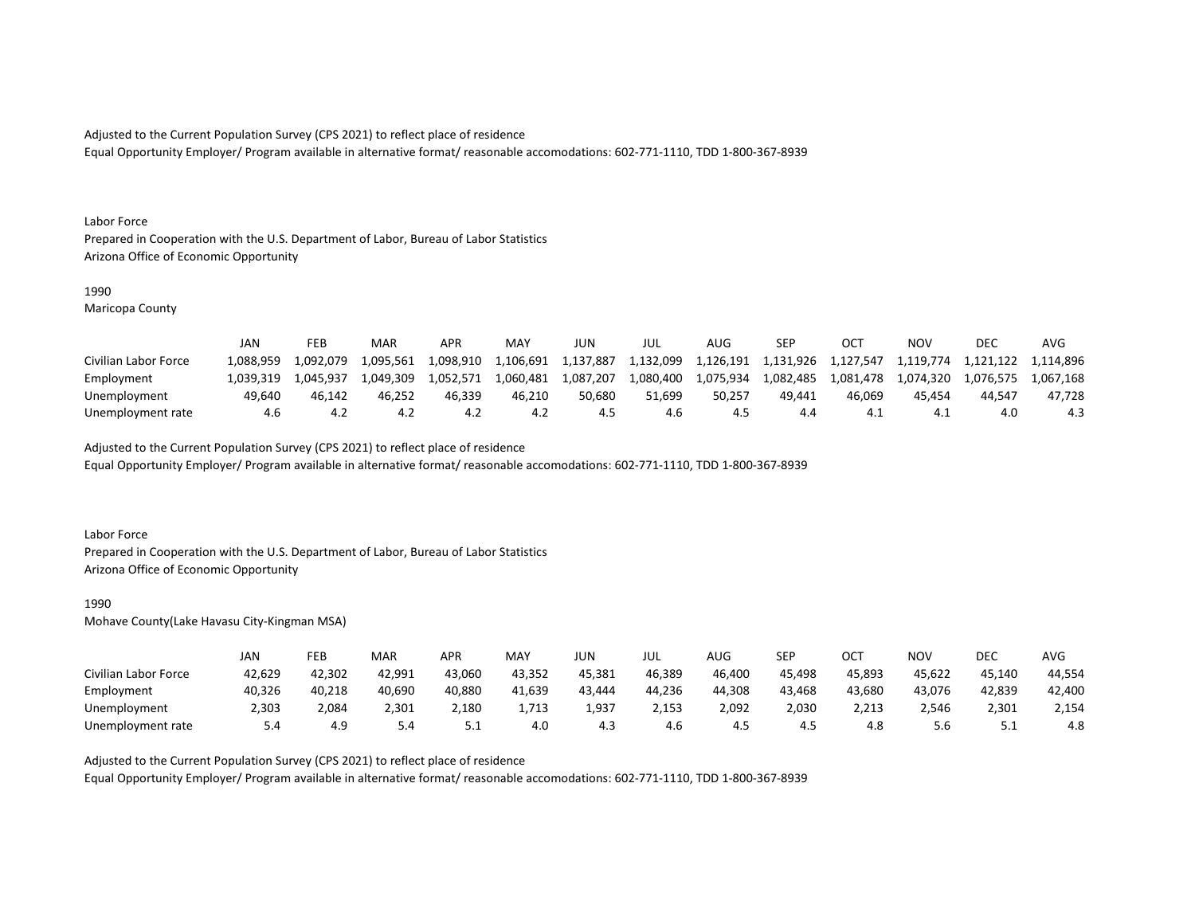Adjusted to the Current Population Survey (CPS 2021) to reflect place of residence
Equal Opportunity Employer/ Program available in alternative format/ reasonable accomodations: 602-771-1110, TDD 1-800-367-8939

Labor Force
Prepared in Cooperation with the U.S. Department of Labor, Bureau of Labor Statistics
Arizona Office of Economic Opportunity

1990
Maricopa County

| | JAN | FEB | MAR | APR | MAY | JUN | JUL | AUG | SEP | OCT | NOV | DEC | AVG |
|---|---|---|---|---|---|---|---|---|---|---|---|---|---|
| Civilian Labor Force | 1,088,959 | 1,092,079 | 1,095,561 | 1,098,910 | 1,106,691 | 1,137,887 | 1,132,099 | 1,126,191 | 1,131,926 | 1,127,547 | 1,119,774 | 1,121,122 | 1,114,896 |
| Employment | 1,039,319 | 1,045,937 | 1,049,309 | 1,052,571 | 1,060,481 | 1,087,207 | 1,080,400 | 1,075,934 | 1,082,485 | 1,081,478 | 1,074,320 | 1,076,575 | 1,067,168 |
| Unemployment | 49,640 | 46,142 | 46,252 | 46,339 | 46,210 | 50,680 | 51,699 | 50,257 | 49,441 | 46,069 | 45,454 | 44,547 | 47,728 |
| Unemployment rate | 4.6 | 4.2 | 4.2 | 4.2 | 4.2 | 4.5 | 4.6 | 4.5 | 4.4 | 4.1 | 4.1 | 4.0 | 4.3 |

Adjusted to the Current Population Survey (CPS 2021) to reflect place of residence
Equal Opportunity Employer/ Program available in alternative format/ reasonable accomodations: 602-771-1110, TDD 1-800-367-8939

Labor Force
Prepared in Cooperation with the U.S. Department of Labor, Bureau of Labor Statistics
Arizona Office of Economic Opportunity

1990
Mohave County(Lake Havasu City-Kingman MSA)

| | JAN | FEB | MAR | APR | MAY | JUN | JUL | AUG | SEP | OCT | NOV | DEC | AVG |
|---|---|---|---|---|---|---|---|---|---|---|---|---|---|
| Civilian Labor Force | 42,629 | 42,302 | 42,991 | 43,060 | 43,352 | 45,381 | 46,389 | 46,400 | 45,498 | 45,893 | 45,622 | 45,140 | 44,554 |
| Employment | 40,326 | 40,218 | 40,690 | 40,880 | 41,639 | 43,444 | 44,236 | 44,308 | 43,468 | 43,680 | 43,076 | 42,839 | 42,400 |
| Unemployment | 2,303 | 2,084 | 2,301 | 2,180 | 1,713 | 1,937 | 2,153 | 2,092 | 2,030 | 2,213 | 2,546 | 2,301 | 2,154 |
| Unemployment rate | 5.4 | 4.9 | 5.4 | 5.1 | 4.0 | 4.3 | 4.6 | 4.5 | 4.5 | 4.8 | 5.6 | 5.1 | 4.8 |

Adjusted to the Current Population Survey (CPS 2021) to reflect place of residence
Equal Opportunity Employer/ Program available in alternative format/ reasonable accomodations: 602-771-1110, TDD 1-800-367-8939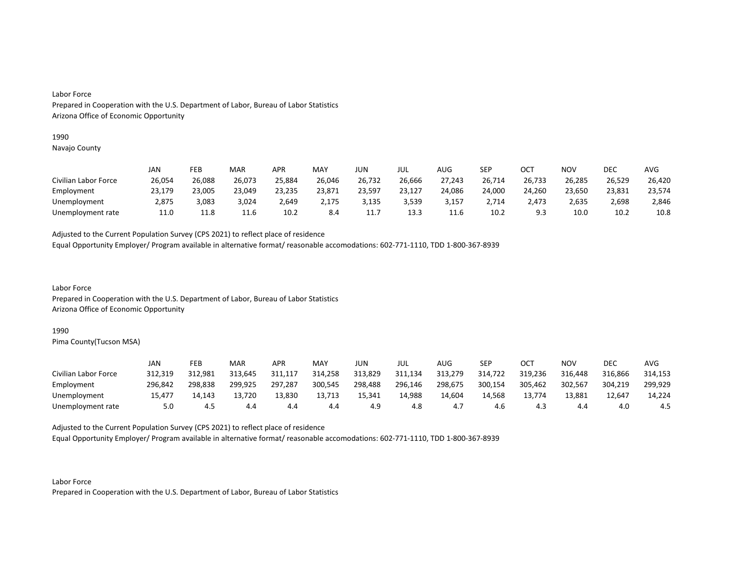Labor Force
Prepared in Cooperation with the U.S. Department of Labor, Bureau of Labor Statistics
Arizona Office of Economic Opportunity

1990
Navajo County

| | JAN | FEB | MAR | APR | MAY | JUN | JUL | AUG | SEP | OCT | NOV | DEC | AVG |
|---|---|---|---|---|---|---|---|---|---|---|---|---|---|
| Civilian Labor Force | 26,054 | 26,088 | 26,073 | 25,884 | 26,046 | 26,732 | 26,666 | 27,243 | 26,714 | 26,733 | 26,285 | 26,529 | 26,420 |
| Employment | 23,179 | 23,005 | 23,049 | 23,235 | 23,871 | 23,597 | 23,127 | 24,086 | 24,000 | 24,260 | 23,650 | 23,831 | 23,574 |
| Unemployment | 2,875 | 3,083 | 3,024 | 2,649 | 2,175 | 3,135 | 3,539 | 3,157 | 2,714 | 2,473 | 2,635 | 2,698 | 2,846 |
| Unemployment rate | 11.0 | 11.8 | 11.6 | 10.2 | 8.4 | 11.7 | 13.3 | 11.6 | 10.2 | 9.3 | 10.0 | 10.2 | 10.8 |

Adjusted to the Current Population Survey (CPS 2021) to reflect place of residence
Equal Opportunity Employer/ Program available in alternative format/ reasonable accomodations: 602-771-1110, TDD 1-800-367-8939

Labor Force
Prepared in Cooperation with the U.S. Department of Labor, Bureau of Labor Statistics
Arizona Office of Economic Opportunity

1990
Pima County(Tucson MSA)

| | JAN | FEB | MAR | APR | MAY | JUN | JUL | AUG | SEP | OCT | NOV | DEC | AVG |
|---|---|---|---|---|---|---|---|---|---|---|---|---|---|
| Civilian Labor Force | 312,319 | 312,981 | 313,645 | 311,117 | 314,258 | 313,829 | 311,134 | 313,279 | 314,722 | 319,236 | 316,448 | 316,866 | 314,153 |
| Employment | 296,842 | 298,838 | 299,925 | 297,287 | 300,545 | 298,488 | 296,146 | 298,675 | 300,154 | 305,462 | 302,567 | 304,219 | 299,929 |
| Unemployment | 15,477 | 14,143 | 13,720 | 13,830 | 13,713 | 15,341 | 14,988 | 14,604 | 14,568 | 13,774 | 13,881 | 12,647 | 14,224 |
| Unemployment rate | 5.0 | 4.5 | 4.4 | 4.4 | 4.4 | 4.9 | 4.8 | 4.7 | 4.6 | 4.3 | 4.4 | 4.0 | 4.5 |

Adjusted to the Current Population Survey (CPS 2021) to reflect place of residence
Equal Opportunity Employer/ Program available in alternative format/ reasonable accomodations: 602-771-1110, TDD 1-800-367-8939

Labor Force
Prepared in Cooperation with the U.S. Department of Labor, Bureau of Labor Statistics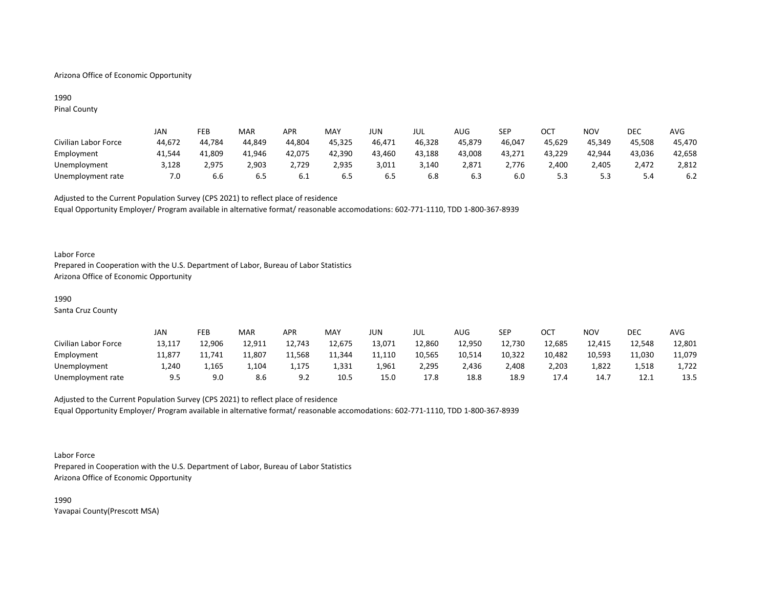Arizona Office of Economic Opportunity

1990
Pinal County

| | JAN | FEB | MAR | APR | MAY | JUN | JUL | AUG | SEP | OCT | NOV | DEC | AVG |
|---|---|---|---|---|---|---|---|---|---|---|---|---|---|
| Civilian Labor Force | 44,672 | 44,784 | 44,849 | 44,804 | 45,325 | 46,471 | 46,328 | 45,879 | 46,047 | 45,629 | 45,349 | 45,508 | 45,470 |
| Employment | 41,544 | 41,809 | 41,946 | 42,075 | 42,390 | 43,460 | 43,188 | 43,008 | 43,271 | 43,229 | 42,944 | 43,036 | 42,658 |
| Unemployment | 3,128 | 2,975 | 2,903 | 2,729 | 2,935 | 3,011 | 3,140 | 2,871 | 2,776 | 2,400 | 2,405 | 2,472 | 2,812 |
| Unemployment rate | 7.0 | 6.6 | 6.5 | 6.1 | 6.5 | 6.5 | 6.8 | 6.3 | 6.0 | 5.3 | 5.3 | 5.4 | 6.2 |

Adjusted to the Current Population Survey (CPS 2021) to reflect place of residence
Equal Opportunity Employer/ Program available in alternative format/ reasonable accomodations: 602-771-1110, TDD 1-800-367-8939

Labor Force
Prepared in Cooperation with the U.S. Department of Labor, Bureau of Labor Statistics
Arizona Office of Economic Opportunity

1990
Santa Cruz County

| | JAN | FEB | MAR | APR | MAY | JUN | JUL | AUG | SEP | OCT | NOV | DEC | AVG |
|---|---|---|---|---|---|---|---|---|---|---|---|---|---|
| Civilian Labor Force | 13,117 | 12,906 | 12,911 | 12,743 | 12,675 | 13,071 | 12,860 | 12,950 | 12,730 | 12,685 | 12,415 | 12,548 | 12,801 |
| Employment | 11,877 | 11,741 | 11,807 | 11,568 | 11,344 | 11,110 | 10,565 | 10,514 | 10,322 | 10,482 | 10,593 | 11,030 | 11,079 |
| Unemployment | 1,240 | 1,165 | 1,104 | 1,175 | 1,331 | 1,961 | 2,295 | 2,436 | 2,408 | 2,203 | 1,822 | 1,518 | 1,722 |
| Unemployment rate | 9.5 | 9.0 | 8.6 | 9.2 | 10.5 | 15.0 | 17.8 | 18.8 | 18.9 | 17.4 | 14.7 | 12.1 | 13.5 |

Adjusted to the Current Population Survey (CPS 2021) to reflect place of residence
Equal Opportunity Employer/ Program available in alternative format/ reasonable accomodations: 602-771-1110, TDD 1-800-367-8939

Labor Force
Prepared in Cooperation with the U.S. Department of Labor, Bureau of Labor Statistics
Arizona Office of Economic Opportunity

1990
Yavapai County(Prescott MSA)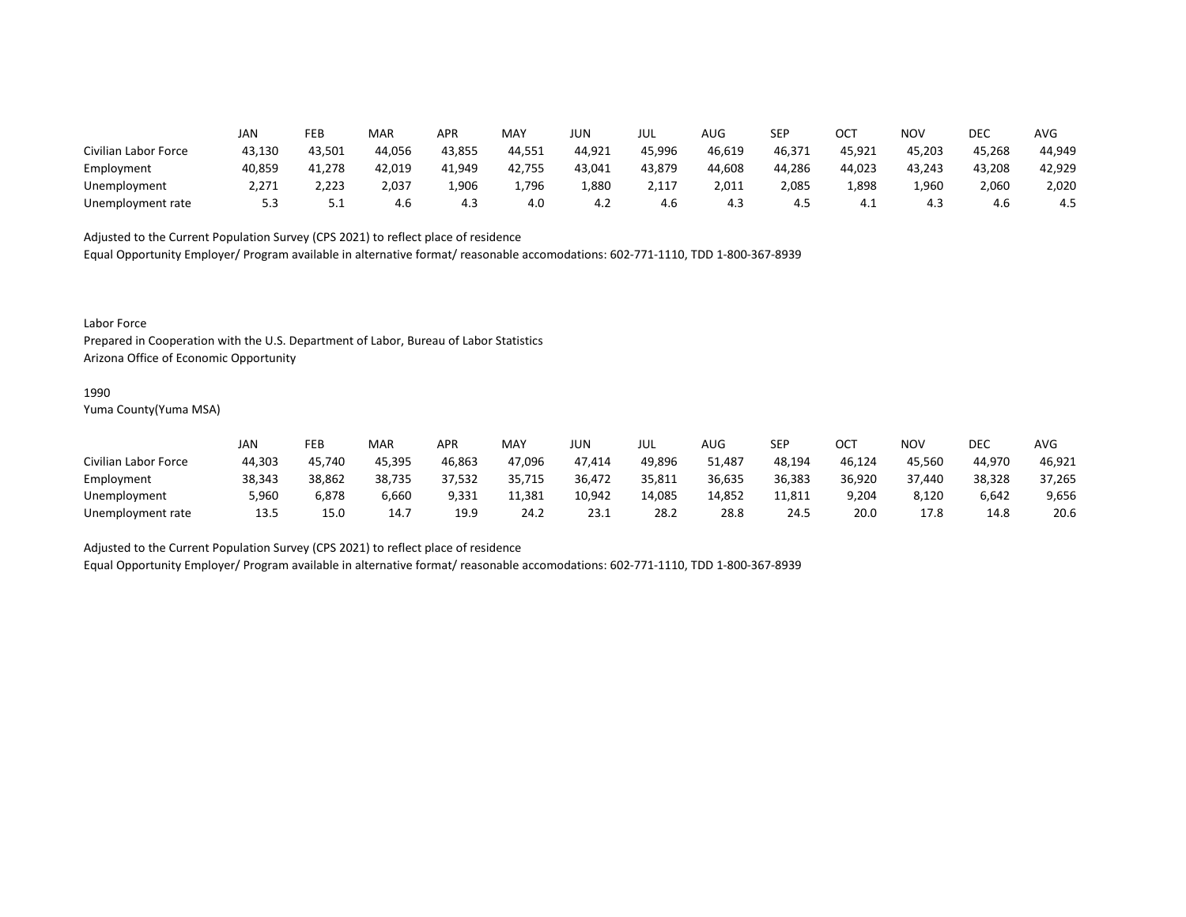| | JAN | FEB | MAR | APR | MAY | JUN | JUL | AUG | SEP | OCT | NOV | DEC | AVG |
|---|---|---|---|---|---|---|---|---|---|---|---|---|---|
| Civilian Labor Force | 43,130 | 43,501 | 44,056 | 43,855 | 44,551 | 44,921 | 45,996 | 46,619 | 46,371 | 45,921 | 45,203 | 45,268 | 44,949 |
| Employment | 40,859 | 41,278 | 42,019 | 41,949 | 42,755 | 43,041 | 43,879 | 44,608 | 44,286 | 44,023 | 43,243 | 43,208 | 42,929 |
| Unemployment | 2,271 | 2,223 | 2,037 | 1,906 | 1,796 | 1,880 | 2,117 | 2,011 | 2,085 | 1,898 | 1,960 | 2,060 | 2,020 |
| Unemployment rate | 5.3 | 5.1 | 4.6 | 4.3 | 4.0 | 4.2 | 4.6 | 4.3 | 4.5 | 4.1 | 4.3 | 4.6 | 4.5 |

Adjusted to the Current Population Survey (CPS 2021) to reflect place of residence
Equal Opportunity Employer/ Program available in alternative format/ reasonable accomodations: 602-771-1110, TDD 1-800-367-8939

Labor Force
Prepared in Cooperation with the U.S. Department of Labor, Bureau of Labor Statistics
Arizona Office of Economic Opportunity

1990
Yuma County(Yuma MSA)

| | JAN | FEB | MAR | APR | MAY | JUN | JUL | AUG | SEP | OCT | NOV | DEC | AVG |
|---|---|---|---|---|---|---|---|---|---|---|---|---|---|
| Civilian Labor Force | 44,303 | 45,740 | 45,395 | 46,863 | 47,096 | 47,414 | 49,896 | 51,487 | 48,194 | 46,124 | 45,560 | 44,970 | 46,921 |
| Employment | 38,343 | 38,862 | 38,735 | 37,532 | 35,715 | 36,472 | 35,811 | 36,635 | 36,383 | 36,920 | 37,440 | 38,328 | 37,265 |
| Unemployment | 5,960 | 6,878 | 6,660 | 9,331 | 11,381 | 10,942 | 14,085 | 14,852 | 11,811 | 9,204 | 8,120 | 6,642 | 9,656 |
| Unemployment rate | 13.5 | 15.0 | 14.7 | 19.9 | 24.2 | 23.1 | 28.2 | 28.8 | 24.5 | 20.0 | 17.8 | 14.8 | 20.6 |

Adjusted to the Current Population Survey (CPS 2021) to reflect place of residence
Equal Opportunity Employer/ Program available in alternative format/ reasonable accomodations: 602-771-1110, TDD 1-800-367-8939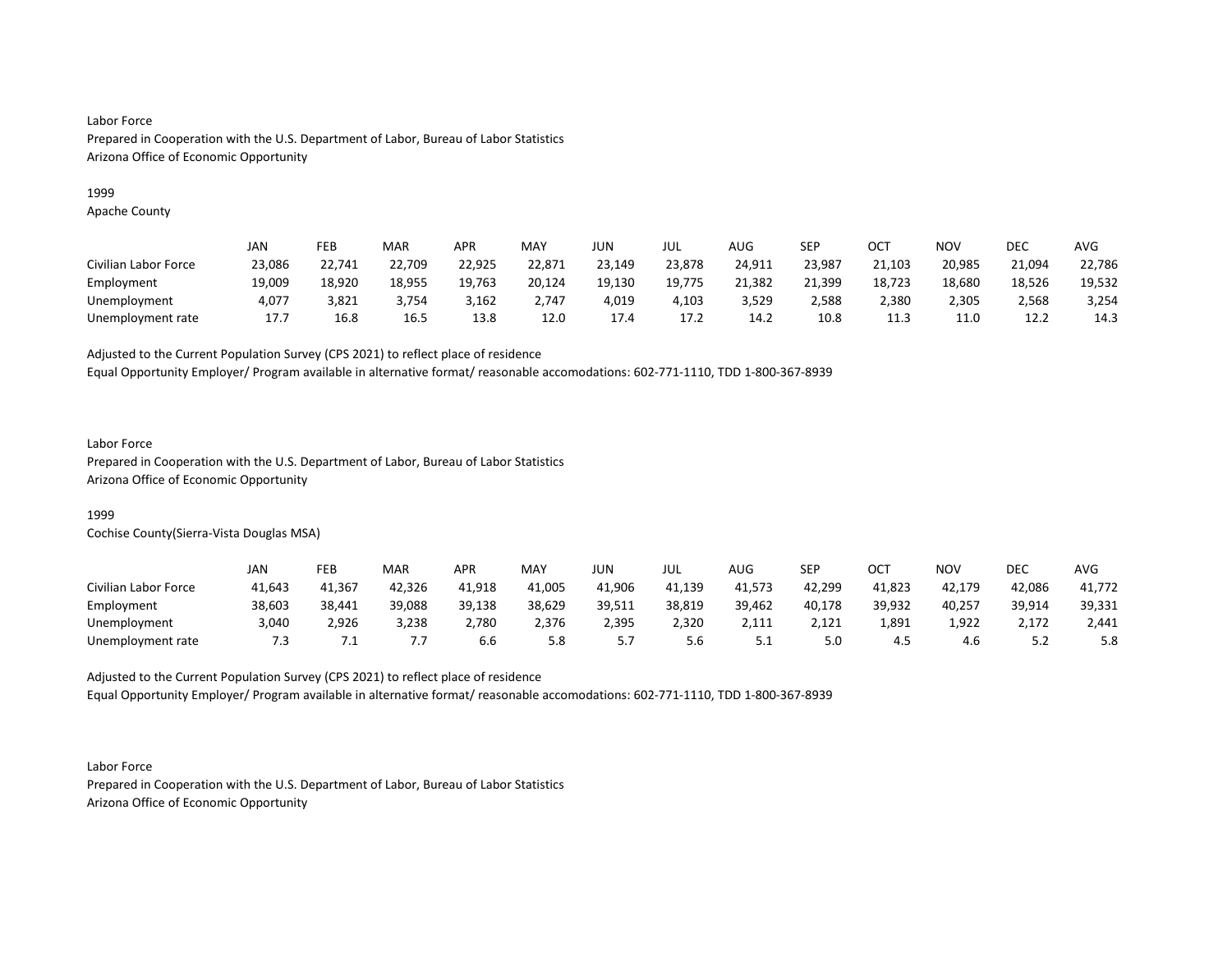Labor Force
Prepared in Cooperation with the U.S. Department of Labor, Bureau of Labor Statistics
Arizona Office of Economic Opportunity

1999
Apache County

| | JAN | FEB | MAR | APR | MAY | JUN | JUL | AUG | SEP | OCT | NOV | DEC | AVG |
|---|---|---|---|---|---|---|---|---|---|---|---|---|---|
| Civilian Labor Force | 23,086 | 22,741 | 22,709 | 22,925 | 22,871 | 23,149 | 23,878 | 24,911 | 23,987 | 21,103 | 20,985 | 21,094 | 22,786 |
| Employment | 19,009 | 18,920 | 18,955 | 19,763 | 20,124 | 19,130 | 19,775 | 21,382 | 21,399 | 18,723 | 18,680 | 18,526 | 19,532 |
| Unemployment | 4,077 | 3,821 | 3,754 | 3,162 | 2,747 | 4,019 | 4,103 | 3,529 | 2,588 | 2,380 | 2,305 | 2,568 | 3,254 |
| Unemployment rate | 17.7 | 16.8 | 16.5 | 13.8 | 12.0 | 17.4 | 17.2 | 14.2 | 10.8 | 11.3 | 11.0 | 12.2 | 14.3 |

Adjusted to the Current Population Survey (CPS 2021) to reflect place of residence
Equal Opportunity Employer/ Program available in alternative format/ reasonable accomodations: 602-771-1110, TDD 1-800-367-8939

Labor Force
Prepared in Cooperation with the U.S. Department of Labor, Bureau of Labor Statistics
Arizona Office of Economic Opportunity

1999
Cochise County(Sierra-Vista Douglas MSA)

| | JAN | FEB | MAR | APR | MAY | JUN | JUL | AUG | SEP | OCT | NOV | DEC | AVG |
|---|---|---|---|---|---|---|---|---|---|---|---|---|---|
| Civilian Labor Force | 41,643 | 41,367 | 42,326 | 41,918 | 41,005 | 41,906 | 41,139 | 41,573 | 42,299 | 41,823 | 42,179 | 42,086 | 41,772 |
| Employment | 38,603 | 38,441 | 39,088 | 39,138 | 38,629 | 39,511 | 38,819 | 39,462 | 40,178 | 39,932 | 40,257 | 39,914 | 39,331 |
| Unemployment | 3,040 | 2,926 | 3,238 | 2,780 | 2,376 | 2,395 | 2,320 | 2,111 | 2,121 | 1,891 | 1,922 | 2,172 | 2,441 |
| Unemployment rate | 7.3 | 7.1 | 7.7 | 6.6 | 5.8 | 5.7 | 5.6 | 5.1 | 5.0 | 4.5 | 4.6 | 5.2 | 5.8 |

Adjusted to the Current Population Survey (CPS 2021) to reflect place of residence
Equal Opportunity Employer/ Program available in alternative format/ reasonable accomodations: 602-771-1110, TDD 1-800-367-8939

Labor Force
Prepared in Cooperation with the U.S. Department of Labor, Bureau of Labor Statistics
Arizona Office of Economic Opportunity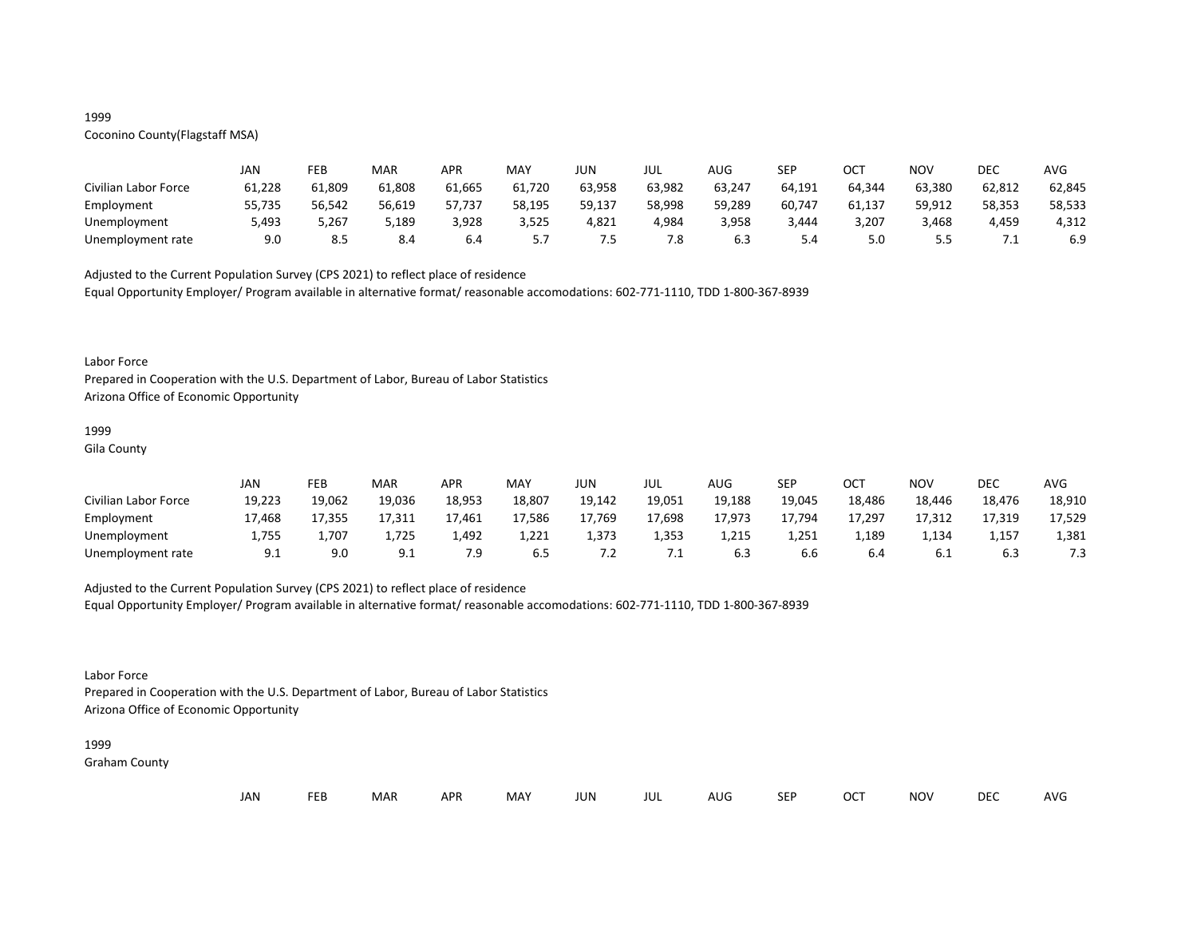1999
Coconino County(Flagstaff MSA)

| | JAN | FEB | MAR | APR | MAY | JUN | JUL | AUG | SEP | OCT | NOV | DEC | AVG |
|---|---|---|---|---|---|---|---|---|---|---|---|---|---|
| Civilian Labor Force | 61,228 | 61,809 | 61,808 | 61,665 | 61,720 | 63,958 | 63,982 | 63,247 | 64,191 | 64,344 | 63,380 | 62,812 | 62,845 |
| Employment | 55,735 | 56,542 | 56,619 | 57,737 | 58,195 | 59,137 | 58,998 | 59,289 | 60,747 | 61,137 | 59,912 | 58,353 | 58,533 |
| Unemployment | 5,493 | 5,267 | 5,189 | 3,928 | 3,525 | 4,821 | 4,984 | 3,958 | 3,444 | 3,207 | 3,468 | 4,459 | 4,312 |
| Unemployment rate | 9.0 | 8.5 | 8.4 | 6.4 | 5.7 | 7.5 | 7.8 | 6.3 | 5.4 | 5.0 | 5.5 | 7.1 | 6.9 |

Adjusted to the Current Population Survey (CPS 2021) to reflect place of residence
Equal Opportunity Employer/ Program available in alternative format/ reasonable accomodations: 602-771-1110, TDD 1-800-367-8939

Labor Force
Prepared in Cooperation with the U.S. Department of Labor, Bureau of Labor Statistics
Arizona Office of Economic Opportunity

1999
Gila County

| | JAN | FEB | MAR | APR | MAY | JUN | JUL | AUG | SEP | OCT | NOV | DEC | AVG |
|---|---|---|---|---|---|---|---|---|---|---|---|---|---|
| Civilian Labor Force | 19,223 | 19,062 | 19,036 | 18,953 | 18,807 | 19,142 | 19,051 | 19,188 | 19,045 | 18,486 | 18,446 | 18,476 | 18,910 |
| Employment | 17,468 | 17,355 | 17,311 | 17,461 | 17,586 | 17,769 | 17,698 | 17,973 | 17,794 | 17,297 | 17,312 | 17,319 | 17,529 |
| Unemployment | 1,755 | 1,707 | 1,725 | 1,492 | 1,221 | 1,373 | 1,353 | 1,215 | 1,251 | 1,189 | 1,134 | 1,157 | 1,381 |
| Unemployment rate | 9.1 | 9.0 | 9.1 | 7.9 | 6.5 | 7.2 | 7.1 | 6.3 | 6.6 | 6.4 | 6.1 | 6.3 | 7.3 |

Adjusted to the Current Population Survey (CPS 2021) to reflect place of residence
Equal Opportunity Employer/ Program available in alternative format/ reasonable accomodations: 602-771-1110, TDD 1-800-367-8939

Labor Force
Prepared in Cooperation with the U.S. Department of Labor, Bureau of Labor Statistics
Arizona Office of Economic Opportunity

1999
Graham County

| | JAN | FEB | MAR | APR | MAY | JUN | JUL | AUG | SEP | OCT | NOV | DEC | AVG |
|---|---|---|---|---|---|---|---|---|---|---|---|---|---|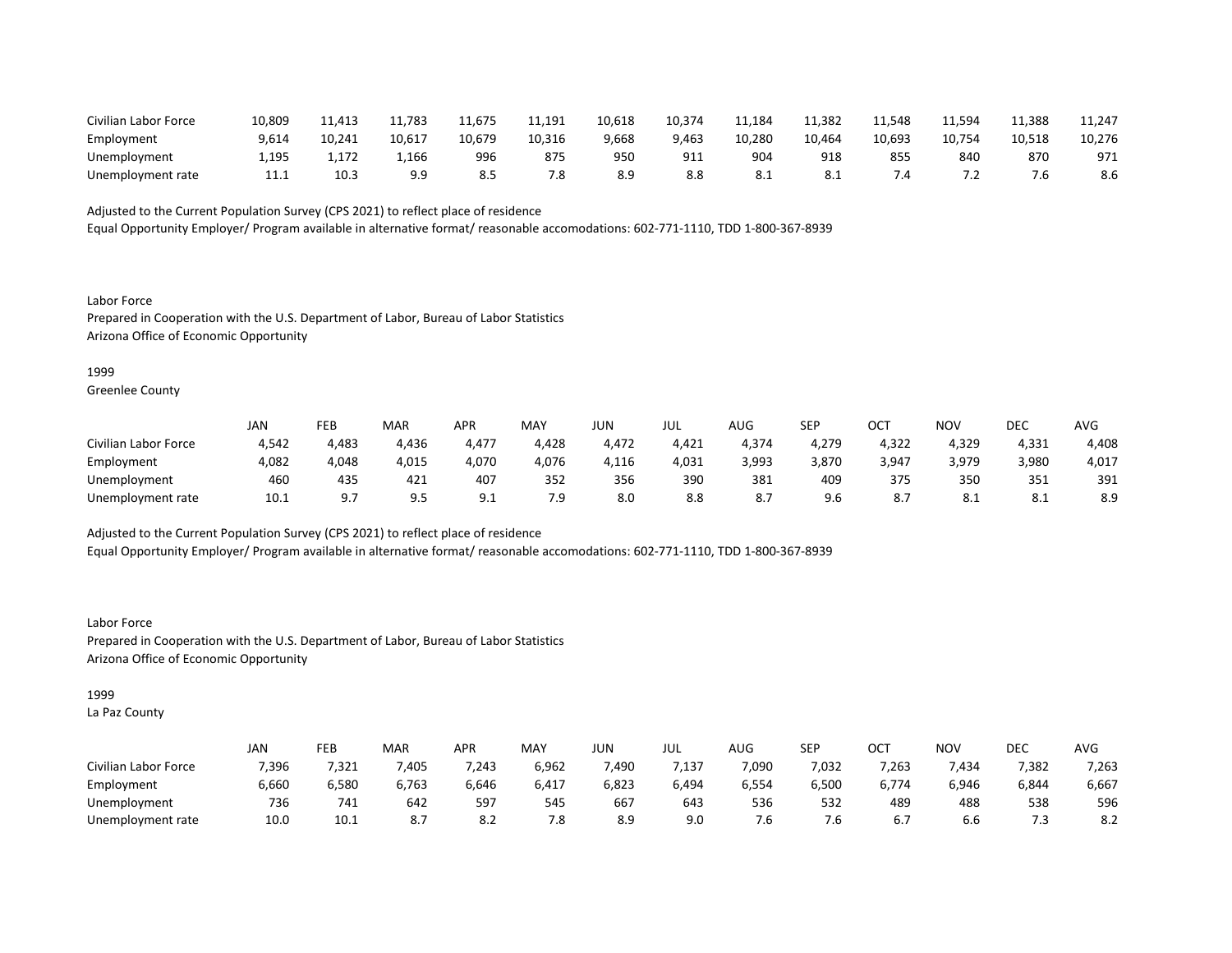| | | | | | | | | | | | | | |
|---|---|---|---|---|---|---|---|---|---|---|---|---|---|
| Civilian Labor Force | 10,809 | 11,413 | 11,783 | 11,675 | 11,191 | 10,618 | 10,374 | 11,184 | 11,382 | 11,548 | 11,594 | 11,388 | 11,247 |
| Employment | 9,614 | 10,241 | 10,617 | 10,679 | 10,316 | 9,668 | 9,463 | 10,280 | 10,464 | 10,693 | 10,754 | 10,518 | 10,276 |
| Unemployment | 1,195 | 1,172 | 1,166 | 996 | 875 | 950 | 911 | 904 | 918 | 855 | 840 | 870 | 971 |
| Unemployment rate | 11.1 | 10.3 | 9.9 | 8.5 | 7.8 | 8.9 | 8.8 | 8.1 | 8.1 | 7.4 | 7.2 | 7.6 | 8.6 |

Adjusted to the Current Population Survey (CPS 2021) to reflect place of residence
Equal Opportunity Employer/ Program available in alternative format/ reasonable accomodations: 602-771-1110, TDD 1-800-367-8939

Labor Force
Prepared in Cooperation with the U.S. Department of Labor, Bureau of Labor Statistics
Arizona Office of Economic Opportunity

1999
Greenlee County

| | JAN | FEB | MAR | APR | MAY | JUN | JUL | AUG | SEP | OCT | NOV | DEC | AVG |
|---|---|---|---|---|---|---|---|---|---|---|---|---|---|
| Civilian Labor Force | 4,542 | 4,483 | 4,436 | 4,477 | 4,428 | 4,472 | 4,421 | 4,374 | 4,279 | 4,322 | 4,329 | 4,331 | 4,408 |
| Employment | 4,082 | 4,048 | 4,015 | 4,070 | 4,076 | 4,116 | 4,031 | 3,993 | 3,870 | 3,947 | 3,979 | 3,980 | 4,017 |
| Unemployment | 460 | 435 | 421 | 407 | 352 | 356 | 390 | 381 | 409 | 375 | 350 | 351 | 391 |
| Unemployment rate | 10.1 | 9.7 | 9.5 | 9.1 | 7.9 | 8.0 | 8.8 | 8.7 | 9.6 | 8.7 | 8.1 | 8.1 | 8.9 |

Adjusted to the Current Population Survey (CPS 2021) to reflect place of residence
Equal Opportunity Employer/ Program available in alternative format/ reasonable accomodations: 602-771-1110, TDD 1-800-367-8939

Labor Force
Prepared in Cooperation with the U.S. Department of Labor, Bureau of Labor Statistics
Arizona Office of Economic Opportunity

1999
La Paz County

| | JAN | FEB | MAR | APR | MAY | JUN | JUL | AUG | SEP | OCT | NOV | DEC | AVG |
|---|---|---|---|---|---|---|---|---|---|---|---|---|---|
| Civilian Labor Force | 7,396 | 7,321 | 7,405 | 7,243 | 6,962 | 7,490 | 7,137 | 7,090 | 7,032 | 7,263 | 7,434 | 7,382 | 7,263 |
| Employment | 6,660 | 6,580 | 6,763 | 6,646 | 6,417 | 6,823 | 6,494 | 6,554 | 6,500 | 6,774 | 6,946 | 6,844 | 6,667 |
| Unemployment | 736 | 741 | 642 | 597 | 545 | 667 | 643 | 536 | 532 | 489 | 488 | 538 | 596 |
| Unemployment rate | 10.0 | 10.1 | 8.7 | 8.2 | 7.8 | 8.9 | 9.0 | 7.6 | 7.6 | 6.7 | 6.6 | 7.3 | 8.2 |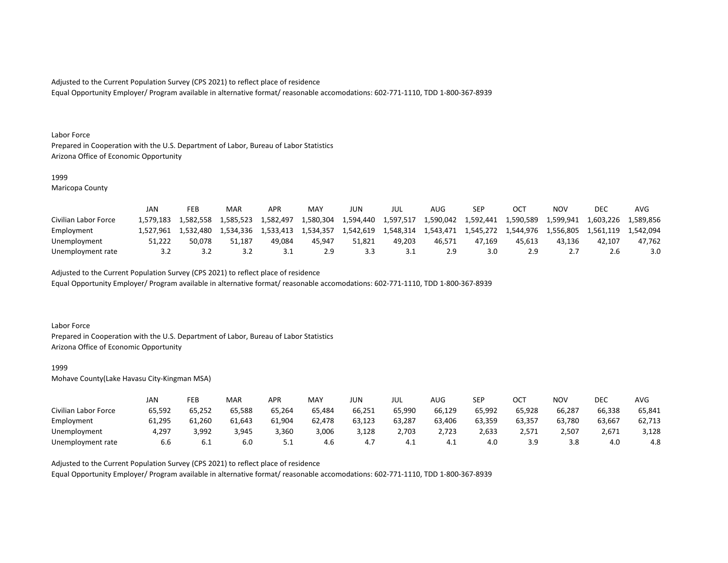Adjusted to the Current Population Survey (CPS 2021) to reflect place of residence
Equal Opportunity Employer/ Program available in alternative format/ reasonable accomodations: 602-771-1110, TDD 1-800-367-8939

Labor Force
Prepared in Cooperation with the U.S. Department of Labor, Bureau of Labor Statistics
Arizona Office of Economic Opportunity

1999
Maricopa County

| | JAN | FEB | MAR | APR | MAY | JUN | JUL | AUG | SEP | OCT | NOV | DEC | AVG |
|---|---|---|---|---|---|---|---|---|---|---|---|---|---|
| Civilian Labor Force | 1,579,183 | 1,582,558 | 1,585,523 | 1,582,497 | 1,580,304 | 1,594,440 | 1,597,517 | 1,590,042 | 1,592,441 | 1,590,589 | 1,599,941 | 1,603,226 | 1,589,856 |
| Employment | 1,527,961 | 1,532,480 | 1,534,336 | 1,533,413 | 1,534,357 | 1,542,619 | 1,548,314 | 1,543,471 | 1,545,272 | 1,544,976 | 1,556,805 | 1,561,119 | 1,542,094 |
| Unemployment | 51,222 | 50,078 | 51,187 | 49,084 | 45,947 | 51,821 | 49,203 | 46,571 | 47,169 | 45,613 | 43,136 | 42,107 | 47,762 |
| Unemployment rate | 3.2 | 3.2 | 3.2 | 3.1 | 2.9 | 3.3 | 3.1 | 2.9 | 3.0 | 2.9 | 2.7 | 2.6 | 3.0 |

Adjusted to the Current Population Survey (CPS 2021) to reflect place of residence
Equal Opportunity Employer/ Program available in alternative format/ reasonable accomodations: 602-771-1110, TDD 1-800-367-8939

Labor Force
Prepared in Cooperation with the U.S. Department of Labor, Bureau of Labor Statistics
Arizona Office of Economic Opportunity

1999
Mohave County(Lake Havasu City-Kingman MSA)

| | JAN | FEB | MAR | APR | MAY | JUN | JUL | AUG | SEP | OCT | NOV | DEC | AVG |
|---|---|---|---|---|---|---|---|---|---|---|---|---|---|
| Civilian Labor Force | 65,592 | 65,252 | 65,588 | 65,264 | 65,484 | 66,251 | 65,990 | 66,129 | 65,992 | 65,928 | 66,287 | 66,338 | 65,841 |
| Employment | 61,295 | 61,260 | 61,643 | 61,904 | 62,478 | 63,123 | 63,287 | 63,406 | 63,359 | 63,357 | 63,780 | 63,667 | 62,713 |
| Unemployment | 4,297 | 3,992 | 3,945 | 3,360 | 3,006 | 3,128 | 2,703 | 2,723 | 2,633 | 2,571 | 2,507 | 2,671 | 3,128 |
| Unemployment rate | 6.6 | 6.1 | 6.0 | 5.1 | 4.6 | 4.7 | 4.1 | 4.1 | 4.0 | 3.9 | 3.8 | 4.0 | 4.8 |

Adjusted to the Current Population Survey (CPS 2021) to reflect place of residence
Equal Opportunity Employer/ Program available in alternative format/ reasonable accomodations: 602-771-1110, TDD 1-800-367-8939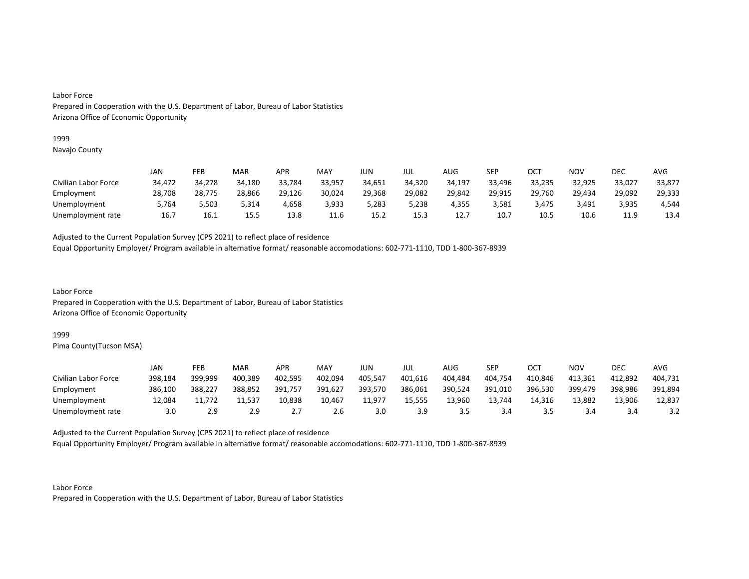Labor Force
Prepared in Cooperation with the U.S. Department of Labor, Bureau of Labor Statistics
Arizona Office of Economic Opportunity

1999
Navajo County

| | JAN | FEB | MAR | APR | MAY | JUN | JUL | AUG | SEP | OCT | NOV | DEC | AVG |
|---|---|---|---|---|---|---|---|---|---|---|---|---|---|
| Civilian Labor Force | 34,472 | 34,278 | 34,180 | 33,784 | 33,957 | 34,651 | 34,320 | 34,197 | 33,496 | 33,235 | 32,925 | 33,027 | 33,877 |
| Employment | 28,708 | 28,775 | 28,866 | 29,126 | 30,024 | 29,368 | 29,082 | 29,842 | 29,915 | 29,760 | 29,434 | 29,092 | 29,333 |
| Unemployment | 5,764 | 5,503 | 5,314 | 4,658 | 3,933 | 5,283 | 5,238 | 4,355 | 3,581 | 3,475 | 3,491 | 3,935 | 4,544 |
| Unemployment rate | 16.7 | 16.1 | 15.5 | 13.8 | 11.6 | 15.2 | 15.3 | 12.7 | 10.7 | 10.5 | 10.6 | 11.9 | 13.4 |

Adjusted to the Current Population Survey (CPS 2021) to reflect place of residence
Equal Opportunity Employer/ Program available in alternative format/ reasonable accomodations: 602-771-1110, TDD 1-800-367-8939

Labor Force
Prepared in Cooperation with the U.S. Department of Labor, Bureau of Labor Statistics
Arizona Office of Economic Opportunity

1999
Pima County(Tucson MSA)

| | JAN | FEB | MAR | APR | MAY | JUN | JUL | AUG | SEP | OCT | NOV | DEC | AVG |
|---|---|---|---|---|---|---|---|---|---|---|---|---|---|
| Civilian Labor Force | 398,184 | 399,999 | 400,389 | 402,595 | 402,094 | 405,547 | 401,616 | 404,484 | 404,754 | 410,846 | 413,361 | 412,892 | 404,731 |
| Employment | 386,100 | 388,227 | 388,852 | 391,757 | 391,627 | 393,570 | 386,061 | 390,524 | 391,010 | 396,530 | 399,479 | 398,986 | 391,894 |
| Unemployment | 12,084 | 11,772 | 11,537 | 10,838 | 10,467 | 11,977 | 15,555 | 13,960 | 13,744 | 14,316 | 13,882 | 13,906 | 12,837 |
| Unemployment rate | 3.0 | 2.9 | 2.9 | 2.7 | 2.6 | 3.0 | 3.9 | 3.5 | 3.4 | 3.5 | 3.4 | 3.4 | 3.2 |

Adjusted to the Current Population Survey (CPS 2021) to reflect place of residence
Equal Opportunity Employer/ Program available in alternative format/ reasonable accomodations: 602-771-1110, TDD 1-800-367-8939

Labor Force
Prepared in Cooperation with the U.S. Department of Labor, Bureau of Labor Statistics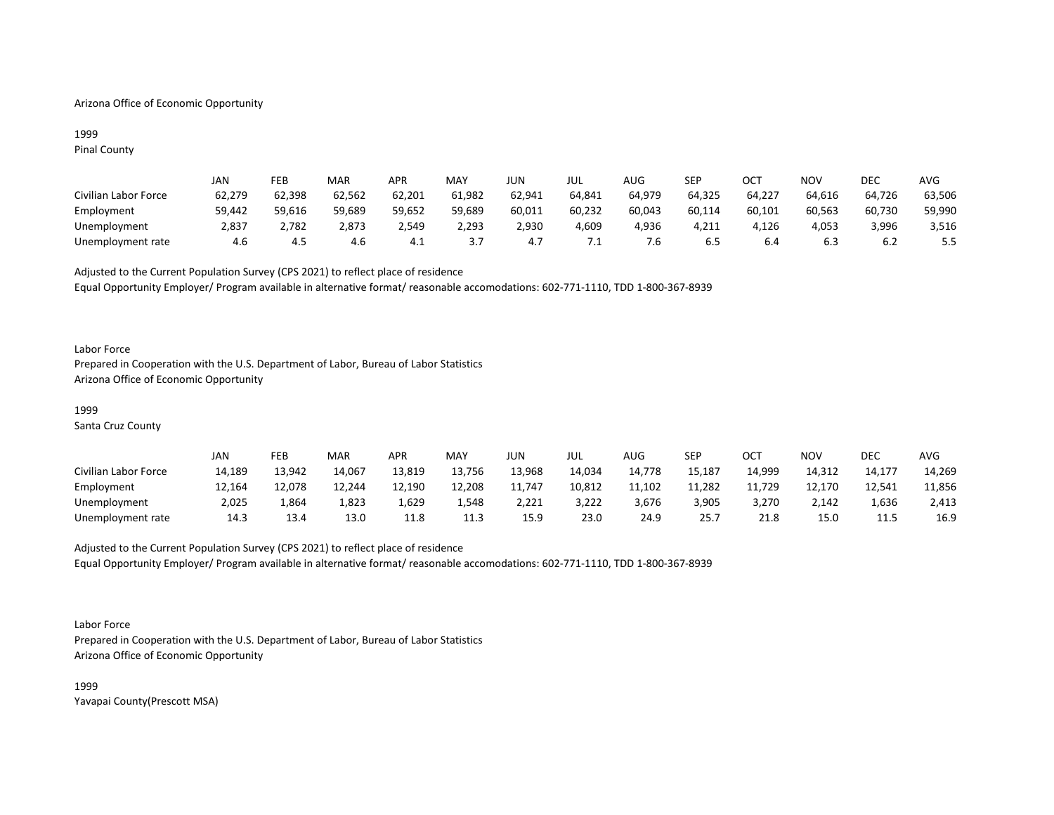Arizona Office of Economic Opportunity

1999
Pinal County

| | JAN | FEB | MAR | APR | MAY | JUN | JUL | AUG | SEP | OCT | NOV | DEC | AVG |
|---|---|---|---|---|---|---|---|---|---|---|---|---|---|
| Civilian Labor Force | 62,279 | 62,398 | 62,562 | 62,201 | 61,982 | 62,941 | 64,841 | 64,979 | 64,325 | 64,227 | 64,616 | 64,726 | 63,506 |
| Employment | 59,442 | 59,616 | 59,689 | 59,652 | 59,689 | 60,011 | 60,232 | 60,043 | 60,114 | 60,101 | 60,563 | 60,730 | 59,990 |
| Unemployment | 2,837 | 2,782 | 2,873 | 2,549 | 2,293 | 2,930 | 4,609 | 4,936 | 4,211 | 4,126 | 4,053 | 3,996 | 3,516 |
| Unemployment rate | 4.6 | 4.5 | 4.6 | 4.1 | 3.7 | 4.7 | 7.1 | 7.6 | 6.5 | 6.4 | 6.3 | 6.2 | 5.5 |

Adjusted to the Current Population Survey (CPS 2021) to reflect place of residence
Equal Opportunity Employer/ Program available in alternative format/ reasonable accomodations: 602-771-1110, TDD 1-800-367-8939

Labor Force
Prepared in Cooperation with the U.S. Department of Labor, Bureau of Labor Statistics
Arizona Office of Economic Opportunity

1999
Santa Cruz County

| | JAN | FEB | MAR | APR | MAY | JUN | JUL | AUG | SEP | OCT | NOV | DEC | AVG |
|---|---|---|---|---|---|---|---|---|---|---|---|---|---|
| Civilian Labor Force | 14,189 | 13,942 | 14,067 | 13,819 | 13,756 | 13,968 | 14,034 | 14,778 | 15,187 | 14,999 | 14,312 | 14,177 | 14,269 |
| Employment | 12,164 | 12,078 | 12,244 | 12,190 | 12,208 | 11,747 | 10,812 | 11,102 | 11,282 | 11,729 | 12,170 | 12,541 | 11,856 |
| Unemployment | 2,025 | 1,864 | 1,823 | 1,629 | 1,548 | 2,221 | 3,222 | 3,676 | 3,905 | 3,270 | 2,142 | 1,636 | 2,413 |
| Unemployment rate | 14.3 | 13.4 | 13.0 | 11.8 | 11.3 | 15.9 | 23.0 | 24.9 | 25.7 | 21.8 | 15.0 | 11.5 | 16.9 |

Adjusted to the Current Population Survey (CPS 2021) to reflect place of residence
Equal Opportunity Employer/ Program available in alternative format/ reasonable accomodations: 602-771-1110, TDD 1-800-367-8939

Labor Force
Prepared in Cooperation with the U.S. Department of Labor, Bureau of Labor Statistics
Arizona Office of Economic Opportunity

1999
Yavapai County(Prescott MSA)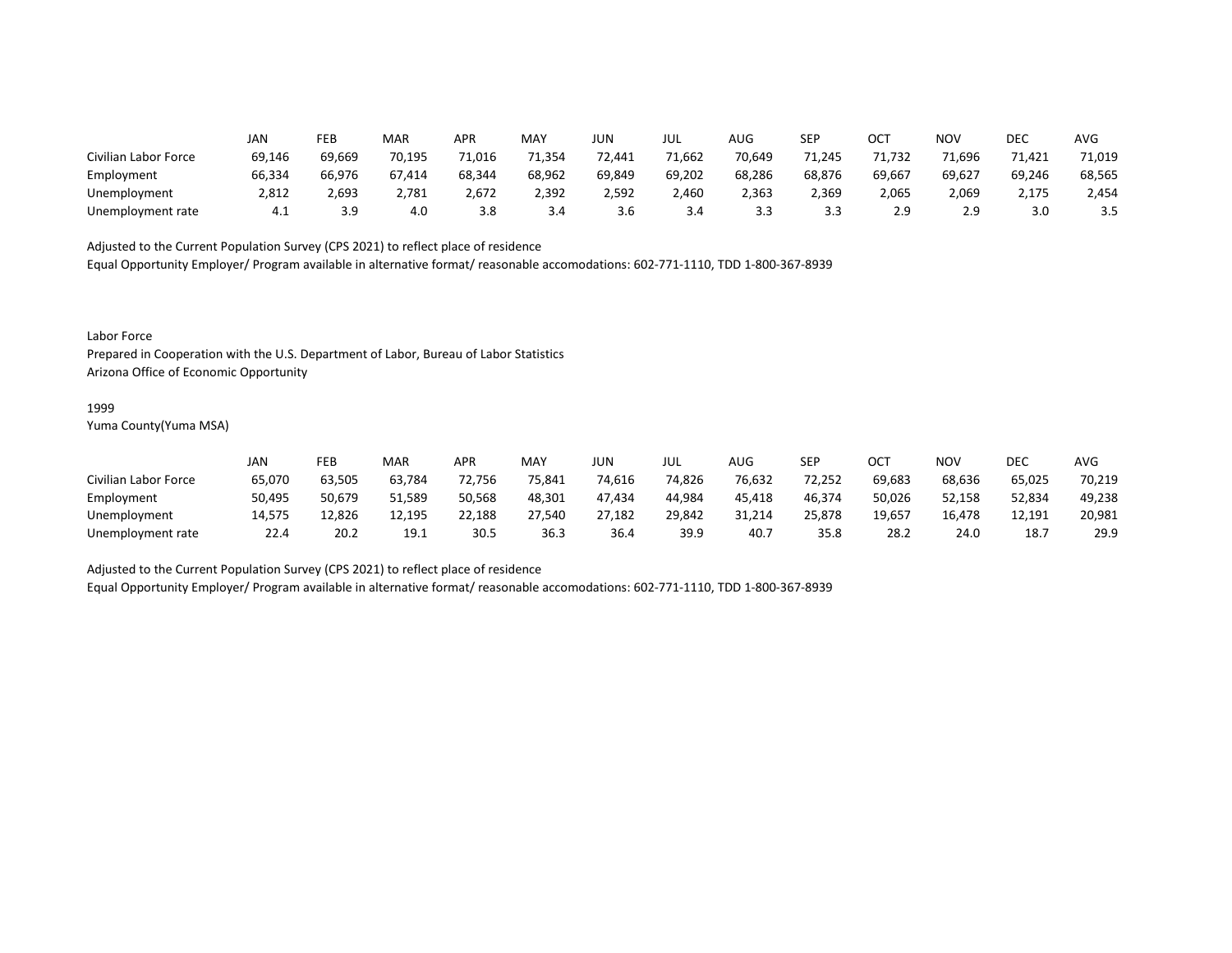| | JAN | FEB | MAR | APR | MAY | JUN | JUL | AUG | SEP | OCT | NOV | DEC | AVG |
|---|---|---|---|---|---|---|---|---|---|---|---|---|---|
| Civilian Labor Force | 69,146 | 69,669 | 70,195 | 71,016 | 71,354 | 72,441 | 71,662 | 70,649 | 71,245 | 71,732 | 71,696 | 71,421 | 71,019 |
| Employment | 66,334 | 66,976 | 67,414 | 68,344 | 68,962 | 69,849 | 69,202 | 68,286 | 68,876 | 69,667 | 69,627 | 69,246 | 68,565 |
| Unemployment | 2,812 | 2,693 | 2,781 | 2,672 | 2,392 | 2,592 | 2,460 | 2,363 | 2,369 | 2,065 | 2,069 | 2,175 | 2,454 |
| Unemployment rate | 4.1 | 3.9 | 4.0 | 3.8 | 3.4 | 3.6 | 3.4 | 3.3 | 3.3 | 2.9 | 2.9 | 3.0 | 3.5 |

Adjusted to the Current Population Survey (CPS 2021) to reflect place of residence

Equal Opportunity Employer/ Program available in alternative format/ reasonable accomodations: 602-771-1110, TDD 1-800-367-8939

Labor Force

Prepared in Cooperation with the U.S. Department of Labor, Bureau of Labor Statistics

Arizona Office of Economic Opportunity

1999

Yuma County(Yuma MSA)

| | JAN | FEB | MAR | APR | MAY | JUN | JUL | AUG | SEP | OCT | NOV | DEC | AVG |
|---|---|---|---|---|---|---|---|---|---|---|---|---|---|
| Civilian Labor Force | 65,070 | 63,505 | 63,784 | 72,756 | 75,841 | 74,616 | 74,826 | 76,632 | 72,252 | 69,683 | 68,636 | 65,025 | 70,219 |
| Employment | 50,495 | 50,679 | 51,589 | 50,568 | 48,301 | 47,434 | 44,984 | 45,418 | 46,374 | 50,026 | 52,158 | 52,834 | 49,238 |
| Unemployment | 14,575 | 12,826 | 12,195 | 22,188 | 27,540 | 27,182 | 29,842 | 31,214 | 25,878 | 19,657 | 16,478 | 12,191 | 20,981 |
| Unemployment rate | 22.4 | 20.2 | 19.1 | 30.5 | 36.3 | 36.4 | 39.9 | 40.7 | 35.8 | 28.2 | 24.0 | 18.7 | 29.9 |

Adjusted to the Current Population Survey (CPS 2021) to reflect place of residence

Equal Opportunity Employer/ Program available in alternative format/ reasonable accomodations: 602-771-1110, TDD 1-800-367-8939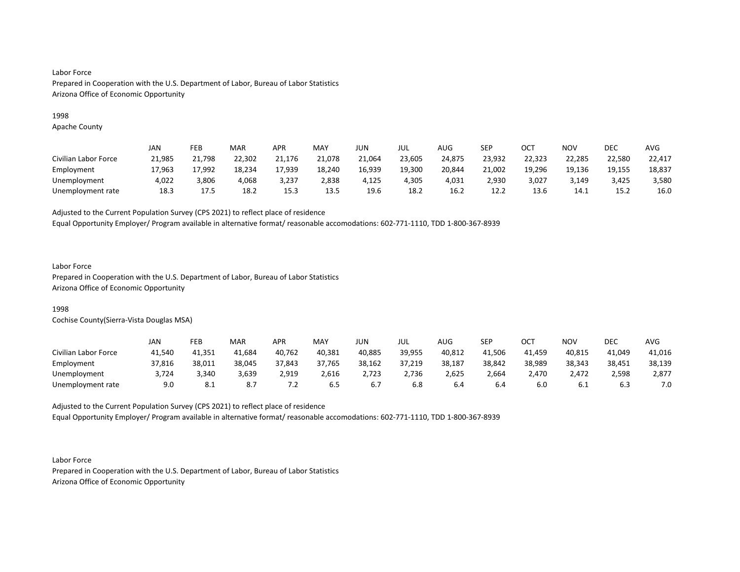Labor Force
Prepared in Cooperation with the U.S. Department of Labor, Bureau of Labor Statistics
Arizona Office of Economic Opportunity

1998
Apache County

| | JAN | FEB | MAR | APR | MAY | JUN | JUL | AUG | SEP | OCT | NOV | DEC | AVG |
|---|---|---|---|---|---|---|---|---|---|---|---|---|---|
| Civilian Labor Force | 21,985 | 21,798 | 22,302 | 21,176 | 21,078 | 21,064 | 23,605 | 24,875 | 23,932 | 22,323 | 22,285 | 22,580 | 22,417 |
| Employment | 17,963 | 17,992 | 18,234 | 17,939 | 18,240 | 16,939 | 19,300 | 20,844 | 21,002 | 19,296 | 19,136 | 19,155 | 18,837 |
| Unemployment | 4,022 | 3,806 | 4,068 | 3,237 | 2,838 | 4,125 | 4,305 | 4,031 | 2,930 | 3,027 | 3,149 | 3,425 | 3,580 |
| Unemployment rate | 18.3 | 17.5 | 18.2 | 15.3 | 13.5 | 19.6 | 18.2 | 16.2 | 12.2 | 13.6 | 14.1 | 15.2 | 16.0 |

Adjusted to the Current Population Survey (CPS 2021) to reflect place of residence
Equal Opportunity Employer/ Program available in alternative format/ reasonable accomodations: 602-771-1110, TDD 1-800-367-8939

Labor Force
Prepared in Cooperation with the U.S. Department of Labor, Bureau of Labor Statistics
Arizona Office of Economic Opportunity

1998
Cochise County(Sierra-Vista Douglas MSA)

| | JAN | FEB | MAR | APR | MAY | JUN | JUL | AUG | SEP | OCT | NOV | DEC | AVG |
|---|---|---|---|---|---|---|---|---|---|---|---|---|---|
| Civilian Labor Force | 41,540 | 41,351 | 41,684 | 40,762 | 40,381 | 40,885 | 39,955 | 40,812 | 41,506 | 41,459 | 40,815 | 41,049 | 41,016 |
| Employment | 37,816 | 38,011 | 38,045 | 37,843 | 37,765 | 38,162 | 37,219 | 38,187 | 38,842 | 38,989 | 38,343 | 38,451 | 38,139 |
| Unemployment | 3,724 | 3,340 | 3,639 | 2,919 | 2,616 | 2,723 | 2,736 | 2,625 | 2,664 | 2,470 | 2,472 | 2,598 | 2,877 |
| Unemployment rate | 9.0 | 8.1 | 8.7 | 7.2 | 6.5 | 6.7 | 6.8 | 6.4 | 6.4 | 6.0 | 6.1 | 6.3 | 7.0 |

Adjusted to the Current Population Survey (CPS 2021) to reflect place of residence
Equal Opportunity Employer/ Program available in alternative format/ reasonable accomodations: 602-771-1110, TDD 1-800-367-8939

Labor Force
Prepared in Cooperation with the U.S. Department of Labor, Bureau of Labor Statistics
Arizona Office of Economic Opportunity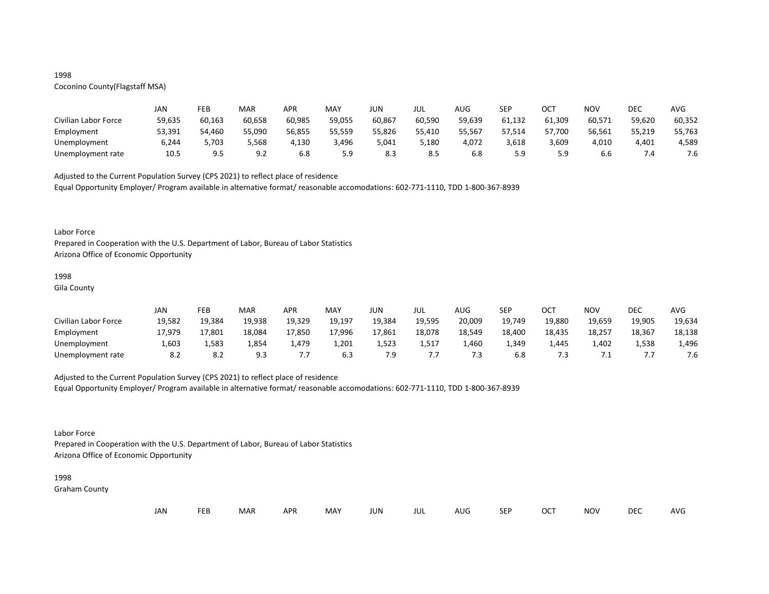1998
Coconino County(Flagstaff MSA)

| | JAN | FEB | MAR | APR | MAY | JUN | JUL | AUG | SEP | OCT | NOV | DEC | AVG |
|---|---|---|---|---|---|---|---|---|---|---|---|---|---|
| Civilian Labor Force | 59,635 | 60,163 | 60,658 | 60,985 | 59,055 | 60,867 | 60,590 | 59,639 | 61,132 | 61,309 | 60,571 | 59,620 | 60,352 |
| Employment | 53,391 | 54,460 | 55,090 | 56,855 | 55,559 | 55,826 | 55,410 | 55,567 | 57,514 | 57,700 | 56,561 | 55,219 | 55,763 |
| Unemployment | 6,244 | 5,703 | 5,568 | 4,130 | 3,496 | 5,041 | 5,180 | 4,072 | 3,618 | 3,609 | 4,010 | 4,401 | 4,589 |
| Unemployment rate | 10.5 | 9.5 | 9.2 | 6.8 | 5.9 | 8.3 | 8.5 | 6.8 | 5.9 | 5.9 | 6.6 | 7.4 | 7.6 |

Adjusted to the Current Population Survey (CPS 2021) to reflect place of residence
Equal Opportunity Employer/ Program available in alternative format/ reasonable accomodations: 602-771-1110, TDD 1-800-367-8939

Labor Force
Prepared in Cooperation with the U.S. Department of Labor, Bureau of Labor Statistics
Arizona Office of Economic Opportunity

1998
Gila County

| | JAN | FEB | MAR | APR | MAY | JUN | JUL | AUG | SEP | OCT | NOV | DEC | AVG |
|---|---|---|---|---|---|---|---|---|---|---|---|---|---|
| Civilian Labor Force | 19,582 | 19,384 | 19,938 | 19,329 | 19,197 | 19,384 | 19,595 | 20,009 | 19,749 | 19,880 | 19,659 | 19,905 | 19,634 |
| Employment | 17,979 | 17,801 | 18,084 | 17,850 | 17,996 | 17,861 | 18,078 | 18,549 | 18,400 | 18,435 | 18,257 | 18,367 | 18,138 |
| Unemployment | 1,603 | 1,583 | 1,854 | 1,479 | 1,201 | 1,523 | 1,517 | 1,460 | 1,349 | 1,445 | 1,402 | 1,538 | 1,496 |
| Unemployment rate | 8.2 | 8.2 | 9.3 | 7.7 | 6.3 | 7.9 | 7.7 | 7.3 | 6.8 | 7.3 | 7.1 | 7.7 | 7.6 |

Adjusted to the Current Population Survey (CPS 2021) to reflect place of residence
Equal Opportunity Employer/ Program available in alternative format/ reasonable accomodations: 602-771-1110, TDD 1-800-367-8939

Labor Force
Prepared in Cooperation with the U.S. Department of Labor, Bureau of Labor Statistics
Arizona Office of Economic Opportunity

1998
Graham County

| | JAN | FEB | MAR | APR | MAY | JUN | JUL | AUG | SEP | OCT | NOV | DEC | AVG |
|---|---|---|---|---|---|---|---|---|---|---|---|---|---|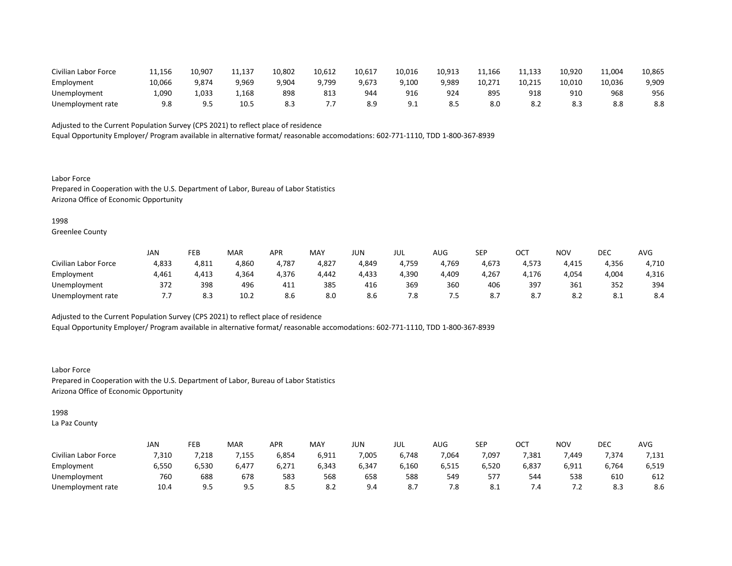| | | | | | | | | | | | | | |
|---|---|---|---|---|---|---|---|---|---|---|---|---|---|
| Civilian Labor Force | 11,156 | 10,907 | 11,137 | 10,802 | 10,612 | 10,617 | 10,016 | 10,913 | 11,166 | 11,133 | 10,920 | 11,004 | 10,865 |
| Employment | 10,066 | 9,874 | 9,969 | 9,904 | 9,799 | 9,673 | 9,100 | 9,989 | 10,271 | 10,215 | 10,010 | 10,036 | 9,909 |
| Unemployment | 1,090 | 1,033 | 1,168 | 898 | 813 | 944 | 916 | 924 | 895 | 918 | 910 | 968 | 956 |
| Unemployment rate | 9.8 | 9.5 | 10.5 | 8.3 | 7.7 | 8.9 | 9.1 | 8.5 | 8.0 | 8.2 | 8.3 | 8.8 | 8.8 |

Adjusted to the Current Population Survey (CPS 2021) to reflect place of residence
Equal Opportunity Employer/ Program available in alternative format/ reasonable accomodations: 602-771-1110, TDD 1-800-367-8939

Labor Force
Prepared in Cooperation with the U.S. Department of Labor, Bureau of Labor Statistics
Arizona Office of Economic Opportunity

1998
Greenlee County

| | JAN | FEB | MAR | APR | MAY | JUN | JUL | AUG | SEP | OCT | NOV | DEC | AVG |
|---|---|---|---|---|---|---|---|---|---|---|---|---|---|
| Civilian Labor Force | 4,833 | 4,811 | 4,860 | 4,787 | 4,827 | 4,849 | 4,759 | 4,769 | 4,673 | 4,573 | 4,415 | 4,356 | 4,710 |
| Employment | 4,461 | 4,413 | 4,364 | 4,376 | 4,442 | 4,433 | 4,390 | 4,409 | 4,267 | 4,176 | 4,054 | 4,004 | 4,316 |
| Unemployment | 372 | 398 | 496 | 411 | 385 | 416 | 369 | 360 | 406 | 397 | 361 | 352 | 394 |
| Unemployment rate | 7.7 | 8.3 | 10.2 | 8.6 | 8.0 | 8.6 | 7.8 | 7.5 | 8.7 | 8.7 | 8.2 | 8.1 | 8.4 |

Adjusted to the Current Population Survey (CPS 2021) to reflect place of residence
Equal Opportunity Employer/ Program available in alternative format/ reasonable accomodations: 602-771-1110, TDD 1-800-367-8939

Labor Force
Prepared in Cooperation with the U.S. Department of Labor, Bureau of Labor Statistics
Arizona Office of Economic Opportunity

1998
La Paz County

| | JAN | FEB | MAR | APR | MAY | JUN | JUL | AUG | SEP | OCT | NOV | DEC | AVG |
|---|---|---|---|---|---|---|---|---|---|---|---|---|---|
| Civilian Labor Force | 7,310 | 7,218 | 7,155 | 6,854 | 6,911 | 7,005 | 6,748 | 7,064 | 7,097 | 7,381 | 7,449 | 7,374 | 7,131 |
| Employment | 6,550 | 6,530 | 6,477 | 6,271 | 6,343 | 6,347 | 6,160 | 6,515 | 6,520 | 6,837 | 6,911 | 6,764 | 6,519 |
| Unemployment | 760 | 688 | 678 | 583 | 568 | 658 | 588 | 549 | 577 | 544 | 538 | 610 | 612 |
| Unemployment rate | 10.4 | 9.5 | 9.5 | 8.5 | 8.2 | 9.4 | 8.7 | 7.8 | 8.1 | 7.4 | 7.2 | 8.3 | 8.6 |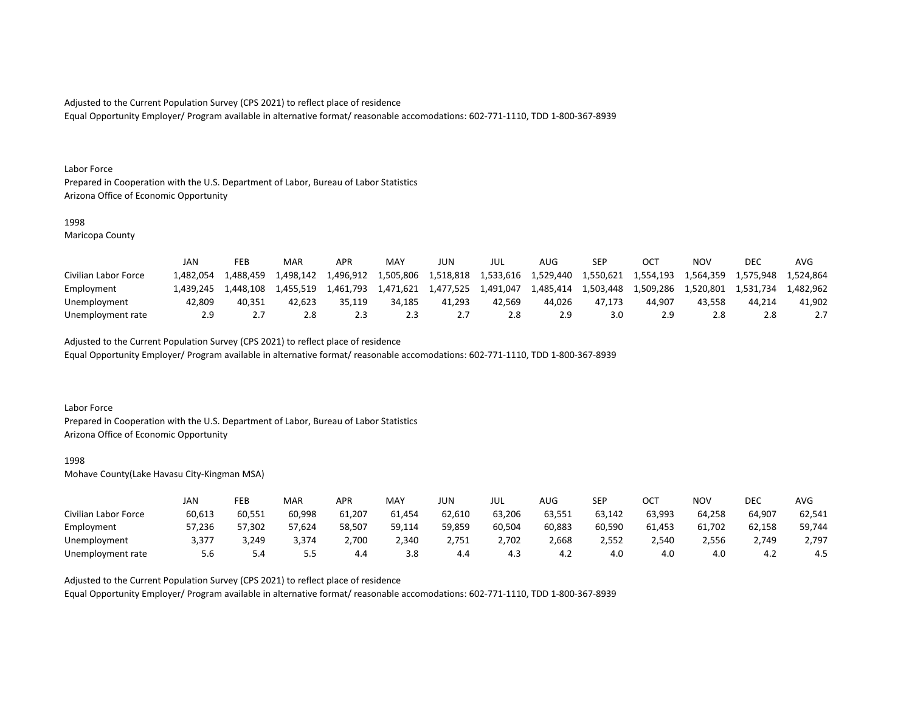Adjusted to the Current Population Survey (CPS 2021) to reflect place of residence
Equal Opportunity Employer/ Program available in alternative format/ reasonable accomodations: 602-771-1110, TDD 1-800-367-8939

Labor Force
Prepared in Cooperation with the U.S. Department of Labor, Bureau of Labor Statistics
Arizona Office of Economic Opportunity

1998
Maricopa County

| | JAN | FEB | MAR | APR | MAY | JUN | JUL | AUG | SEP | OCT | NOV | DEC | AVG |
|---|---|---|---|---|---|---|---|---|---|---|---|---|---|
| Civilian Labor Force | 1,482,054 | 1,488,459 | 1,498,142 | 1,496,912 | 1,505,806 | 1,518,818 | 1,533,616 | 1,529,440 | 1,550,621 | 1,554,193 | 1,564,359 | 1,575,948 | 1,524,864 |
| Employment | 1,439,245 | 1,448,108 | 1,455,519 | 1,461,793 | 1,471,621 | 1,477,525 | 1,491,047 | 1,485,414 | 1,503,448 | 1,509,286 | 1,520,801 | 1,531,734 | 1,482,962 |
| Unemployment | 42,809 | 40,351 | 42,623 | 35,119 | 34,185 | 41,293 | 42,569 | 44,026 | 47,173 | 44,907 | 43,558 | 44,214 | 41,902 |
| Unemployment rate | 2.9 | 2.7 | 2.8 | 2.3 | 2.3 | 2.7 | 2.8 | 2.9 | 3.0 | 2.9 | 2.8 | 2.8 | 2.7 |

Adjusted to the Current Population Survey (CPS 2021) to reflect place of residence
Equal Opportunity Employer/ Program available in alternative format/ reasonable accomodations: 602-771-1110, TDD 1-800-367-8939

Labor Force
Prepared in Cooperation with the U.S. Department of Labor, Bureau of Labor Statistics
Arizona Office of Economic Opportunity

1998
Mohave County(Lake Havasu City-Kingman MSA)

| | JAN | FEB | MAR | APR | MAY | JUN | JUL | AUG | SEP | OCT | NOV | DEC | AVG |
|---|---|---|---|---|---|---|---|---|---|---|---|---|---|
| Civilian Labor Force | 60,613 | 60,551 | 60,998 | 61,207 | 61,454 | 62,610 | 63,206 | 63,551 | 63,142 | 63,993 | 64,258 | 64,907 | 62,541 |
| Employment | 57,236 | 57,302 | 57,624 | 58,507 | 59,114 | 59,859 | 60,504 | 60,883 | 60,590 | 61,453 | 61,702 | 62,158 | 59,744 |
| Unemployment | 3,377 | 3,249 | 3,374 | 2,700 | 2,340 | 2,751 | 2,702 | 2,668 | 2,552 | 2,540 | 2,556 | 2,749 | 2,797 |
| Unemployment rate | 5.6 | 5.4 | 5.5 | 4.4 | 3.8 | 4.4 | 4.3 | 4.2 | 4.0 | 4.0 | 4.0 | 4.2 | 4.5 |

Adjusted to the Current Population Survey (CPS 2021) to reflect place of residence
Equal Opportunity Employer/ Program available in alternative format/ reasonable accomodations: 602-771-1110, TDD 1-800-367-8939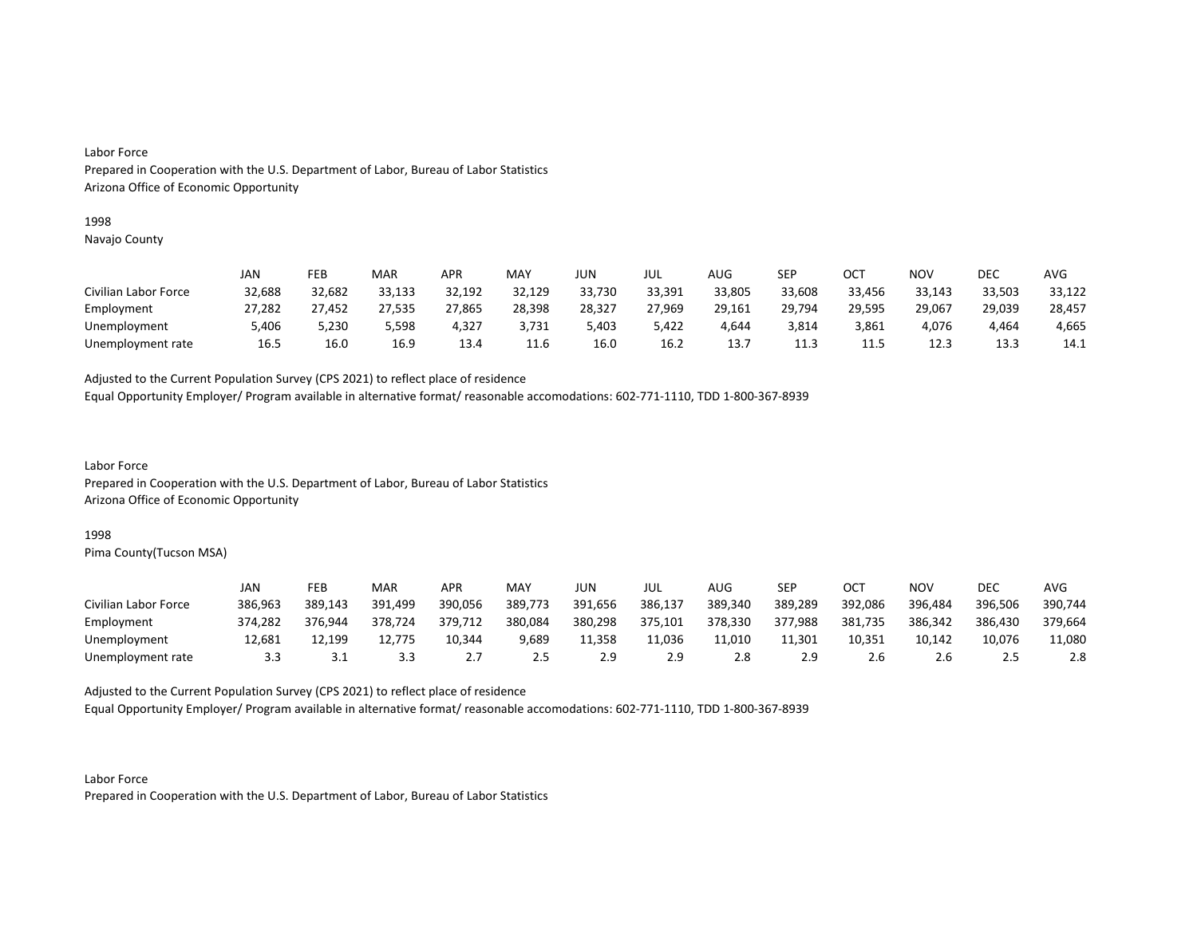Labor Force
Prepared in Cooperation with the U.S. Department of Labor, Bureau of Labor Statistics
Arizona Office of Economic Opportunity

1998
Navajo County

| | JAN | FEB | MAR | APR | MAY | JUN | JUL | AUG | SEP | OCT | NOV | DEC | AVG |
|---|---|---|---|---|---|---|---|---|---|---|---|---|---|
| Civilian Labor Force | 32,688 | 32,682 | 33,133 | 32,192 | 32,129 | 33,730 | 33,391 | 33,805 | 33,608 | 33,456 | 33,143 | 33,503 | 33,122 |
| Employment | 27,282 | 27,452 | 27,535 | 27,865 | 28,398 | 28,327 | 27,969 | 29,161 | 29,794 | 29,595 | 29,067 | 29,039 | 28,457 |
| Unemployment | 5,406 | 5,230 | 5,598 | 4,327 | 3,731 | 5,403 | 5,422 | 4,644 | 3,814 | 3,861 | 4,076 | 4,464 | 4,665 |
| Unemployment rate | 16.5 | 16.0 | 16.9 | 13.4 | 11.6 | 16.0 | 16.2 | 13.7 | 11.3 | 11.5 | 12.3 | 13.3 | 14.1 |

Adjusted to the Current Population Survey (CPS 2021) to reflect place of residence
Equal Opportunity Employer/ Program available in alternative format/ reasonable accomodations: 602-771-1110, TDD 1-800-367-8939

Labor Force
Prepared in Cooperation with the U.S. Department of Labor, Bureau of Labor Statistics
Arizona Office of Economic Opportunity

1998
Pima County(Tucson MSA)

| | JAN | FEB | MAR | APR | MAY | JUN | JUL | AUG | SEP | OCT | NOV | DEC | AVG |
|---|---|---|---|---|---|---|---|---|---|---|---|---|---|
| Civilian Labor Force | 386,963 | 389,143 | 391,499 | 390,056 | 389,773 | 391,656 | 386,137 | 389,340 | 389,289 | 392,086 | 396,484 | 396,506 | 390,744 |
| Employment | 374,282 | 376,944 | 378,724 | 379,712 | 380,084 | 380,298 | 375,101 | 378,330 | 377,988 | 381,735 | 386,342 | 386,430 | 379,664 |
| Unemployment | 12,681 | 12,199 | 12,775 | 10,344 | 9,689 | 11,358 | 11,036 | 11,010 | 11,301 | 10,351 | 10,142 | 10,076 | 11,080 |
| Unemployment rate | 3.3 | 3.1 | 3.3 | 2.7 | 2.5 | 2.9 | 2.9 | 2.8 | 2.9 | 2.6 | 2.6 | 2.5 | 2.8 |

Adjusted to the Current Population Survey (CPS 2021) to reflect place of residence
Equal Opportunity Employer/ Program available in alternative format/ reasonable accomodations: 602-771-1110, TDD 1-800-367-8939

Labor Force
Prepared in Cooperation with the U.S. Department of Labor, Bureau of Labor Statistics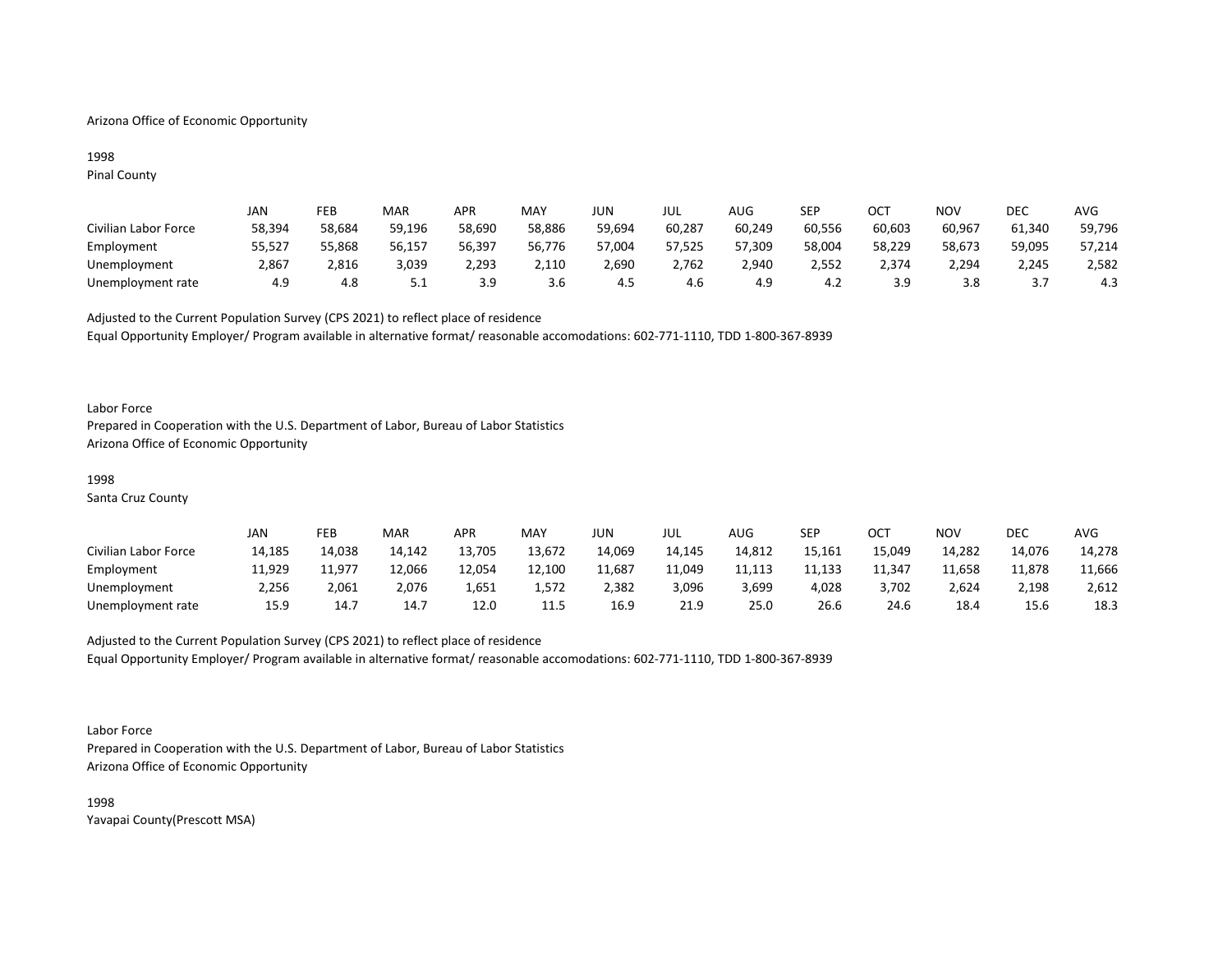Arizona Office of Economic Opportunity

1998
Pinal County

| | JAN | FEB | MAR | APR | MAY | JUN | JUL | AUG | SEP | OCT | NOV | DEC | AVG |
|---|---|---|---|---|---|---|---|---|---|---|---|---|---|
| Civilian Labor Force | 58,394 | 58,684 | 59,196 | 58,690 | 58,886 | 59,694 | 60,287 | 60,249 | 60,556 | 60,603 | 60,967 | 61,340 | 59,796 |
| Employment | 55,527 | 55,868 | 56,157 | 56,397 | 56,776 | 57,004 | 57,525 | 57,309 | 58,004 | 58,229 | 58,673 | 59,095 | 57,214 |
| Unemployment | 2,867 | 2,816 | 3,039 | 2,293 | 2,110 | 2,690 | 2,762 | 2,940 | 2,552 | 2,374 | 2,294 | 2,245 | 2,582 |
| Unemployment rate | 4.9 | 4.8 | 5.1 | 3.9 | 3.6 | 4.5 | 4.6 | 4.9 | 4.2 | 3.9 | 3.8 | 3.7 | 4.3 |

Adjusted to the Current Population Survey (CPS 2021) to reflect place of residence
Equal Opportunity Employer/ Program available in alternative format/ reasonable accomodations: 602-771-1110, TDD 1-800-367-8939

Labor Force
Prepared in Cooperation with the U.S. Department of Labor, Bureau of Labor Statistics
Arizona Office of Economic Opportunity

1998
Santa Cruz County

| | JAN | FEB | MAR | APR | MAY | JUN | JUL | AUG | SEP | OCT | NOV | DEC | AVG |
|---|---|---|---|---|---|---|---|---|---|---|---|---|---|
| Civilian Labor Force | 14,185 | 14,038 | 14,142 | 13,705 | 13,672 | 14,069 | 14,145 | 14,812 | 15,161 | 15,049 | 14,282 | 14,076 | 14,278 |
| Employment | 11,929 | 11,977 | 12,066 | 12,054 | 12,100 | 11,687 | 11,049 | 11,113 | 11,133 | 11,347 | 11,658 | 11,878 | 11,666 |
| Unemployment | 2,256 | 2,061 | 2,076 | 1,651 | 1,572 | 2,382 | 3,096 | 3,699 | 4,028 | 3,702 | 2,624 | 2,198 | 2,612 |
| Unemployment rate | 15.9 | 14.7 | 14.7 | 12.0 | 11.5 | 16.9 | 21.9 | 25.0 | 26.6 | 24.6 | 18.4 | 15.6 | 18.3 |

Adjusted to the Current Population Survey (CPS 2021) to reflect place of residence
Equal Opportunity Employer/ Program available in alternative format/ reasonable accomodations: 602-771-1110, TDD 1-800-367-8939

Labor Force
Prepared in Cooperation with the U.S. Department of Labor, Bureau of Labor Statistics
Arizona Office of Economic Opportunity

1998
Yavapai County(Prescott MSA)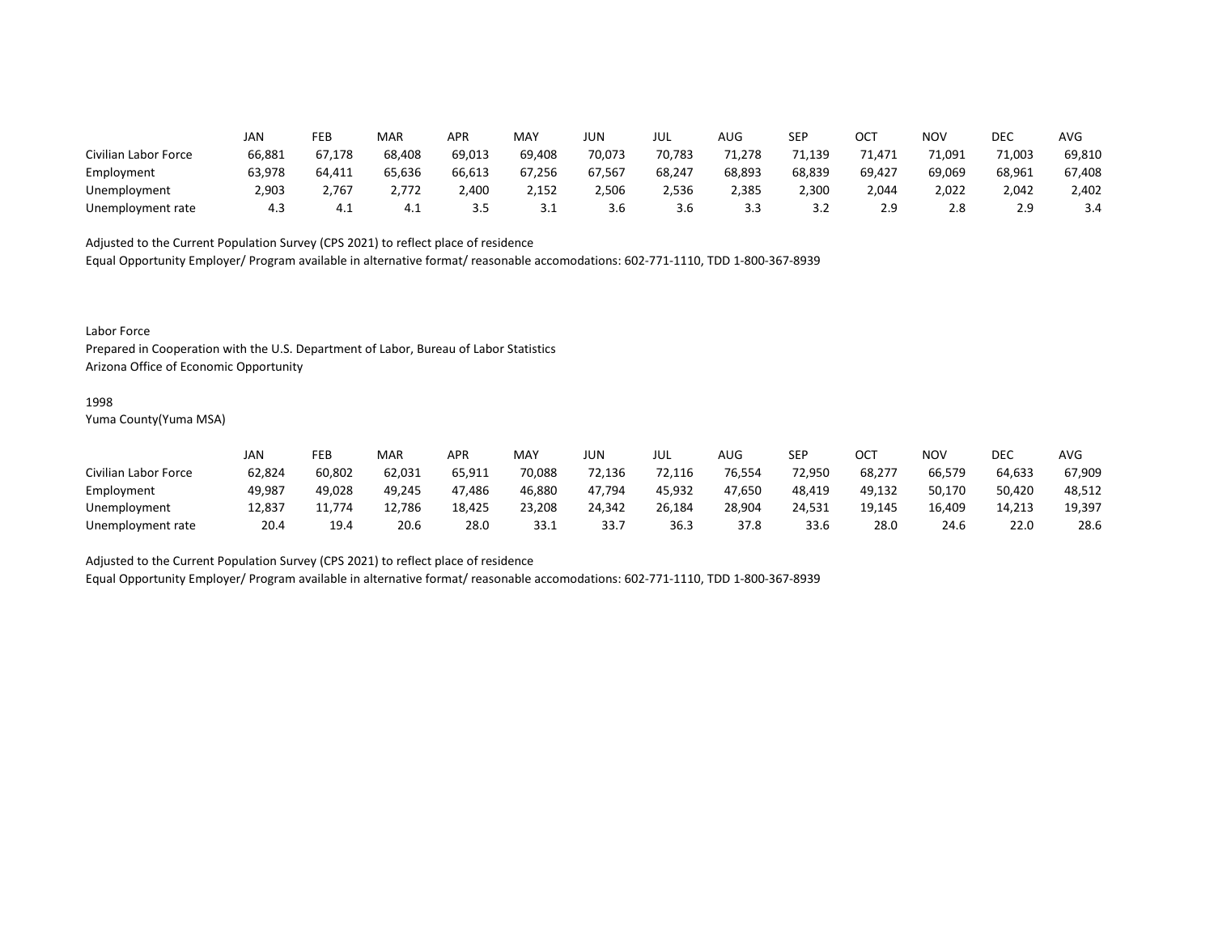| | JAN | FEB | MAR | APR | MAY | JUN | JUL | AUG | SEP | OCT | NOV | DEC | AVG |
|---|---|---|---|---|---|---|---|---|---|---|---|---|---|
| Civilian Labor Force | 66,881 | 67,178 | 68,408 | 69,013 | 69,408 | 70,073 | 70,783 | 71,278 | 71,139 | 71,471 | 71,091 | 71,003 | 69,810 |
| Employment | 63,978 | 64,411 | 65,636 | 66,613 | 67,256 | 67,567 | 68,247 | 68,893 | 68,839 | 69,427 | 69,069 | 68,961 | 67,408 |
| Unemployment | 2,903 | 2,767 | 2,772 | 2,400 | 2,152 | 2,506 | 2,536 | 2,385 | 2,300 | 2,044 | 2,022 | 2,042 | 2,402 |
| Unemployment rate | 4.3 | 4.1 | 4.1 | 3.5 | 3.1 | 3.6 | 3.6 | 3.3 | 3.2 | 2.9 | 2.8 | 2.9 | 3.4 |

Adjusted to the Current Population Survey (CPS 2021) to reflect place of residence
Equal Opportunity Employer/ Program available in alternative format/ reasonable accomodations: 602-771-1110, TDD 1-800-367-8939

Labor Force
Prepared in Cooperation with the U.S. Department of Labor, Bureau of Labor Statistics
Arizona Office of Economic Opportunity

1998
Yuma County(Yuma MSA)

| | JAN | FEB | MAR | APR | MAY | JUN | JUL | AUG | SEP | OCT | NOV | DEC | AVG |
|---|---|---|---|---|---|---|---|---|---|---|---|---|---|
| Civilian Labor Force | 62,824 | 60,802 | 62,031 | 65,911 | 70,088 | 72,136 | 72,116 | 76,554 | 72,950 | 68,277 | 66,579 | 64,633 | 67,909 |
| Employment | 49,987 | 49,028 | 49,245 | 47,486 | 46,880 | 47,794 | 45,932 | 47,650 | 48,419 | 49,132 | 50,170 | 50,420 | 48,512 |
| Unemployment | 12,837 | 11,774 | 12,786 | 18,425 | 23,208 | 24,342 | 26,184 | 28,904 | 24,531 | 19,145 | 16,409 | 14,213 | 19,397 |
| Unemployment rate | 20.4 | 19.4 | 20.6 | 28.0 | 33.1 | 33.7 | 36.3 | 37.8 | 33.6 | 28.0 | 24.6 | 22.0 | 28.6 |

Adjusted to the Current Population Survey (CPS 2021) to reflect place of residence
Equal Opportunity Employer/ Program available in alternative format/ reasonable accomodations: 602-771-1110, TDD 1-800-367-8939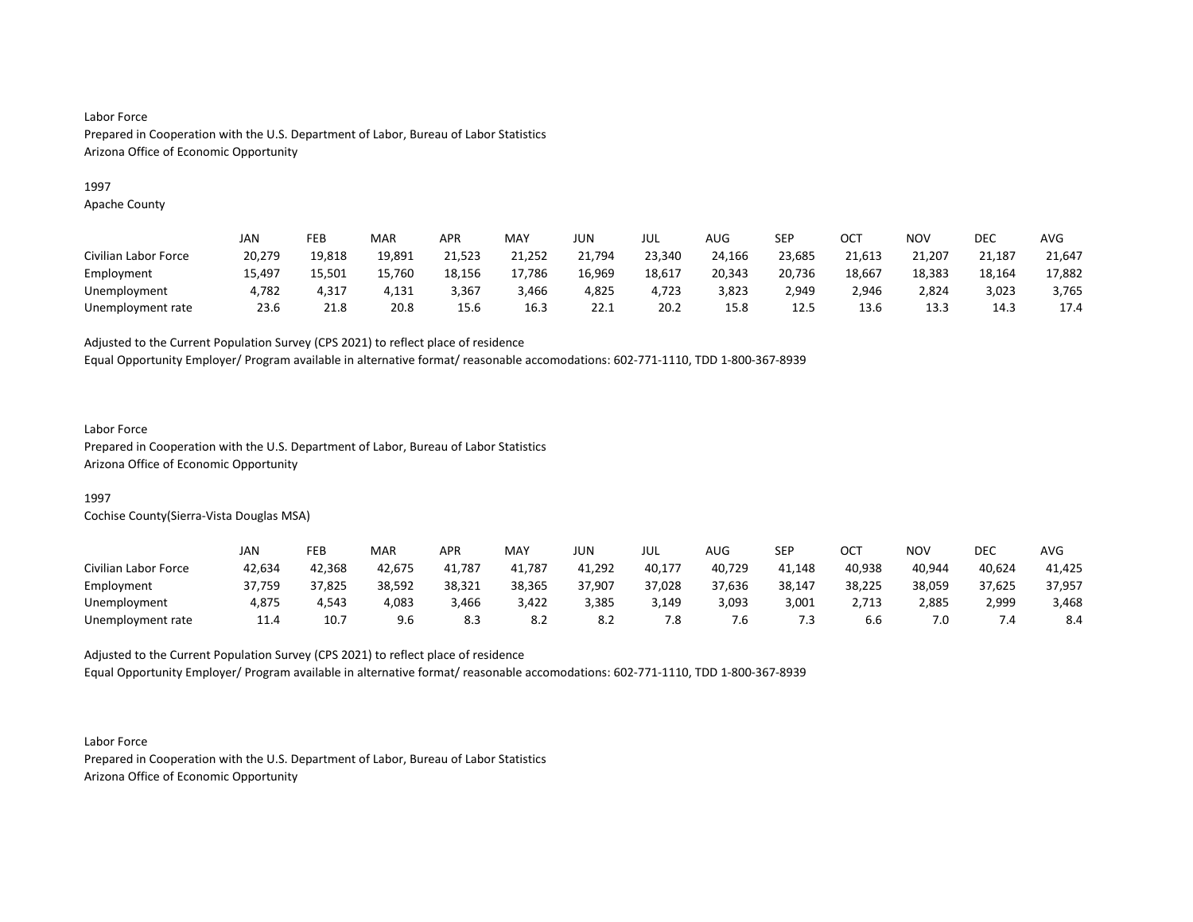Labor Force
Prepared in Cooperation with the U.S. Department of Labor, Bureau of Labor Statistics
Arizona Office of Economic Opportunity

1997
Apache County

| | JAN | FEB | MAR | APR | MAY | JUN | JUL | AUG | SEP | OCT | NOV | DEC | AVG |
|---|---|---|---|---|---|---|---|---|---|---|---|---|---|
| Civilian Labor Force | 20,279 | 19,818 | 19,891 | 21,523 | 21,252 | 21,794 | 23,340 | 24,166 | 23,685 | 21,613 | 21,207 | 21,187 | 21,647 |
| Employment | 15,497 | 15,501 | 15,760 | 18,156 | 17,786 | 16,969 | 18,617 | 20,343 | 20,736 | 18,667 | 18,383 | 18,164 | 17,882 |
| Unemployment | 4,782 | 4,317 | 4,131 | 3,367 | 3,466 | 4,825 | 4,723 | 3,823 | 2,949 | 2,946 | 2,824 | 3,023 | 3,765 |
| Unemployment rate | 23.6 | 21.8 | 20.8 | 15.6 | 16.3 | 22.1 | 20.2 | 15.8 | 12.5 | 13.6 | 13.3 | 14.3 | 17.4 |

Adjusted to the Current Population Survey (CPS 2021) to reflect place of residence
Equal Opportunity Employer/ Program available in alternative format/ reasonable accomodations: 602-771-1110, TDD 1-800-367-8939

Labor Force
Prepared in Cooperation with the U.S. Department of Labor, Bureau of Labor Statistics
Arizona Office of Economic Opportunity

1997
Cochise County(Sierra-Vista Douglas MSA)

| | JAN | FEB | MAR | APR | MAY | JUN | JUL | AUG | SEP | OCT | NOV | DEC | AVG |
|---|---|---|---|---|---|---|---|---|---|---|---|---|---|
| Civilian Labor Force | 42,634 | 42,368 | 42,675 | 41,787 | 41,787 | 41,292 | 40,177 | 40,729 | 41,148 | 40,938 | 40,944 | 40,624 | 41,425 |
| Employment | 37,759 | 37,825 | 38,592 | 38,321 | 38,365 | 37,907 | 37,028 | 37,636 | 38,147 | 38,225 | 38,059 | 37,625 | 37,957 |
| Unemployment | 4,875 | 4,543 | 4,083 | 3,466 | 3,422 | 3,385 | 3,149 | 3,093 | 3,001 | 2,713 | 2,885 | 2,999 | 3,468 |
| Unemployment rate | 11.4 | 10.7 | 9.6 | 8.3 | 8.2 | 8.2 | 7.8 | 7.6 | 7.3 | 6.6 | 7.0 | 7.4 | 8.4 |

Adjusted to the Current Population Survey (CPS 2021) to reflect place of residence
Equal Opportunity Employer/ Program available in alternative format/ reasonable accomodations: 602-771-1110, TDD 1-800-367-8939

Labor Force
Prepared in Cooperation with the U.S. Department of Labor, Bureau of Labor Statistics
Arizona Office of Economic Opportunity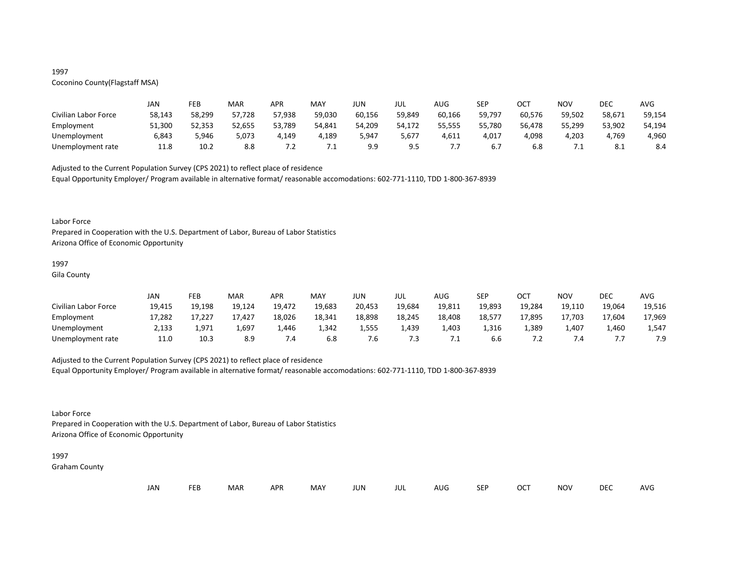1997
Coconino County(Flagstaff MSA)

| | JAN | FEB | MAR | APR | MAY | JUN | JUL | AUG | SEP | OCT | NOV | DEC | AVG |
|---|---|---|---|---|---|---|---|---|---|---|---|---|---|
| Civilian Labor Force | 58,143 | 58,299 | 57,728 | 57,938 | 59,030 | 60,156 | 59,849 | 60,166 | 59,797 | 60,576 | 59,502 | 58,671 | 59,154 |
| Employment | 51,300 | 52,353 | 52,655 | 53,789 | 54,841 | 54,209 | 54,172 | 55,555 | 55,780 | 56,478 | 55,299 | 53,902 | 54,194 |
| Unemployment | 6,843 | 5,946 | 5,073 | 4,149 | 4,189 | 5,947 | 5,677 | 4,611 | 4,017 | 4,098 | 4,203 | 4,769 | 4,960 |
| Unemployment rate | 11.8 | 10.2 | 8.8 | 7.2 | 7.1 | 9.9 | 9.5 | 7.7 | 6.7 | 6.8 | 7.1 | 8.1 | 8.4 |

Adjusted to the Current Population Survey (CPS 2021) to reflect place of residence
Equal Opportunity Employer/ Program available in alternative format/ reasonable accomodations: 602-771-1110, TDD 1-800-367-8939

Labor Force
Prepared in Cooperation with the U.S. Department of Labor, Bureau of Labor Statistics
Arizona Office of Economic Opportunity

1997
Gila County

| | JAN | FEB | MAR | APR | MAY | JUN | JUL | AUG | SEP | OCT | NOV | DEC | AVG |
|---|---|---|---|---|---|---|---|---|---|---|---|---|---|
| Civilian Labor Force | 19,415 | 19,198 | 19,124 | 19,472 | 19,683 | 20,453 | 19,684 | 19,811 | 19,893 | 19,284 | 19,110 | 19,064 | 19,516 |
| Employment | 17,282 | 17,227 | 17,427 | 18,026 | 18,341 | 18,898 | 18,245 | 18,408 | 18,577 | 17,895 | 17,703 | 17,604 | 17,969 |
| Unemployment | 2,133 | 1,971 | 1,697 | 1,446 | 1,342 | 1,555 | 1,439 | 1,403 | 1,316 | 1,389 | 1,407 | 1,460 | 1,547 |
| Unemployment rate | 11.0 | 10.3 | 8.9 | 7.4 | 6.8 | 7.6 | 7.3 | 7.1 | 6.6 | 7.2 | 7.4 | 7.7 | 7.9 |

Adjusted to the Current Population Survey (CPS 2021) to reflect place of residence
Equal Opportunity Employer/ Program available in alternative format/ reasonable accomodations: 602-771-1110, TDD 1-800-367-8939

Labor Force
Prepared in Cooperation with the U.S. Department of Labor, Bureau of Labor Statistics
Arizona Office of Economic Opportunity

1997
Graham County

| | JAN | FEB | MAR | APR | MAY | JUN | JUL | AUG | SEP | OCT | NOV | DEC | AVG |
|---|---|---|---|---|---|---|---|---|---|---|---|---|---|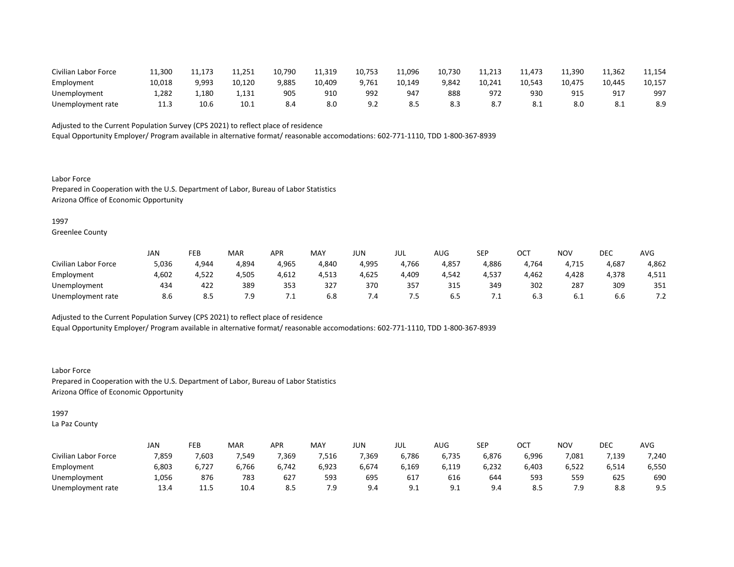| | | | | | | | | | | | | | |
|---|---|---|---|---|---|---|---|---|---|---|---|---|---|
| Civilian Labor Force | 11,300 | 11,173 | 11,251 | 10,790 | 11,319 | 10,753 | 11,096 | 10,730 | 11,213 | 11,473 | 11,390 | 11,362 | 11,154 |
| Employment | 10,018 | 9,993 | 10,120 | 9,885 | 10,409 | 9,761 | 10,149 | 9,842 | 10,241 | 10,543 | 10,475 | 10,445 | 10,157 |
| Unemployment | 1,282 | 1,180 | 1,131 | 905 | 910 | 992 | 947 | 888 | 972 | 930 | 915 | 917 | 997 |
| Unemployment rate | 11.3 | 10.6 | 10.1 | 8.4 | 8.0 | 9.2 | 8.5 | 8.3 | 8.7 | 8.1 | 8.0 | 8.1 | 8.9 |

Adjusted to the Current Population Survey (CPS 2021) to reflect place of residence
Equal Opportunity Employer/ Program available in alternative format/ reasonable accomodations: 602-771-1110, TDD 1-800-367-8939

Labor Force
Prepared in Cooperation with the U.S. Department of Labor, Bureau of Labor Statistics
Arizona Office of Economic Opportunity

1997
Greenlee County

| | JAN | FEB | MAR | APR | MAY | JUN | JUL | AUG | SEP | OCT | NOV | DEC | AVG |
|---|---|---|---|---|---|---|---|---|---|---|---|---|---|
| Civilian Labor Force | 5,036 | 4,944 | 4,894 | 4,965 | 4,840 | 4,995 | 4,766 | 4,857 | 4,886 | 4,764 | 4,715 | 4,687 | 4,862 |
| Employment | 4,602 | 4,522 | 4,505 | 4,612 | 4,513 | 4,625 | 4,409 | 4,542 | 4,537 | 4,462 | 4,428 | 4,378 | 4,511 |
| Unemployment | 434 | 422 | 389 | 353 | 327 | 370 | 357 | 315 | 349 | 302 | 287 | 309 | 351 |
| Unemployment rate | 8.6 | 8.5 | 7.9 | 7.1 | 6.8 | 7.4 | 7.5 | 6.5 | 7.1 | 6.3 | 6.1 | 6.6 | 7.2 |

Adjusted to the Current Population Survey (CPS 2021) to reflect place of residence
Equal Opportunity Employer/ Program available in alternative format/ reasonable accomodations: 602-771-1110, TDD 1-800-367-8939

Labor Force
Prepared in Cooperation with the U.S. Department of Labor, Bureau of Labor Statistics
Arizona Office of Economic Opportunity

1997
La Paz County

| | JAN | FEB | MAR | APR | MAY | JUN | JUL | AUG | SEP | OCT | NOV | DEC | AVG |
|---|---|---|---|---|---|---|---|---|---|---|---|---|---|
| Civilian Labor Force | 7,859 | 7,603 | 7,549 | 7,369 | 7,516 | 7,369 | 6,786 | 6,735 | 6,876 | 6,996 | 7,081 | 7,139 | 7,240 |
| Employment | 6,803 | 6,727 | 6,766 | 6,742 | 6,923 | 6,674 | 6,169 | 6,119 | 6,232 | 6,403 | 6,522 | 6,514 | 6,550 |
| Unemployment | 1,056 | 876 | 783 | 627 | 593 | 695 | 617 | 616 | 644 | 593 | 559 | 625 | 690 |
| Unemployment rate | 13.4 | 11.5 | 10.4 | 8.5 | 7.9 | 9.4 | 9.1 | 9.1 | 9.4 | 8.5 | 7.9 | 8.8 | 9.5 |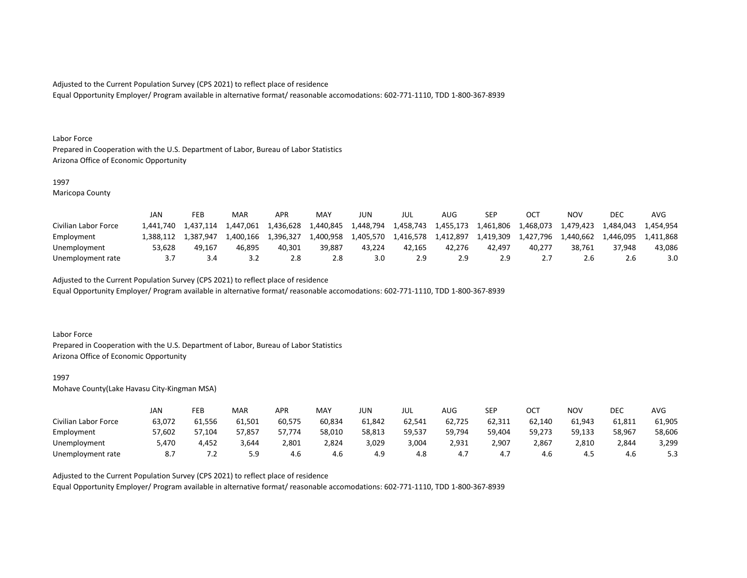Adjusted to the Current Population Survey (CPS 2021) to reflect place of residence
Equal Opportunity Employer/ Program available in alternative format/ reasonable accomodations: 602-771-1110, TDD 1-800-367-8939

Labor Force
Prepared in Cooperation with the U.S. Department of Labor, Bureau of Labor Statistics
Arizona Office of Economic Opportunity

1997
Maricopa County

| | JAN | FEB | MAR | APR | MAY | JUN | JUL | AUG | SEP | OCT | NOV | DEC | AVG |
|---|---|---|---|---|---|---|---|---|---|---|---|---|---|
| Civilian Labor Force | 1,441,740 | 1,437,114 | 1,447,061 | 1,436,628 | 1,440,845 | 1,448,794 | 1,458,743 | 1,455,173 | 1,461,806 | 1,468,073 | 1,479,423 | 1,484,043 | 1,454,954 |
| Employment | 1,388,112 | 1,387,947 | 1,400,166 | 1,396,327 | 1,400,958 | 1,405,570 | 1,416,578 | 1,412,897 | 1,419,309 | 1,427,796 | 1,440,662 | 1,446,095 | 1,411,868 |
| Unemployment | 53,628 | 49,167 | 46,895 | 40,301 | 39,887 | 43,224 | 42,165 | 42,276 | 42,497 | 40,277 | 38,761 | 37,948 | 43,086 |
| Unemployment rate | 3.7 | 3.4 | 3.2 | 2.8 | 2.8 | 3.0 | 2.9 | 2.9 | 2.9 | 2.7 | 2.6 | 2.6 | 3.0 |

Adjusted to the Current Population Survey (CPS 2021) to reflect place of residence
Equal Opportunity Employer/ Program available in alternative format/ reasonable accomodations: 602-771-1110, TDD 1-800-367-8939

Labor Force
Prepared in Cooperation with the U.S. Department of Labor, Bureau of Labor Statistics
Arizona Office of Economic Opportunity

1997
Mohave County(Lake Havasu City-Kingman MSA)

| | JAN | FEB | MAR | APR | MAY | JUN | JUL | AUG | SEP | OCT | NOV | DEC | AVG |
|---|---|---|---|---|---|---|---|---|---|---|---|---|---|
| Civilian Labor Force | 63,072 | 61,556 | 61,501 | 60,575 | 60,834 | 61,842 | 62,541 | 62,725 | 62,311 | 62,140 | 61,943 | 61,811 | 61,905 |
| Employment | 57,602 | 57,104 | 57,857 | 57,774 | 58,010 | 58,813 | 59,537 | 59,794 | 59,404 | 59,273 | 59,133 | 58,967 | 58,606 |
| Unemployment | 5,470 | 4,452 | 3,644 | 2,801 | 2,824 | 3,029 | 3,004 | 2,931 | 2,907 | 2,867 | 2,810 | 2,844 | 3,299 |
| Unemployment rate | 8.7 | 7.2 | 5.9 | 4.6 | 4.6 | 4.9 | 4.8 | 4.7 | 4.7 | 4.6 | 4.5 | 4.6 | 5.3 |

Adjusted to the Current Population Survey (CPS 2021) to reflect place of residence
Equal Opportunity Employer/ Program available in alternative format/ reasonable accomodations: 602-771-1110, TDD 1-800-367-8939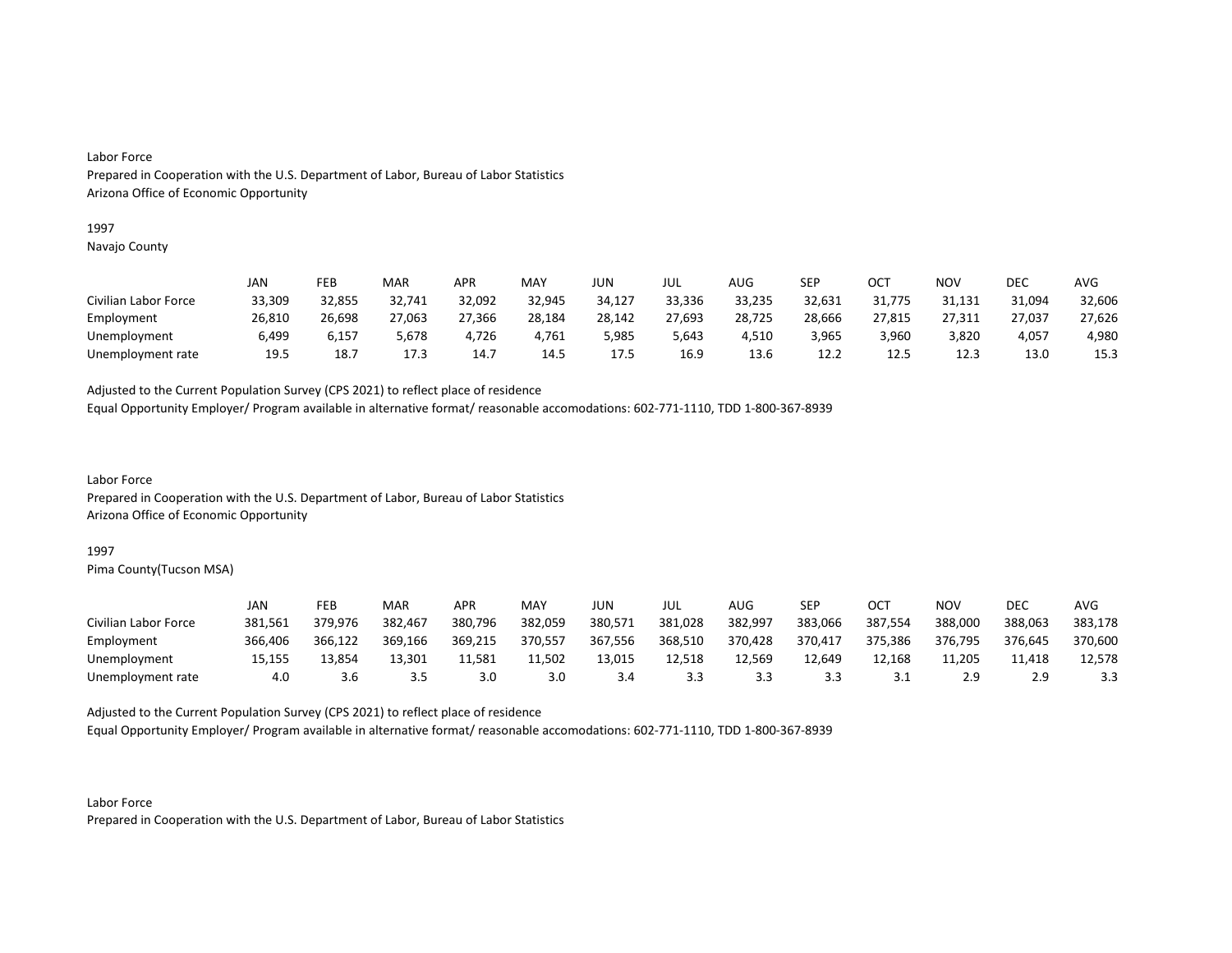Labor Force
Prepared in Cooperation with the U.S. Department of Labor, Bureau of Labor Statistics
Arizona Office of Economic Opportunity

1997
Navajo County

| | JAN | FEB | MAR | APR | MAY | JUN | JUL | AUG | SEP | OCT | NOV | DEC | AVG |
|---|---|---|---|---|---|---|---|---|---|---|---|---|---|
| Civilian Labor Force | 33,309 | 32,855 | 32,741 | 32,092 | 32,945 | 34,127 | 33,336 | 33,235 | 32,631 | 31,775 | 31,131 | 31,094 | 32,606 |
| Employment | 26,810 | 26,698 | 27,063 | 27,366 | 28,184 | 28,142 | 27,693 | 28,725 | 28,666 | 27,815 | 27,311 | 27,037 | 27,626 |
| Unemployment | 6,499 | 6,157 | 5,678 | 4,726 | 4,761 | 5,985 | 5,643 | 4,510 | 3,965 | 3,960 | 3,820 | 4,057 | 4,980 |
| Unemployment rate | 19.5 | 18.7 | 17.3 | 14.7 | 14.5 | 17.5 | 16.9 | 13.6 | 12.2 | 12.5 | 12.3 | 13.0 | 15.3 |

Adjusted to the Current Population Survey (CPS 2021) to reflect place of residence
Equal Opportunity Employer/ Program available in alternative format/ reasonable accomodations: 602-771-1110, TDD 1-800-367-8939

Labor Force
Prepared in Cooperation with the U.S. Department of Labor, Bureau of Labor Statistics
Arizona Office of Economic Opportunity

1997
Pima County(Tucson MSA)

| | JAN | FEB | MAR | APR | MAY | JUN | JUL | AUG | SEP | OCT | NOV | DEC | AVG |
|---|---|---|---|---|---|---|---|---|---|---|---|---|---|
| Civilian Labor Force | 381,561 | 379,976 | 382,467 | 380,796 | 382,059 | 380,571 | 381,028 | 382,997 | 383,066 | 387,554 | 388,000 | 388,063 | 383,178 |
| Employment | 366,406 | 366,122 | 369,166 | 369,215 | 370,557 | 367,556 | 368,510 | 370,428 | 370,417 | 375,386 | 376,795 | 376,645 | 370,600 |
| Unemployment | 15,155 | 13,854 | 13,301 | 11,581 | 11,502 | 13,015 | 12,518 | 12,569 | 12,649 | 12,168 | 11,205 | 11,418 | 12,578 |
| Unemployment rate | 4.0 | 3.6 | 3.5 | 3.0 | 3.0 | 3.4 | 3.3 | 3.3 | 3.3 | 3.1 | 2.9 | 2.9 | 3.3 |

Adjusted to the Current Population Survey (CPS 2021) to reflect place of residence
Equal Opportunity Employer/ Program available in alternative format/ reasonable accomodations: 602-771-1110, TDD 1-800-367-8939

Labor Force
Prepared in Cooperation with the U.S. Department of Labor, Bureau of Labor Statistics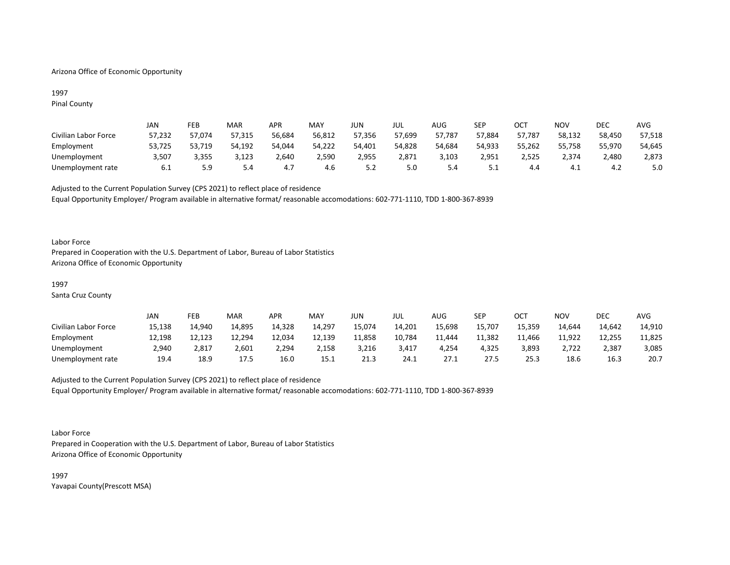Arizona Office of Economic Opportunity

1997
Pinal County

| | JAN | FEB | MAR | APR | MAY | JUN | JUL | AUG | SEP | OCT | NOV | DEC | AVG |
|---|---|---|---|---|---|---|---|---|---|---|---|---|---|
| Civilian Labor Force | 57,232 | 57,074 | 57,315 | 56,684 | 56,812 | 57,356 | 57,699 | 57,787 | 57,884 | 57,787 | 58,132 | 58,450 | 57,518 |
| Employment | 53,725 | 53,719 | 54,192 | 54,044 | 54,222 | 54,401 | 54,828 | 54,684 | 54,933 | 55,262 | 55,758 | 55,970 | 54,645 |
| Unemployment | 3,507 | 3,355 | 3,123 | 2,640 | 2,590 | 2,955 | 2,871 | 3,103 | 2,951 | 2,525 | 2,374 | 2,480 | 2,873 |
| Unemployment rate | 6.1 | 5.9 | 5.4 | 4.7 | 4.6 | 5.2 | 5.0 | 5.4 | 5.1 | 4.4 | 4.1 | 4.2 | 5.0 |

Adjusted to the Current Population Survey (CPS 2021) to reflect place of residence
Equal Opportunity Employer/ Program available in alternative format/ reasonable accomodations: 602-771-1110, TDD 1-800-367-8939

Labor Force
Prepared in Cooperation with the U.S. Department of Labor, Bureau of Labor Statistics
Arizona Office of Economic Opportunity

1997
Santa Cruz County

| | JAN | FEB | MAR | APR | MAY | JUN | JUL | AUG | SEP | OCT | NOV | DEC | AVG |
|---|---|---|---|---|---|---|---|---|---|---|---|---|---|
| Civilian Labor Force | 15,138 | 14,940 | 14,895 | 14,328 | 14,297 | 15,074 | 14,201 | 15,698 | 15,707 | 15,359 | 14,644 | 14,642 | 14,910 |
| Employment | 12,198 | 12,123 | 12,294 | 12,034 | 12,139 | 11,858 | 10,784 | 11,444 | 11,382 | 11,466 | 11,922 | 12,255 | 11,825 |
| Unemployment | 2,940 | 2,817 | 2,601 | 2,294 | 2,158 | 3,216 | 3,417 | 4,254 | 4,325 | 3,893 | 2,722 | 2,387 | 3,085 |
| Unemployment rate | 19.4 | 18.9 | 17.5 | 16.0 | 15.1 | 21.3 | 24.1 | 27.1 | 27.5 | 25.3 | 18.6 | 16.3 | 20.7 |

Adjusted to the Current Population Survey (CPS 2021) to reflect place of residence
Equal Opportunity Employer/ Program available in alternative format/ reasonable accomodations: 602-771-1110, TDD 1-800-367-8939

Labor Force
Prepared in Cooperation with the U.S. Department of Labor, Bureau of Labor Statistics
Arizona Office of Economic Opportunity

1997
Yavapai County(Prescott MSA)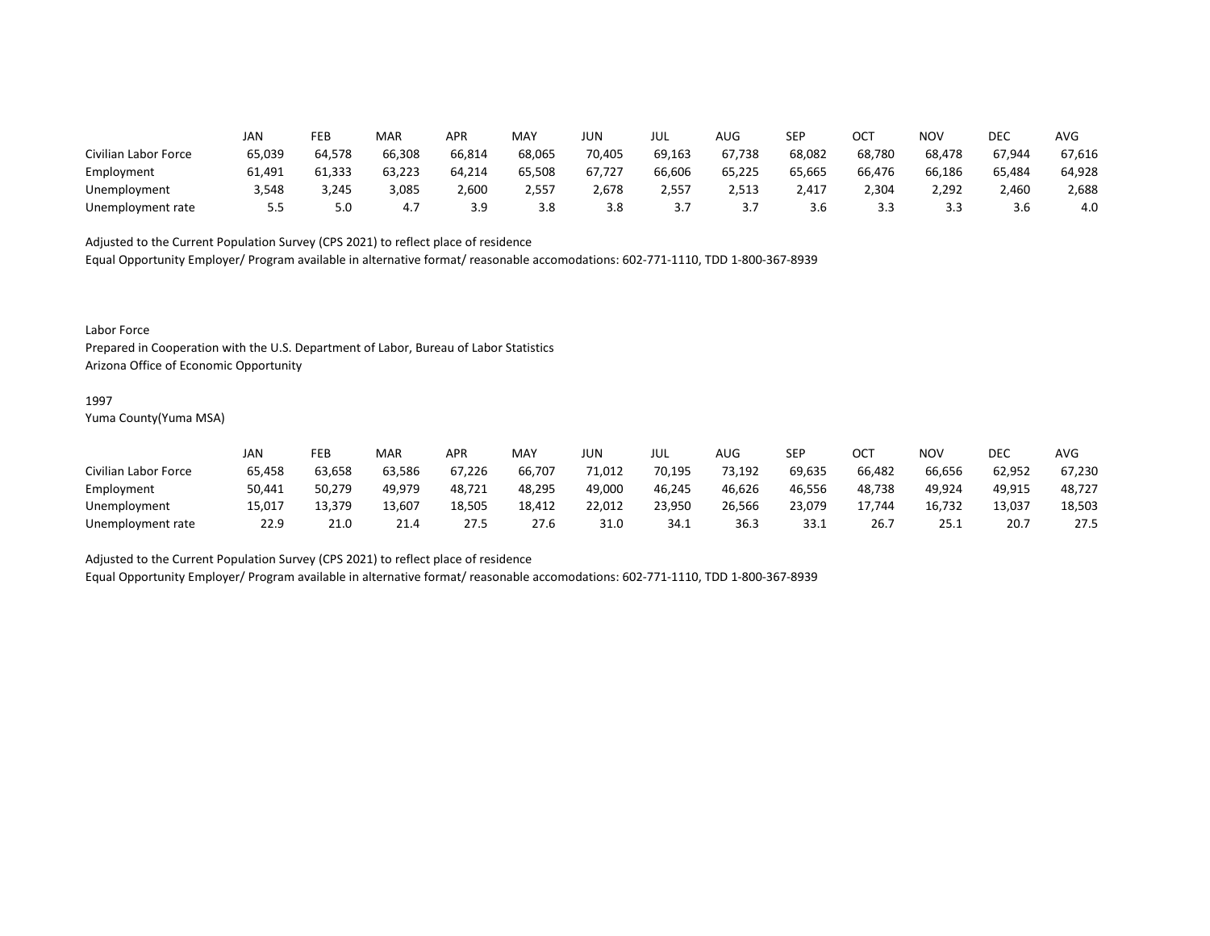| | JAN | FEB | MAR | APR | MAY | JUN | JUL | AUG | SEP | OCT | NOV | DEC | AVG |
|---|---|---|---|---|---|---|---|---|---|---|---|---|---|
| Civilian Labor Force | 65,039 | 64,578 | 66,308 | 66,814 | 68,065 | 70,405 | 69,163 | 67,738 | 68,082 | 68,780 | 68,478 | 67,944 | 67,616 |
| Employment | 61,491 | 61,333 | 63,223 | 64,214 | 65,508 | 67,727 | 66,606 | 65,225 | 65,665 | 66,476 | 66,186 | 65,484 | 64,928 |
| Unemployment | 3,548 | 3,245 | 3,085 | 2,600 | 2,557 | 2,678 | 2,557 | 2,513 | 2,417 | 2,304 | 2,292 | 2,460 | 2,688 |
| Unemployment rate | 5.5 | 5.0 | 4.7 | 3.9 | 3.8 | 3.8 | 3.7 | 3.7 | 3.6 | 3.3 | 3.3 | 3.6 | 4.0 |

Adjusted to the Current Population Survey (CPS 2021) to reflect place of residence
Equal Opportunity Employer/ Program available in alternative format/ reasonable accomodations: 602-771-1110, TDD 1-800-367-8939

Labor Force
Prepared in Cooperation with the U.S. Department of Labor, Bureau of Labor Statistics
Arizona Office of Economic Opportunity

1997
Yuma County(Yuma MSA)

| | JAN | FEB | MAR | APR | MAY | JUN | JUL | AUG | SEP | OCT | NOV | DEC | AVG |
|---|---|---|---|---|---|---|---|---|---|---|---|---|---|
| Civilian Labor Force | 65,458 | 63,658 | 63,586 | 67,226 | 66,707 | 71,012 | 70,195 | 73,192 | 69,635 | 66,482 | 66,656 | 62,952 | 67,230 |
| Employment | 50,441 | 50,279 | 49,979 | 48,721 | 48,295 | 49,000 | 46,245 | 46,626 | 46,556 | 48,738 | 49,924 | 49,915 | 48,727 |
| Unemployment | 15,017 | 13,379 | 13,607 | 18,505 | 18,412 | 22,012 | 23,950 | 26,566 | 23,079 | 17,744 | 16,732 | 13,037 | 18,503 |
| Unemployment rate | 22.9 | 21.0 | 21.4 | 27.5 | 27.6 | 31.0 | 34.1 | 36.3 | 33.1 | 26.7 | 25.1 | 20.7 | 27.5 |

Adjusted to the Current Population Survey (CPS 2021) to reflect place of residence
Equal Opportunity Employer/ Program available in alternative format/ reasonable accomodations: 602-771-1110, TDD 1-800-367-8939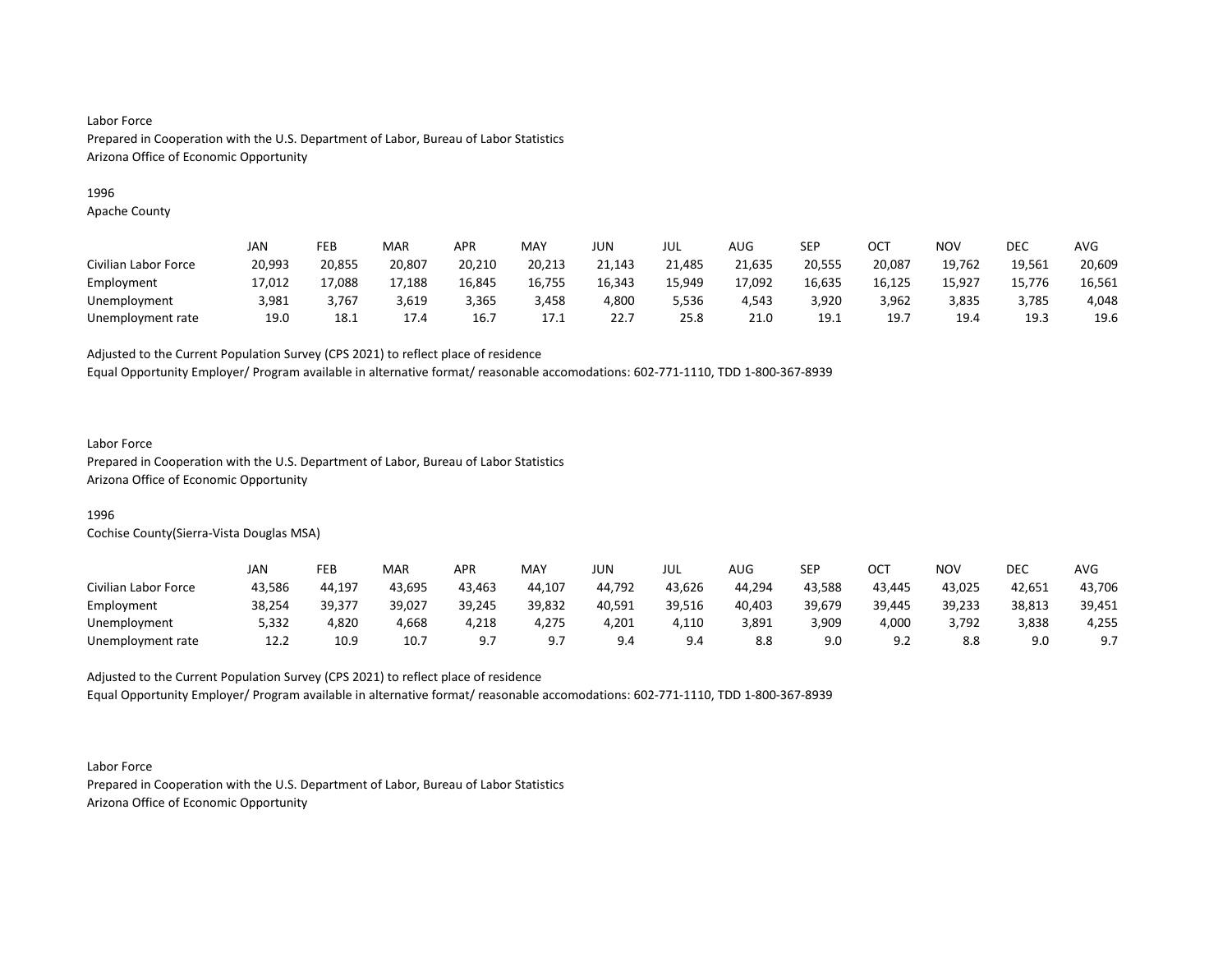Labor Force
Prepared in Cooperation with the U.S. Department of Labor, Bureau of Labor Statistics
Arizona Office of Economic Opportunity

1996
Apache County

| | JAN | FEB | MAR | APR | MAY | JUN | JUL | AUG | SEP | OCT | NOV | DEC | AVG |
|---|---|---|---|---|---|---|---|---|---|---|---|---|---|
| Civilian Labor Force | 20,993 | 20,855 | 20,807 | 20,210 | 20,213 | 21,143 | 21,485 | 21,635 | 20,555 | 20,087 | 19,762 | 19,561 | 20,609 |
| Employment | 17,012 | 17,088 | 17,188 | 16,845 | 16,755 | 16,343 | 15,949 | 17,092 | 16,635 | 16,125 | 15,927 | 15,776 | 16,561 |
| Unemployment | 3,981 | 3,767 | 3,619 | 3,365 | 3,458 | 4,800 | 5,536 | 4,543 | 3,920 | 3,962 | 3,835 | 3,785 | 4,048 |
| Unemployment rate | 19.0 | 18.1 | 17.4 | 16.7 | 17.1 | 22.7 | 25.8 | 21.0 | 19.1 | 19.7 | 19.4 | 19.3 | 19.6 |

Adjusted to the Current Population Survey (CPS 2021) to reflect place of residence
Equal Opportunity Employer/ Program available in alternative format/ reasonable accomodations: 602-771-1110, TDD 1-800-367-8939

Labor Force
Prepared in Cooperation with the U.S. Department of Labor, Bureau of Labor Statistics
Arizona Office of Economic Opportunity

1996
Cochise County(Sierra-Vista Douglas MSA)

| | JAN | FEB | MAR | APR | MAY | JUN | JUL | AUG | SEP | OCT | NOV | DEC | AVG |
|---|---|---|---|---|---|---|---|---|---|---|---|---|---|
| Civilian Labor Force | 43,586 | 44,197 | 43,695 | 43,463 | 44,107 | 44,792 | 43,626 | 44,294 | 43,588 | 43,445 | 43,025 | 42,651 | 43,706 |
| Employment | 38,254 | 39,377 | 39,027 | 39,245 | 39,832 | 40,591 | 39,516 | 40,403 | 39,679 | 39,445 | 39,233 | 38,813 | 39,451 |
| Unemployment | 5,332 | 4,820 | 4,668 | 4,218 | 4,275 | 4,201 | 4,110 | 3,891 | 3,909 | 4,000 | 3,792 | 3,838 | 4,255 |
| Unemployment rate | 12.2 | 10.9 | 10.7 | 9.7 | 9.7 | 9.4 | 9.4 | 8.8 | 9.0 | 9.2 | 8.8 | 9.0 | 9.7 |

Adjusted to the Current Population Survey (CPS 2021) to reflect place of residence
Equal Opportunity Employer/ Program available in alternative format/ reasonable accomodations: 602-771-1110, TDD 1-800-367-8939

Labor Force
Prepared in Cooperation with the U.S. Department of Labor, Bureau of Labor Statistics
Arizona Office of Economic Opportunity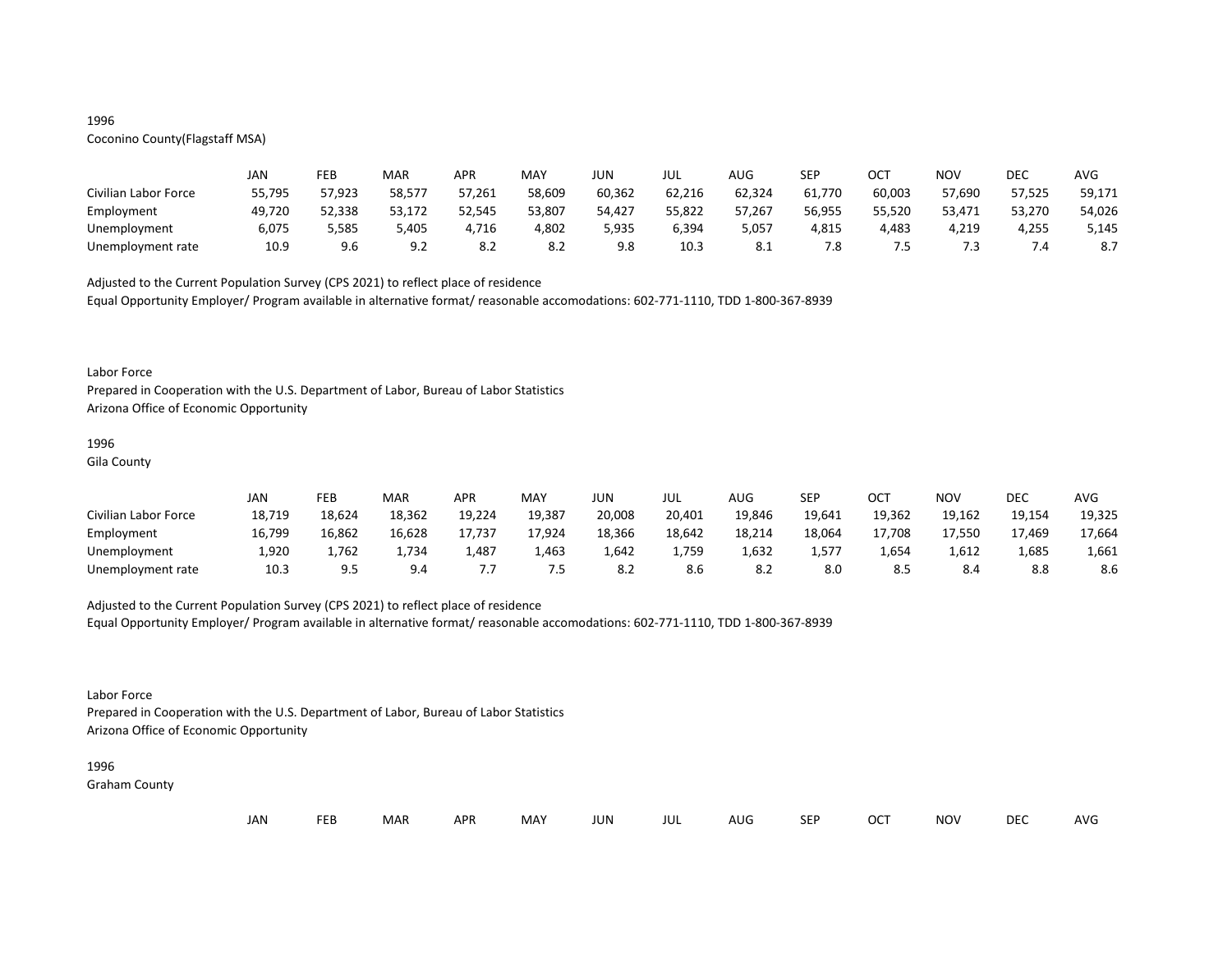1996
Coconino County(Flagstaff MSA)

| | JAN | FEB | MAR | APR | MAY | JUN | JUL | AUG | SEP | OCT | NOV | DEC | AVG |
|---|---|---|---|---|---|---|---|---|---|---|---|---|---|
| Civilian Labor Force | 55,795 | 57,923 | 58,577 | 57,261 | 58,609 | 60,362 | 62,216 | 62,324 | 61,770 | 60,003 | 57,690 | 57,525 | 59,171 |
| Employment | 49,720 | 52,338 | 53,172 | 52,545 | 53,807 | 54,427 | 55,822 | 57,267 | 56,955 | 55,520 | 53,471 | 53,270 | 54,026 |
| Unemployment | 6,075 | 5,585 | 5,405 | 4,716 | 4,802 | 5,935 | 6,394 | 5,057 | 4,815 | 4,483 | 4,219 | 4,255 | 5,145 |
| Unemployment rate | 10.9 | 9.6 | 9.2 | 8.2 | 8.2 | 9.8 | 10.3 | 8.1 | 7.8 | 7.5 | 7.3 | 7.4 | 8.7 |

Adjusted to the Current Population Survey (CPS 2021) to reflect place of residence
Equal Opportunity Employer/ Program available in alternative format/ reasonable accomodations: 602-771-1110, TDD 1-800-367-8939

Labor Force
Prepared in Cooperation with the U.S. Department of Labor, Bureau of Labor Statistics
Arizona Office of Economic Opportunity

1996
Gila County

| | JAN | FEB | MAR | APR | MAY | JUN | JUL | AUG | SEP | OCT | NOV | DEC | AVG |
|---|---|---|---|---|---|---|---|---|---|---|---|---|---|
| Civilian Labor Force | 18,719 | 18,624 | 18,362 | 19,224 | 19,387 | 20,008 | 20,401 | 19,846 | 19,641 | 19,362 | 19,162 | 19,154 | 19,325 |
| Employment | 16,799 | 16,862 | 16,628 | 17,737 | 17,924 | 18,366 | 18,642 | 18,214 | 18,064 | 17,708 | 17,550 | 17,469 | 17,664 |
| Unemployment | 1,920 | 1,762 | 1,734 | 1,487 | 1,463 | 1,642 | 1,759 | 1,632 | 1,577 | 1,654 | 1,612 | 1,685 | 1,661 |
| Unemployment rate | 10.3 | 9.5 | 9.4 | 7.7 | 7.5 | 8.2 | 8.6 | 8.2 | 8.0 | 8.5 | 8.4 | 8.8 | 8.6 |

Adjusted to the Current Population Survey (CPS 2021) to reflect place of residence
Equal Opportunity Employer/ Program available in alternative format/ reasonable accomodations: 602-771-1110, TDD 1-800-367-8939

Labor Force
Prepared in Cooperation with the U.S. Department of Labor, Bureau of Labor Statistics
Arizona Office of Economic Opportunity

1996
Graham County

| | JAN | FEB | MAR | APR | MAY | JUN | JUL | AUG | SEP | OCT | NOV | DEC | AVG |
|---|---|---|---|---|---|---|---|---|---|---|---|---|---|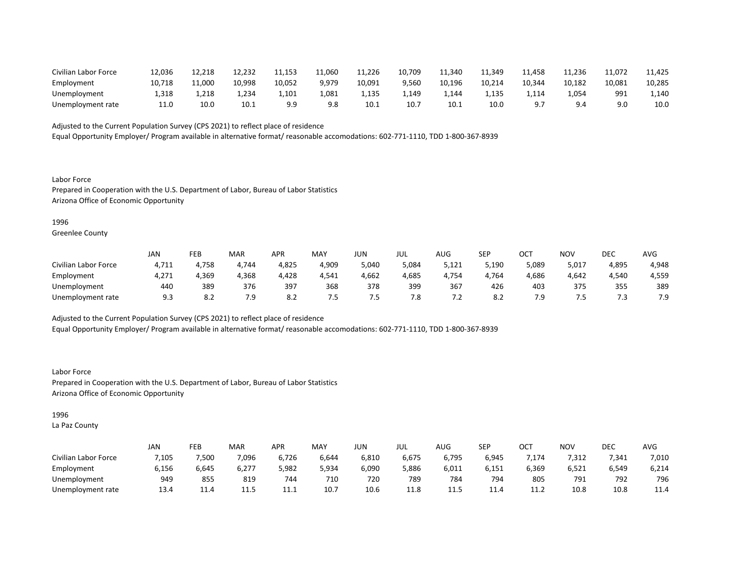| | | | | | | | | | | | | | |
|---|---|---|---|---|---|---|---|---|---|---|---|---|---|
| Civilian Labor Force | 12,036 | 12,218 | 12,232 | 11,153 | 11,060 | 11,226 | 10,709 | 11,340 | 11,349 | 11,458 | 11,236 | 11,072 | 11,425 |
| Employment | 10,718 | 11,000 | 10,998 | 10,052 | 9,979 | 10,091 | 9,560 | 10,196 | 10,214 | 10,344 | 10,182 | 10,081 | 10,285 |
| Unemployment | 1,318 | 1,218 | 1,234 | 1,101 | 1,081 | 1,135 | 1,149 | 1,144 | 1,135 | 1,114 | 1,054 | 991 | 1,140 |
| Unemployment rate | 11.0 | 10.0 | 10.1 | 9.9 | 9.8 | 10.1 | 10.7 | 10.1 | 10.0 | 9.7 | 9.4 | 9.0 | 10.0 |

Adjusted to the Current Population Survey (CPS 2021) to reflect place of residence

Equal Opportunity Employer/ Program available in alternative format/ reasonable accomodations: 602-771-1110, TDD 1-800-367-8939

Labor Force

Prepared in Cooperation with the U.S. Department of Labor, Bureau of Labor Statistics

Arizona Office of Economic Opportunity

1996

Greenlee County

| | JAN | FEB | MAR | APR | MAY | JUN | JUL | AUG | SEP | OCT | NOV | DEC | AVG |
|---|---|---|---|---|---|---|---|---|---|---|---|---|---|
| Civilian Labor Force | 4,711 | 4,758 | 4,744 | 4,825 | 4,909 | 5,040 | 5,084 | 5,121 | 5,190 | 5,089 | 5,017 | 4,895 | 4,948 |
| Employment | 4,271 | 4,369 | 4,368 | 4,428 | 4,541 | 4,662 | 4,685 | 4,754 | 4,764 | 4,686 | 4,642 | 4,540 | 4,559 |
| Unemployment | 440 | 389 | 376 | 397 | 368 | 378 | 399 | 367 | 426 | 403 | 375 | 355 | 389 |
| Unemployment rate | 9.3 | 8.2 | 7.9 | 8.2 | 7.5 | 7.5 | 7.8 | 7.2 | 8.2 | 7.9 | 7.5 | 7.3 | 7.9 |

Adjusted to the Current Population Survey (CPS 2021) to reflect place of residence

Equal Opportunity Employer/ Program available in alternative format/ reasonable accomodations: 602-771-1110, TDD 1-800-367-8939

Labor Force

Prepared in Cooperation with the U.S. Department of Labor, Bureau of Labor Statistics

Arizona Office of Economic Opportunity

1996

La Paz County

| | JAN | FEB | MAR | APR | MAY | JUN | JUL | AUG | SEP | OCT | NOV | DEC | AVG |
|---|---|---|---|---|---|---|---|---|---|---|---|---|---|
| Civilian Labor Force | 7,105 | 7,500 | 7,096 | 6,726 | 6,644 | 6,810 | 6,675 | 6,795 | 6,945 | 7,174 | 7,312 | 7,341 | 7,010 |
| Employment | 6,156 | 6,645 | 6,277 | 5,982 | 5,934 | 6,090 | 5,886 | 6,011 | 6,151 | 6,369 | 6,521 | 6,549 | 6,214 |
| Unemployment | 949 | 855 | 819 | 744 | 710 | 720 | 789 | 784 | 794 | 805 | 791 | 792 | 796 |
| Unemployment rate | 13.4 | 11.4 | 11.5 | 11.1 | 10.7 | 10.6 | 11.8 | 11.5 | 11.4 | 11.2 | 10.8 | 10.8 | 11.4 |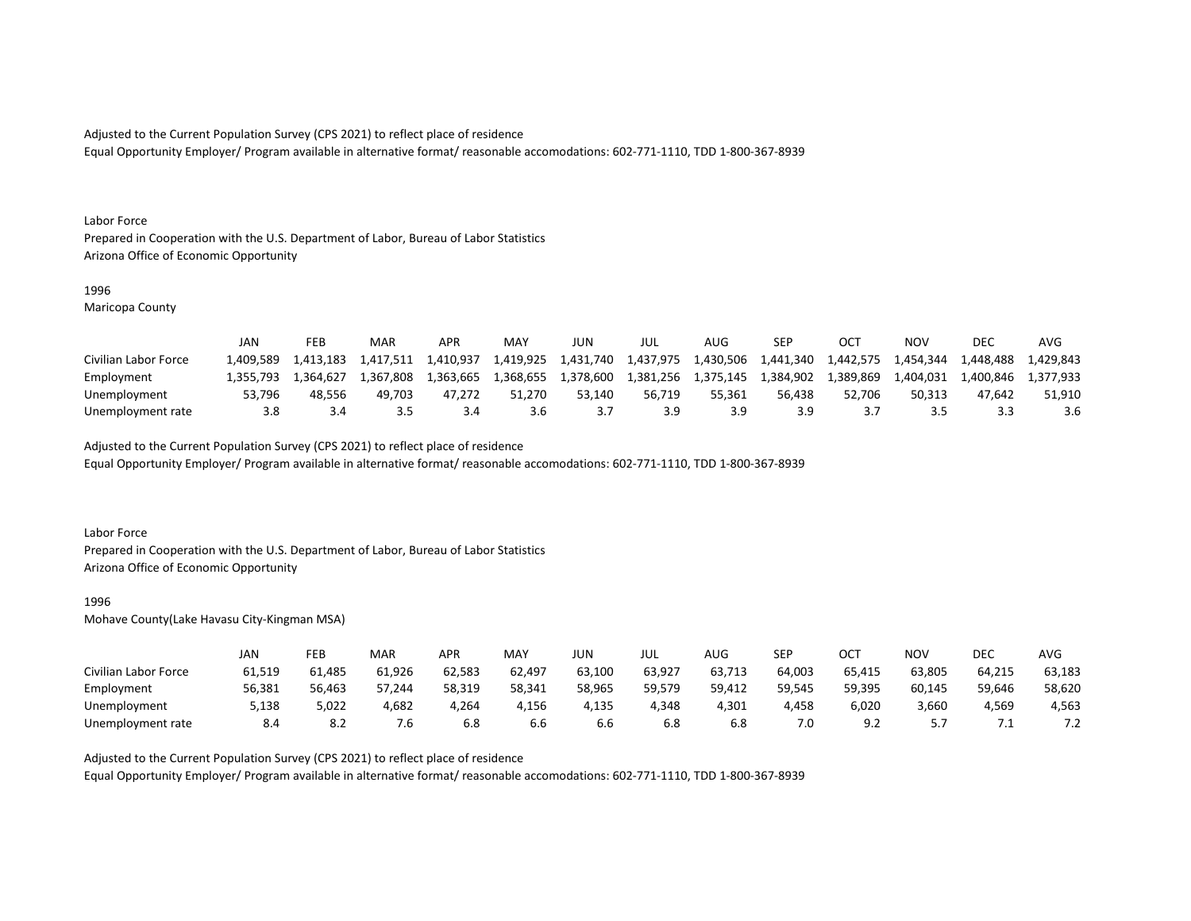Adjusted to the Current Population Survey (CPS 2021) to reflect place of residence
Equal Opportunity Employer/ Program available in alternative format/ reasonable accomodations: 602-771-1110, TDD 1-800-367-8939

Labor Force
Prepared in Cooperation with the U.S. Department of Labor, Bureau of Labor Statistics
Arizona Office of Economic Opportunity

1996
Maricopa County

| | JAN | FEB | MAR | APR | MAY | JUN | JUL | AUG | SEP | OCT | NOV | DEC | AVG |
|---|---|---|---|---|---|---|---|---|---|---|---|---|---|
| Civilian Labor Force | 1,409,589 | 1,413,183 | 1,417,511 | 1,410,937 | 1,419,925 | 1,431,740 | 1,437,975 | 1,430,506 | 1,441,340 | 1,442,575 | 1,454,344 | 1,448,488 | 1,429,843 |
| Employment | 1,355,793 | 1,364,627 | 1,367,808 | 1,363,665 | 1,368,655 | 1,378,600 | 1,381,256 | 1,375,145 | 1,384,902 | 1,389,869 | 1,404,031 | 1,400,846 | 1,377,933 |
| Unemployment | 53,796 | 48,556 | 49,703 | 47,272 | 51,270 | 53,140 | 56,719 | 55,361 | 56,438 | 52,706 | 50,313 | 47,642 | 51,910 |
| Unemployment rate | 3.8 | 3.4 | 3.5 | 3.4 | 3.6 | 3.7 | 3.9 | 3.9 | 3.9 | 3.7 | 3.5 | 3.3 | 3.6 |

Adjusted to the Current Population Survey (CPS 2021) to reflect place of residence
Equal Opportunity Employer/ Program available in alternative format/ reasonable accomodations: 602-771-1110, TDD 1-800-367-8939

Labor Force
Prepared in Cooperation with the U.S. Department of Labor, Bureau of Labor Statistics
Arizona Office of Economic Opportunity

1996
Mohave County(Lake Havasu City-Kingman MSA)

| | JAN | FEB | MAR | APR | MAY | JUN | JUL | AUG | SEP | OCT | NOV | DEC | AVG |
|---|---|---|---|---|---|---|---|---|---|---|---|---|---|
| Civilian Labor Force | 61,519 | 61,485 | 61,926 | 62,583 | 62,497 | 63,100 | 63,927 | 63,713 | 64,003 | 65,415 | 63,805 | 64,215 | 63,183 |
| Employment | 56,381 | 56,463 | 57,244 | 58,319 | 58,341 | 58,965 | 59,579 | 59,412 | 59,545 | 59,395 | 60,145 | 59,646 | 58,620 |
| Unemployment | 5,138 | 5,022 | 4,682 | 4,264 | 4,156 | 4,135 | 4,348 | 4,301 | 4,458 | 6,020 | 3,660 | 4,569 | 4,563 |
| Unemployment rate | 8.4 | 8.2 | 7.6 | 6.8 | 6.6 | 6.6 | 6.8 | 6.8 | 7.0 | 9.2 | 5.7 | 7.1 | 7.2 |

Adjusted to the Current Population Survey (CPS 2021) to reflect place of residence
Equal Opportunity Employer/ Program available in alternative format/ reasonable accomodations: 602-771-1110, TDD 1-800-367-8939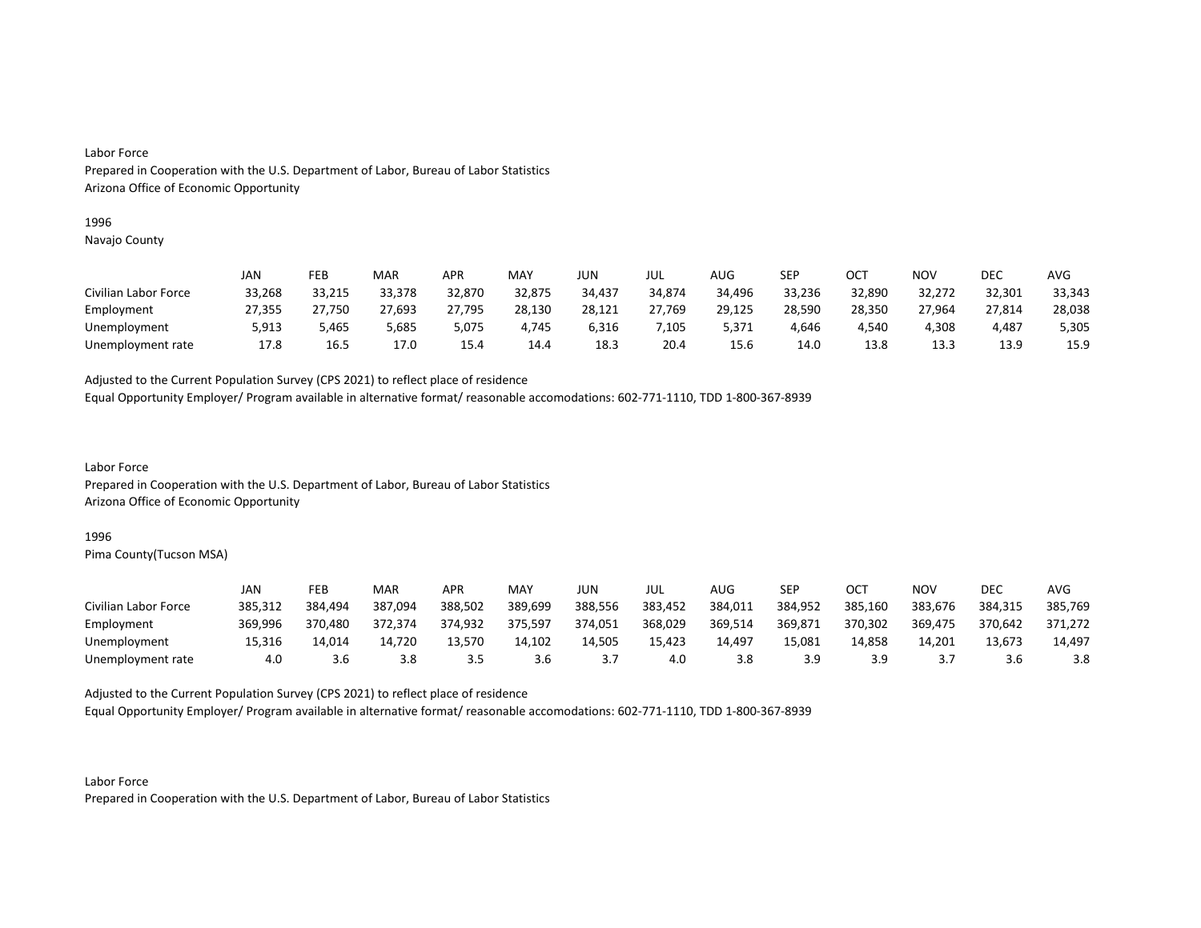Labor Force
Prepared in Cooperation with the U.S. Department of Labor, Bureau of Labor Statistics
Arizona Office of Economic Opportunity

1996
Navajo County

| | JAN | FEB | MAR | APR | MAY | JUN | JUL | AUG | SEP | OCT | NOV | DEC | AVG |
|---|---|---|---|---|---|---|---|---|---|---|---|---|---|
| Civilian Labor Force | 33,268 | 33,215 | 33,378 | 32,870 | 32,875 | 34,437 | 34,874 | 34,496 | 33,236 | 32,890 | 32,272 | 32,301 | 33,343 |
| Employment | 27,355 | 27,750 | 27,693 | 27,795 | 28,130 | 28,121 | 27,769 | 29,125 | 28,590 | 28,350 | 27,964 | 27,814 | 28,038 |
| Unemployment | 5,913 | 5,465 | 5,685 | 5,075 | 4,745 | 6,316 | 7,105 | 5,371 | 4,646 | 4,540 | 4,308 | 4,487 | 5,305 |
| Unemployment rate | 17.8 | 16.5 | 17.0 | 15.4 | 14.4 | 18.3 | 20.4 | 15.6 | 14.0 | 13.8 | 13.3 | 13.9 | 15.9 |

Adjusted to the Current Population Survey (CPS 2021) to reflect place of residence
Equal Opportunity Employer/ Program available in alternative format/ reasonable accomodations: 602-771-1110, TDD 1-800-367-8939

Labor Force
Prepared in Cooperation with the U.S. Department of Labor, Bureau of Labor Statistics
Arizona Office of Economic Opportunity

1996
Pima County(Tucson MSA)

| | JAN | FEB | MAR | APR | MAY | JUN | JUL | AUG | SEP | OCT | NOV | DEC | AVG |
|---|---|---|---|---|---|---|---|---|---|---|---|---|---|
| Civilian Labor Force | 385,312 | 384,494 | 387,094 | 388,502 | 389,699 | 388,556 | 383,452 | 384,011 | 384,952 | 385,160 | 383,676 | 384,315 | 385,769 |
| Employment | 369,996 | 370,480 | 372,374 | 374,932 | 375,597 | 374,051 | 368,029 | 369,514 | 369,871 | 370,302 | 369,475 | 370,642 | 371,272 |
| Unemployment | 15,316 | 14,014 | 14,720 | 13,570 | 14,102 | 14,505 | 15,423 | 14,497 | 15,081 | 14,858 | 14,201 | 13,673 | 14,497 |
| Unemployment rate | 4.0 | 3.6 | 3.8 | 3.5 | 3.6 | 3.7 | 4.0 | 3.8 | 3.9 | 3.9 | 3.7 | 3.6 | 3.8 |

Adjusted to the Current Population Survey (CPS 2021) to reflect place of residence
Equal Opportunity Employer/ Program available in alternative format/ reasonable accomodations: 602-771-1110, TDD 1-800-367-8939

Labor Force
Prepared in Cooperation with the U.S. Department of Labor, Bureau of Labor Statistics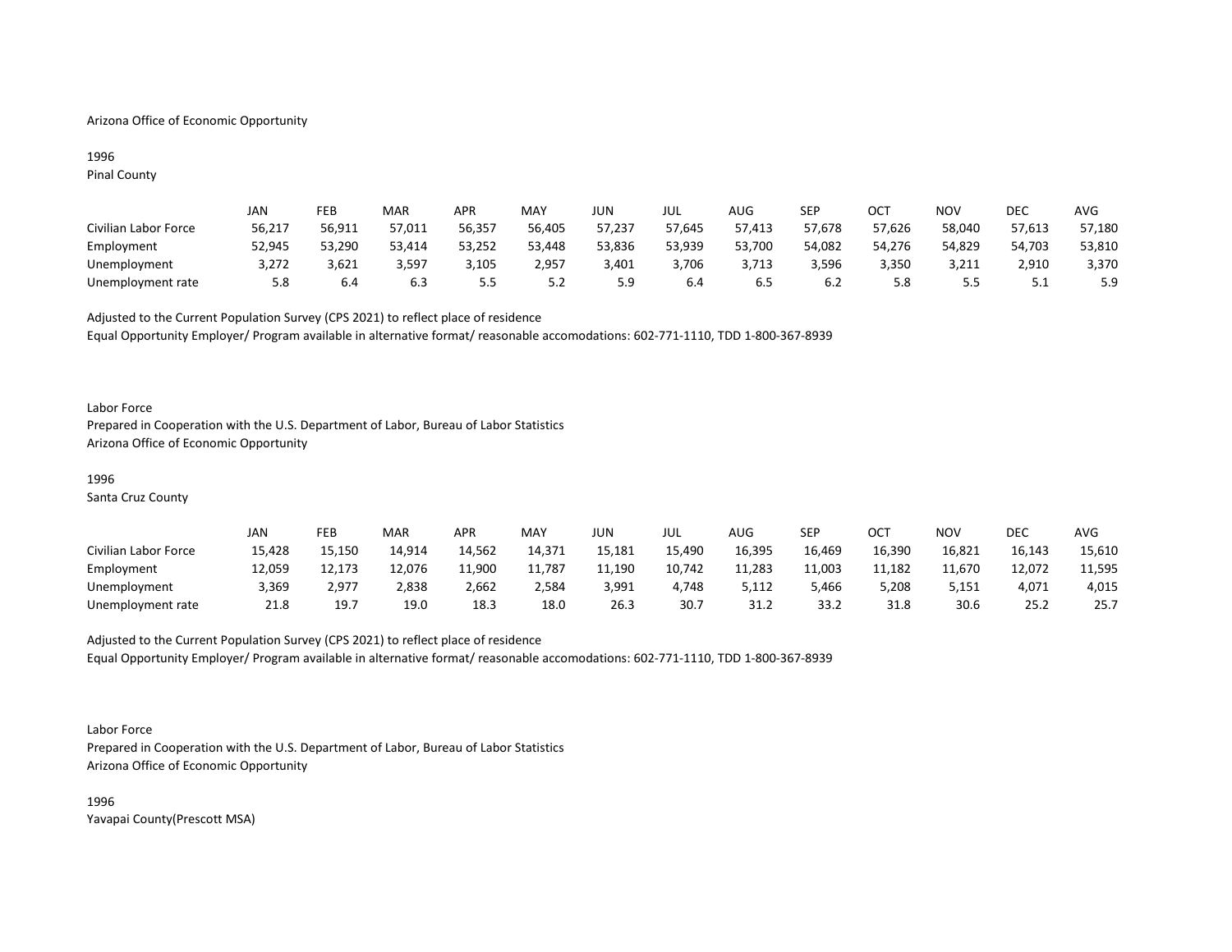Arizona Office of Economic Opportunity

1996
Pinal County

| | JAN | FEB | MAR | APR | MAY | JUN | JUL | AUG | SEP | OCT | NOV | DEC | AVG |
|---|---|---|---|---|---|---|---|---|---|---|---|---|---|
| Civilian Labor Force | 56,217 | 56,911 | 57,011 | 56,357 | 56,405 | 57,237 | 57,645 | 57,413 | 57,678 | 57,626 | 58,040 | 57,613 | 57,180 |
| Employment | 52,945 | 53,290 | 53,414 | 53,252 | 53,448 | 53,836 | 53,939 | 53,700 | 54,082 | 54,276 | 54,829 | 54,703 | 53,810 |
| Unemployment | 3,272 | 3,621 | 3,597 | 3,105 | 2,957 | 3,401 | 3,706 | 3,713 | 3,596 | 3,350 | 3,211 | 2,910 | 3,370 |
| Unemployment rate | 5.8 | 6.4 | 6.3 | 5.5 | 5.2 | 5.9 | 6.4 | 6.5 | 6.2 | 5.8 | 5.5 | 5.1 | 5.9 |

Adjusted to the Current Population Survey (CPS 2021) to reflect place of residence
Equal Opportunity Employer/ Program available in alternative format/ reasonable accomodations: 602-771-1110, TDD 1-800-367-8939

Labor Force
Prepared in Cooperation with the U.S. Department of Labor, Bureau of Labor Statistics
Arizona Office of Economic Opportunity

1996
Santa Cruz County

| | JAN | FEB | MAR | APR | MAY | JUN | JUL | AUG | SEP | OCT | NOV | DEC | AVG |
|---|---|---|---|---|---|---|---|---|---|---|---|---|---|
| Civilian Labor Force | 15,428 | 15,150 | 14,914 | 14,562 | 14,371 | 15,181 | 15,490 | 16,395 | 16,469 | 16,390 | 16,821 | 16,143 | 15,610 |
| Employment | 12,059 | 12,173 | 12,076 | 11,900 | 11,787 | 11,190 | 10,742 | 11,283 | 11,003 | 11,182 | 11,670 | 12,072 | 11,595 |
| Unemployment | 3,369 | 2,977 | 2,838 | 2,662 | 2,584 | 3,991 | 4,748 | 5,112 | 5,466 | 5,208 | 5,151 | 4,071 | 4,015 |
| Unemployment rate | 21.8 | 19.7 | 19.0 | 18.3 | 18.0 | 26.3 | 30.7 | 31.2 | 33.2 | 31.8 | 30.6 | 25.2 | 25.7 |

Adjusted to the Current Population Survey (CPS 2021) to reflect place of residence
Equal Opportunity Employer/ Program available in alternative format/ reasonable accomodations: 602-771-1110, TDD 1-800-367-8939

Labor Force
Prepared in Cooperation with the U.S. Department of Labor, Bureau of Labor Statistics
Arizona Office of Economic Opportunity

1996
Yavapai County(Prescott MSA)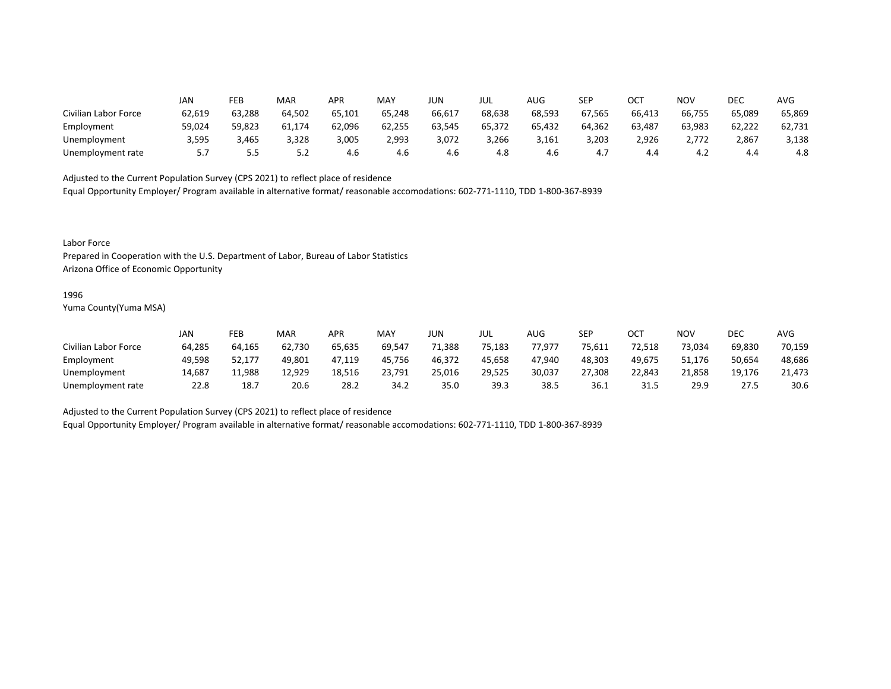| | JAN | FEB | MAR | APR | MAY | JUN | JUL | AUG | SEP | OCT | NOV | DEC | AVG |
|---|---|---|---|---|---|---|---|---|---|---|---|---|---|
| Civilian Labor Force | 62,619 | 63,288 | 64,502 | 65,101 | 65,248 | 66,617 | 68,638 | 68,593 | 67,565 | 66,413 | 66,755 | 65,089 | 65,869 |
| Employment | 59,024 | 59,823 | 61,174 | 62,096 | 62,255 | 63,545 | 65,372 | 65,432 | 64,362 | 63,487 | 63,983 | 62,222 | 62,731 |
| Unemployment | 3,595 | 3,465 | 3,328 | 3,005 | 2,993 | 3,072 | 3,266 | 3,161 | 3,203 | 2,926 | 2,772 | 2,867 | 3,138 |
| Unemployment rate | 5.7 | 5.5 | 5.2 | 4.6 | 4.6 | 4.6 | 4.8 | 4.6 | 4.7 | 4.4 | 4.2 | 4.4 | 4.8 |

Adjusted to the Current Population Survey (CPS 2021) to reflect place of residence
Equal Opportunity Employer/ Program available in alternative format/ reasonable accomodations: 602-771-1110, TDD 1-800-367-8939

Labor Force
Prepared in Cooperation with the U.S. Department of Labor, Bureau of Labor Statistics
Arizona Office of Economic Opportunity

1996
Yuma County(Yuma MSA)

| | JAN | FEB | MAR | APR | MAY | JUN | JUL | AUG | SEP | OCT | NOV | DEC | AVG |
|---|---|---|---|---|---|---|---|---|---|---|---|---|---|
| Civilian Labor Force | 64,285 | 64,165 | 62,730 | 65,635 | 69,547 | 71,388 | 75,183 | 77,977 | 75,611 | 72,518 | 73,034 | 69,830 | 70,159 |
| Employment | 49,598 | 52,177 | 49,801 | 47,119 | 45,756 | 46,372 | 45,658 | 47,940 | 48,303 | 49,675 | 51,176 | 50,654 | 48,686 |
| Unemployment | 14,687 | 11,988 | 12,929 | 18,516 | 23,791 | 25,016 | 29,525 | 30,037 | 27,308 | 22,843 | 21,858 | 19,176 | 21,473 |
| Unemployment rate | 22.8 | 18.7 | 20.6 | 28.2 | 34.2 | 35.0 | 39.3 | 38.5 | 36.1 | 31.5 | 29.9 | 27.5 | 30.6 |

Adjusted to the Current Population Survey (CPS 2021) to reflect place of residence
Equal Opportunity Employer/ Program available in alternative format/ reasonable accomodations: 602-771-1110, TDD 1-800-367-8939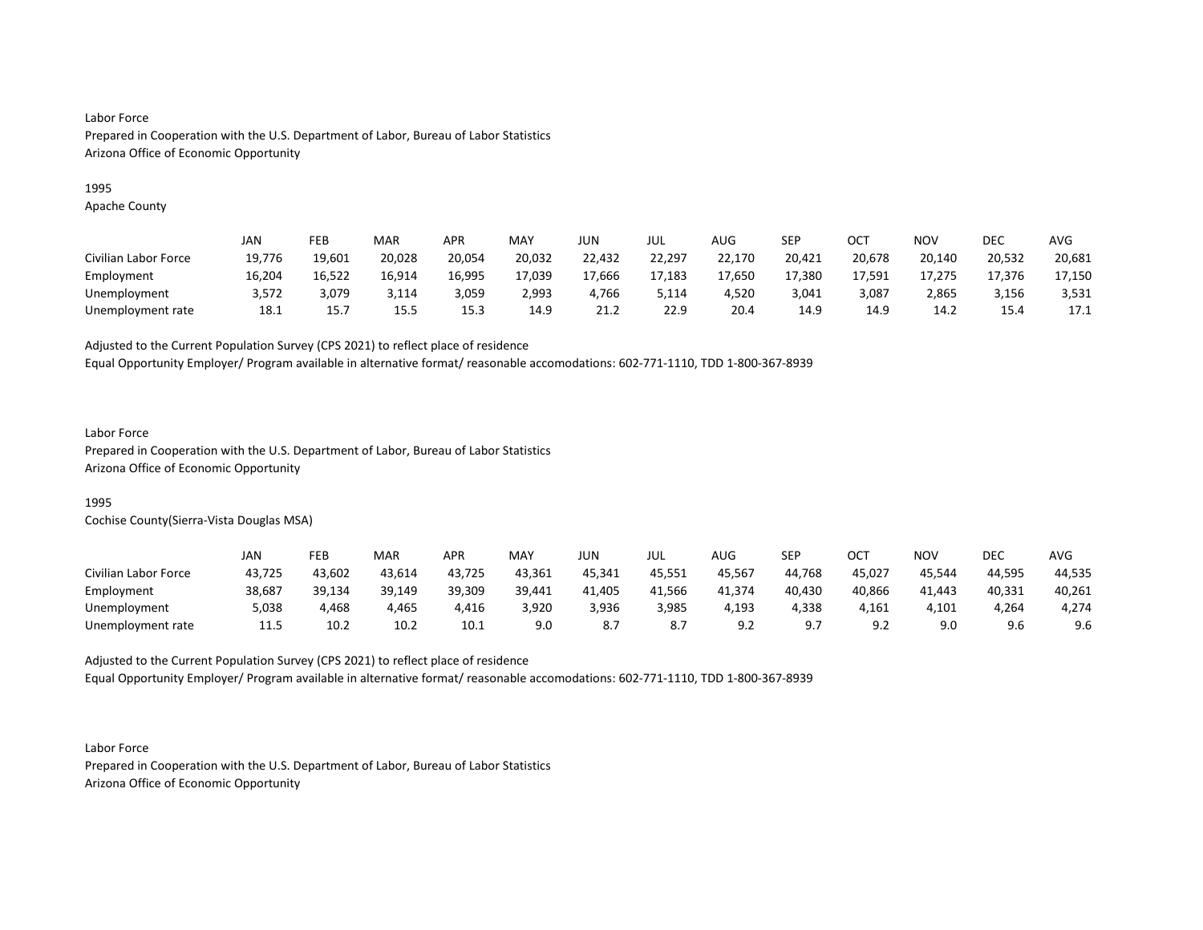Labor Force
Prepared in Cooperation with the U.S. Department of Labor, Bureau of Labor Statistics
Arizona Office of Economic Opportunity

1995
Apache County

| | JAN | FEB | MAR | APR | MAY | JUN | JUL | AUG | SEP | OCT | NOV | DEC | AVG |
|---|---|---|---|---|---|---|---|---|---|---|---|---|---|
| Civilian Labor Force | 19,776 | 19,601 | 20,028 | 20,054 | 20,032 | 22,432 | 22,297 | 22,170 | 20,421 | 20,678 | 20,140 | 20,532 | 20,681 |
| Employment | 16,204 | 16,522 | 16,914 | 16,995 | 17,039 | 17,666 | 17,183 | 17,650 | 17,380 | 17,591 | 17,275 | 17,376 | 17,150 |
| Unemployment | 3,572 | 3,079 | 3,114 | 3,059 | 2,993 | 4,766 | 5,114 | 4,520 | 3,041 | 3,087 | 2,865 | 3,156 | 3,531 |
| Unemployment rate | 18.1 | 15.7 | 15.5 | 15.3 | 14.9 | 21.2 | 22.9 | 20.4 | 14.9 | 14.9 | 14.2 | 15.4 | 17.1 |

Adjusted to the Current Population Survey (CPS 2021) to reflect place of residence
Equal Opportunity Employer/ Program available in alternative format/ reasonable accomodations: 602-771-1110, TDD 1-800-367-8939

Labor Force
Prepared in Cooperation with the U.S. Department of Labor, Bureau of Labor Statistics
Arizona Office of Economic Opportunity

1995
Cochise County(Sierra-Vista Douglas MSA)

| | JAN | FEB | MAR | APR | MAY | JUN | JUL | AUG | SEP | OCT | NOV | DEC | AVG |
|---|---|---|---|---|---|---|---|---|---|---|---|---|---|
| Civilian Labor Force | 43,725 | 43,602 | 43,614 | 43,725 | 43,361 | 45,341 | 45,551 | 45,567 | 44,768 | 45,027 | 45,544 | 44,595 | 44,535 |
| Employment | 38,687 | 39,134 | 39,149 | 39,309 | 39,441 | 41,405 | 41,566 | 41,374 | 40,430 | 40,866 | 41,443 | 40,331 | 40,261 |
| Unemployment | 5,038 | 4,468 | 4,465 | 4,416 | 3,920 | 3,936 | 3,985 | 4,193 | 4,338 | 4,161 | 4,101 | 4,264 | 4,274 |
| Unemployment rate | 11.5 | 10.2 | 10.2 | 10.1 | 9.0 | 8.7 | 8.7 | 9.2 | 9.7 | 9.2 | 9.0 | 9.6 | 9.6 |

Adjusted to the Current Population Survey (CPS 2021) to reflect place of residence
Equal Opportunity Employer/ Program available in alternative format/ reasonable accomodations: 602-771-1110, TDD 1-800-367-8939

Labor Force
Prepared in Cooperation with the U.S. Department of Labor, Bureau of Labor Statistics
Arizona Office of Economic Opportunity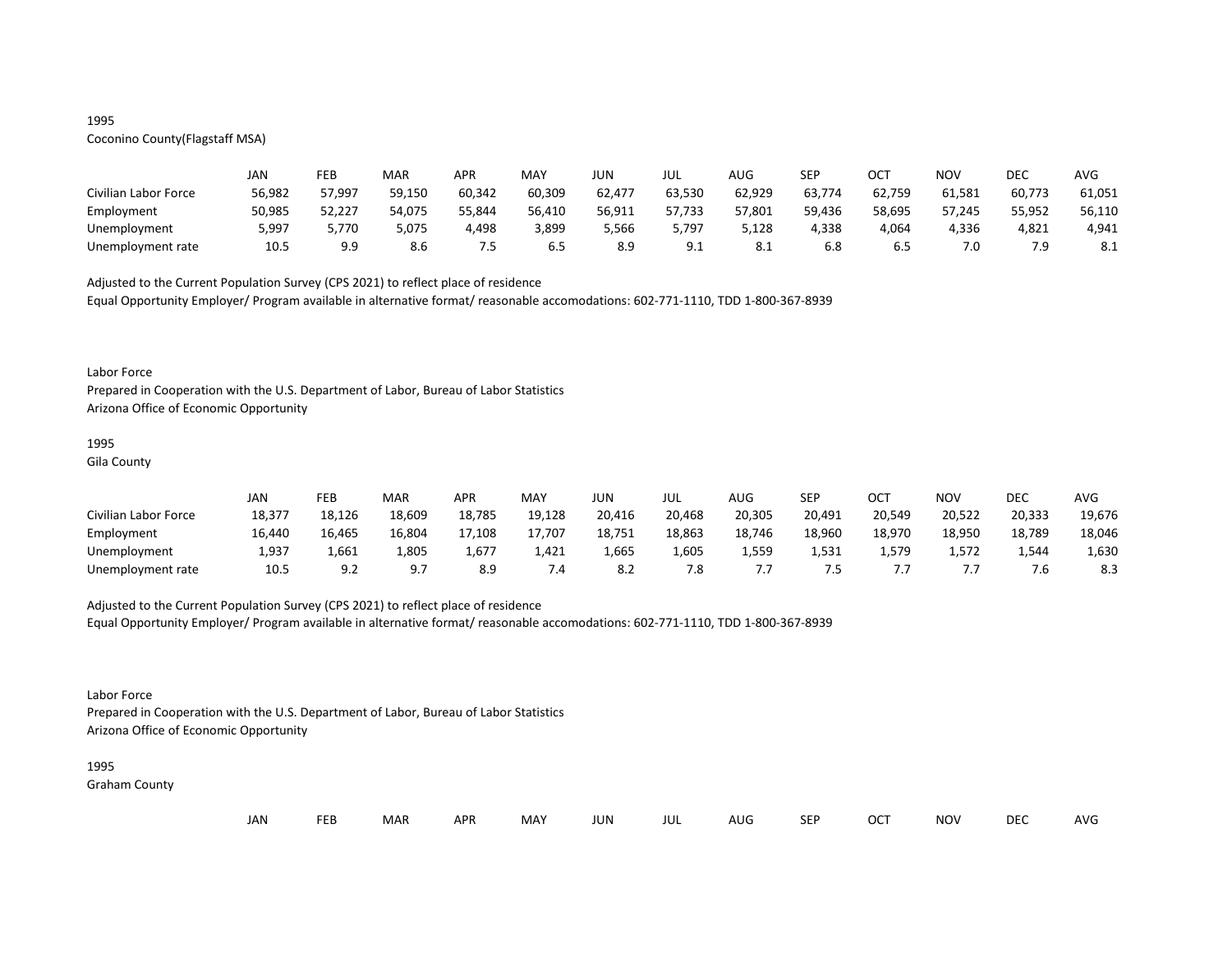1995
Coconino County(Flagstaff MSA)

| | JAN | FEB | MAR | APR | MAY | JUN | JUL | AUG | SEP | OCT | NOV | DEC | AVG |
|---|---|---|---|---|---|---|---|---|---|---|---|---|---|
| Civilian Labor Force | 56,982 | 57,997 | 59,150 | 60,342 | 60,309 | 62,477 | 63,530 | 62,929 | 63,774 | 62,759 | 61,581 | 60,773 | 61,051 |
| Employment | 50,985 | 52,227 | 54,075 | 55,844 | 56,410 | 56,911 | 57,733 | 57,801 | 59,436 | 58,695 | 57,245 | 55,952 | 56,110 |
| Unemployment | 5,997 | 5,770 | 5,075 | 4,498 | 3,899 | 5,566 | 5,797 | 5,128 | 4,338 | 4,064 | 4,336 | 4,821 | 4,941 |
| Unemployment rate | 10.5 | 9.9 | 8.6 | 7.5 | 6.5 | 8.9 | 9.1 | 8.1 | 6.8 | 6.5 | 7.0 | 7.9 | 8.1 |

Adjusted to the Current Population Survey (CPS 2021) to reflect place of residence
Equal Opportunity Employer/ Program available in alternative format/ reasonable accomodations: 602-771-1110, TDD 1-800-367-8939

Labor Force
Prepared in Cooperation with the U.S. Department of Labor, Bureau of Labor Statistics
Arizona Office of Economic Opportunity

1995
Gila County

| | JAN | FEB | MAR | APR | MAY | JUN | JUL | AUG | SEP | OCT | NOV | DEC | AVG |
|---|---|---|---|---|---|---|---|---|---|---|---|---|---|
| Civilian Labor Force | 18,377 | 18,126 | 18,609 | 18,785 | 19,128 | 20,416 | 20,468 | 20,305 | 20,491 | 20,549 | 20,522 | 20,333 | 19,676 |
| Employment | 16,440 | 16,465 | 16,804 | 17,108 | 17,707 | 18,751 | 18,863 | 18,746 | 18,960 | 18,970 | 18,950 | 18,789 | 18,046 |
| Unemployment | 1,937 | 1,661 | 1,805 | 1,677 | 1,421 | 1,665 | 1,605 | 1,559 | 1,531 | 1,579 | 1,572 | 1,544 | 1,630 |
| Unemployment rate | 10.5 | 9.2 | 9.7 | 8.9 | 7.4 | 8.2 | 7.8 | 7.7 | 7.5 | 7.7 | 7.7 | 7.6 | 8.3 |

Adjusted to the Current Population Survey (CPS 2021) to reflect place of residence
Equal Opportunity Employer/ Program available in alternative format/ reasonable accomodations: 602-771-1110, TDD 1-800-367-8939

Labor Force
Prepared in Cooperation with the U.S. Department of Labor, Bureau of Labor Statistics
Arizona Office of Economic Opportunity

1995
Graham County

| | JAN | FEB | MAR | APR | MAY | JUN | JUL | AUG | SEP | OCT | NOV | DEC | AVG |
|---|---|---|---|---|---|---|---|---|---|---|---|---|---|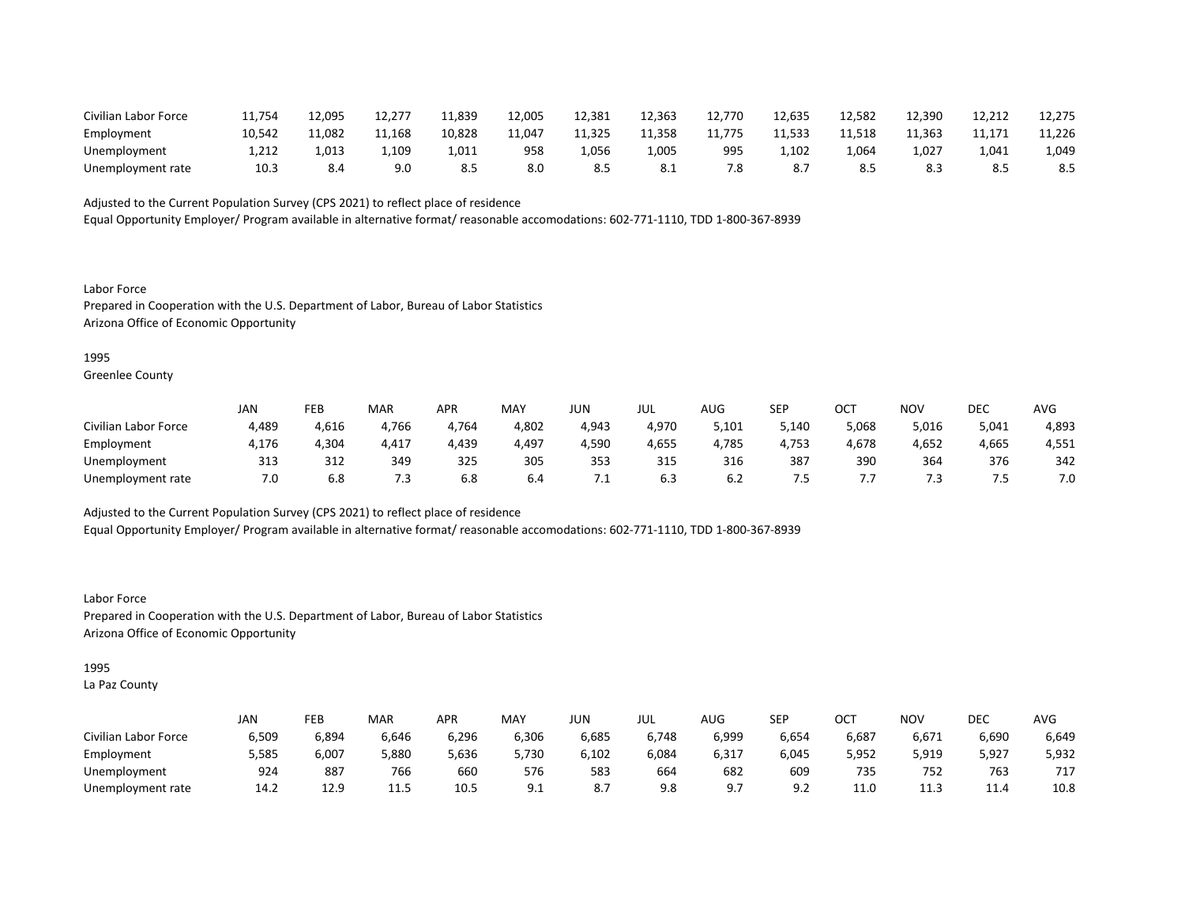| | | | | | | | | | | | | | |
|---|---|---|---|---|---|---|---|---|---|---|---|---|---|
| Civilian Labor Force | 11,754 | 12,095 | 12,277 | 11,839 | 12,005 | 12,381 | 12,363 | 12,770 | 12,635 | 12,582 | 12,390 | 12,212 | 12,275 |
| Employment | 10,542 | 11,082 | 11,168 | 10,828 | 11,047 | 11,325 | 11,358 | 11,775 | 11,533 | 11,518 | 11,363 | 11,171 | 11,226 |
| Unemployment | 1,212 | 1,013 | 1,109 | 1,011 | 958 | 1,056 | 1,005 | 995 | 1,102 | 1,064 | 1,027 | 1,041 | 1,049 |
| Unemployment rate | 10.3 | 8.4 | 9.0 | 8.5 | 8.0 | 8.5 | 8.1 | 7.8 | 8.7 | 8.5 | 8.3 | 8.5 | 8.5 |

Adjusted to the Current Population Survey (CPS 2021) to reflect place of residence
Equal Opportunity Employer/ Program available in alternative format/ reasonable accomodations: 602-771-1110, TDD 1-800-367-8939

Labor Force
Prepared in Cooperation with the U.S. Department of Labor, Bureau of Labor Statistics
Arizona Office of Economic Opportunity

1995
Greenlee County

| | JAN | FEB | MAR | APR | MAY | JUN | JUL | AUG | SEP | OCT | NOV | DEC | AVG |
|---|---|---|---|---|---|---|---|---|---|---|---|---|---|
| Civilian Labor Force | 4,489 | 4,616 | 4,766 | 4,764 | 4,802 | 4,943 | 4,970 | 5,101 | 5,140 | 5,068 | 5,016 | 5,041 | 4,893 |
| Employment | 4,176 | 4,304 | 4,417 | 4,439 | 4,497 | 4,590 | 4,655 | 4,785 | 4,753 | 4,678 | 4,652 | 4,665 | 4,551 |
| Unemployment | 313 | 312 | 349 | 325 | 305 | 353 | 315 | 316 | 387 | 390 | 364 | 376 | 342 |
| Unemployment rate | 7.0 | 6.8 | 7.3 | 6.8 | 6.4 | 7.1 | 6.3 | 6.2 | 7.5 | 7.7 | 7.3 | 7.5 | 7.0 |

Adjusted to the Current Population Survey (CPS 2021) to reflect place of residence
Equal Opportunity Employer/ Program available in alternative format/ reasonable accomodations: 602-771-1110, TDD 1-800-367-8939

Labor Force
Prepared in Cooperation with the U.S. Department of Labor, Bureau of Labor Statistics
Arizona Office of Economic Opportunity

1995
La Paz County

| | JAN | FEB | MAR | APR | MAY | JUN | JUL | AUG | SEP | OCT | NOV | DEC | AVG |
|---|---|---|---|---|---|---|---|---|---|---|---|---|---|
| Civilian Labor Force | 6,509 | 6,894 | 6,646 | 6,296 | 6,306 | 6,685 | 6,748 | 6,999 | 6,654 | 6,687 | 6,671 | 6,690 | 6,649 |
| Employment | 5,585 | 6,007 | 5,880 | 5,636 | 5,730 | 6,102 | 6,084 | 6,317 | 6,045 | 5,952 | 5,919 | 5,927 | 5,932 |
| Unemployment | 924 | 887 | 766 | 660 | 576 | 583 | 664 | 682 | 609 | 735 | 752 | 763 | 717 |
| Unemployment rate | 14.2 | 12.9 | 11.5 | 10.5 | 9.1 | 8.7 | 9.8 | 9.7 | 9.2 | 11.0 | 11.3 | 11.4 | 10.8 |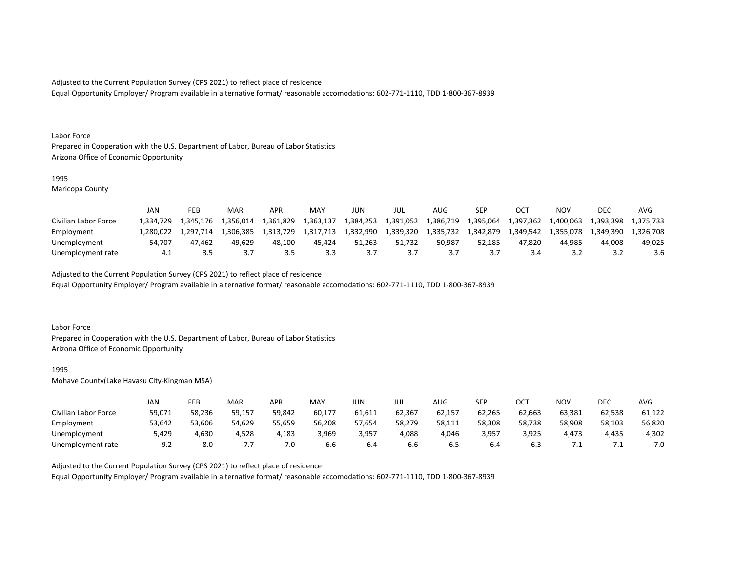Adjusted to the Current Population Survey (CPS 2021) to reflect place of residence
Equal Opportunity Employer/ Program available in alternative format/ reasonable accomodations: 602-771-1110, TDD 1-800-367-8939

Labor Force
Prepared in Cooperation with the U.S. Department of Labor, Bureau of Labor Statistics
Arizona Office of Economic Opportunity

1995
Maricopa County

| | JAN | FEB | MAR | APR | MAY | JUN | JUL | AUG | SEP | OCT | NOV | DEC | AVG |
|---|---|---|---|---|---|---|---|---|---|---|---|---|---|
| Civilian Labor Force | 1,334,729 | 1,345,176 | 1,356,014 | 1,361,829 | 1,363,137 | 1,384,253 | 1,391,052 | 1,386,719 | 1,395,064 | 1,397,362 | 1,400,063 | 1,393,398 | 1,375,733 |
| Employment | 1,280,022 | 1,297,714 | 1,306,385 | 1,313,729 | 1,317,713 | 1,332,990 | 1,339,320 | 1,335,732 | 1,342,879 | 1,349,542 | 1,355,078 | 1,349,390 | 1,326,708 |
| Unemployment | 54,707 | 47,462 | 49,629 | 48,100 | 45,424 | 51,263 | 51,732 | 50,987 | 52,185 | 47,820 | 44,985 | 44,008 | 49,025 |
| Unemployment rate | 4.1 | 3.5 | 3.7 | 3.5 | 3.3 | 3.7 | 3.7 | 3.7 | 3.7 | 3.4 | 3.2 | 3.2 | 3.6 |

Adjusted to the Current Population Survey (CPS 2021) to reflect place of residence
Equal Opportunity Employer/ Program available in alternative format/ reasonable accomodations: 602-771-1110, TDD 1-800-367-8939

Labor Force
Prepared in Cooperation with the U.S. Department of Labor, Bureau of Labor Statistics
Arizona Office of Economic Opportunity

1995
Mohave County(Lake Havasu City-Kingman MSA)

| | JAN | FEB | MAR | APR | MAY | JUN | JUL | AUG | SEP | OCT | NOV | DEC | AVG |
|---|---|---|---|---|---|---|---|---|---|---|---|---|---|
| Civilian Labor Force | 59,071 | 58,236 | 59,157 | 59,842 | 60,177 | 61,611 | 62,367 | 62,157 | 62,265 | 62,663 | 63,381 | 62,538 | 61,122 |
| Employment | 53,642 | 53,606 | 54,629 | 55,659 | 56,208 | 57,654 | 58,279 | 58,111 | 58,308 | 58,738 | 58,908 | 58,103 | 56,820 |
| Unemployment | 5,429 | 4,630 | 4,528 | 4,183 | 3,969 | 3,957 | 4,088 | 4,046 | 3,957 | 3,925 | 4,473 | 4,435 | 4,302 |
| Unemployment rate | 9.2 | 8.0 | 7.7 | 7.0 | 6.6 | 6.4 | 6.6 | 6.5 | 6.4 | 6.3 | 7.1 | 7.1 | 7.0 |

Adjusted to the Current Population Survey (CPS 2021) to reflect place of residence
Equal Opportunity Employer/ Program available in alternative format/ reasonable accomodations: 602-771-1110, TDD 1-800-367-8939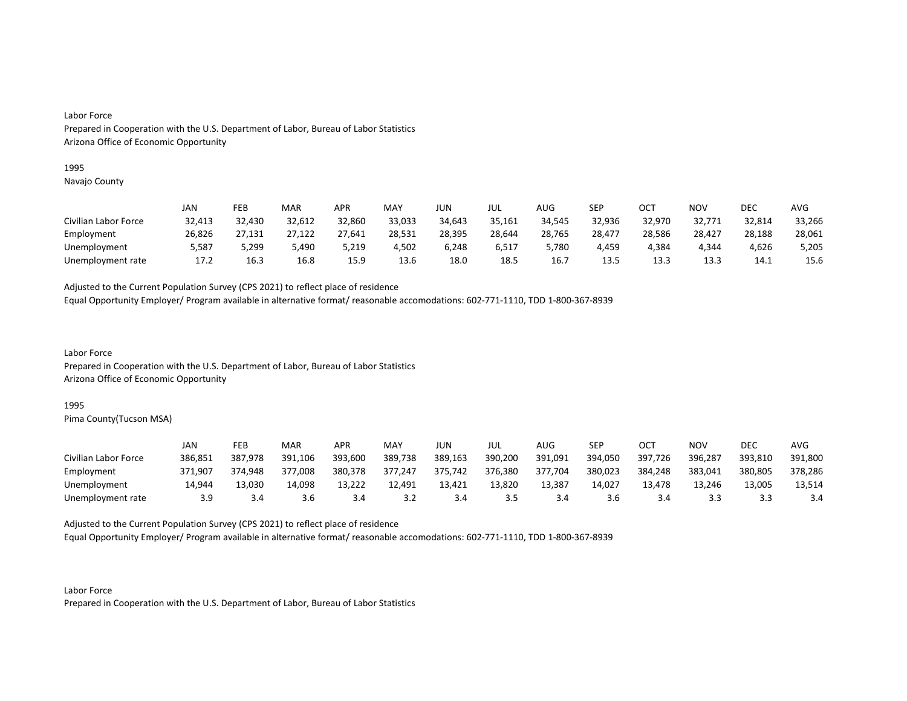Labor Force
Prepared in Cooperation with the U.S. Department of Labor, Bureau of Labor Statistics
Arizona Office of Economic Opportunity

1995
Navajo County

| | JAN | FEB | MAR | APR | MAY | JUN | JUL | AUG | SEP | OCT | NOV | DEC | AVG |
|---|---|---|---|---|---|---|---|---|---|---|---|---|---|
| Civilian Labor Force | 32,413 | 32,430 | 32,612 | 32,860 | 33,033 | 34,643 | 35,161 | 34,545 | 32,936 | 32,970 | 32,771 | 32,814 | 33,266 |
| Employment | 26,826 | 27,131 | 27,122 | 27,641 | 28,531 | 28,395 | 28,644 | 28,765 | 28,477 | 28,586 | 28,427 | 28,188 | 28,061 |
| Unemployment | 5,587 | 5,299 | 5,490 | 5,219 | 4,502 | 6,248 | 6,517 | 5,780 | 4,459 | 4,384 | 4,344 | 4,626 | 5,205 |
| Unemployment rate | 17.2 | 16.3 | 16.8 | 15.9 | 13.6 | 18.0 | 18.5 | 16.7 | 13.5 | 13.3 | 13.3 | 14.1 | 15.6 |

Adjusted to the Current Population Survey (CPS 2021) to reflect place of residence
Equal Opportunity Employer/ Program available in alternative format/ reasonable accomodations: 602-771-1110, TDD 1-800-367-8939

Labor Force
Prepared in Cooperation with the U.S. Department of Labor, Bureau of Labor Statistics
Arizona Office of Economic Opportunity

1995
Pima County(Tucson MSA)

| | JAN | FEB | MAR | APR | MAY | JUN | JUL | AUG | SEP | OCT | NOV | DEC | AVG |
|---|---|---|---|---|---|---|---|---|---|---|---|---|---|
| Civilian Labor Force | 386,851 | 387,978 | 391,106 | 393,600 | 389,738 | 389,163 | 390,200 | 391,091 | 394,050 | 397,726 | 396,287 | 393,810 | 391,800 |
| Employment | 371,907 | 374,948 | 377,008 | 380,378 | 377,247 | 375,742 | 376,380 | 377,704 | 380,023 | 384,248 | 383,041 | 380,805 | 378,286 |
| Unemployment | 14,944 | 13,030 | 14,098 | 13,222 | 12,491 | 13,421 | 13,820 | 13,387 | 14,027 | 13,478 | 13,246 | 13,005 | 13,514 |
| Unemployment rate | 3.9 | 3.4 | 3.6 | 3.4 | 3.2 | 3.4 | 3.5 | 3.4 | 3.6 | 3.4 | 3.3 | 3.3 | 3.4 |

Adjusted to the Current Population Survey (CPS 2021) to reflect place of residence
Equal Opportunity Employer/ Program available in alternative format/ reasonable accomodations: 602-771-1110, TDD 1-800-367-8939

Labor Force
Prepared in Cooperation with the U.S. Department of Labor, Bureau of Labor Statistics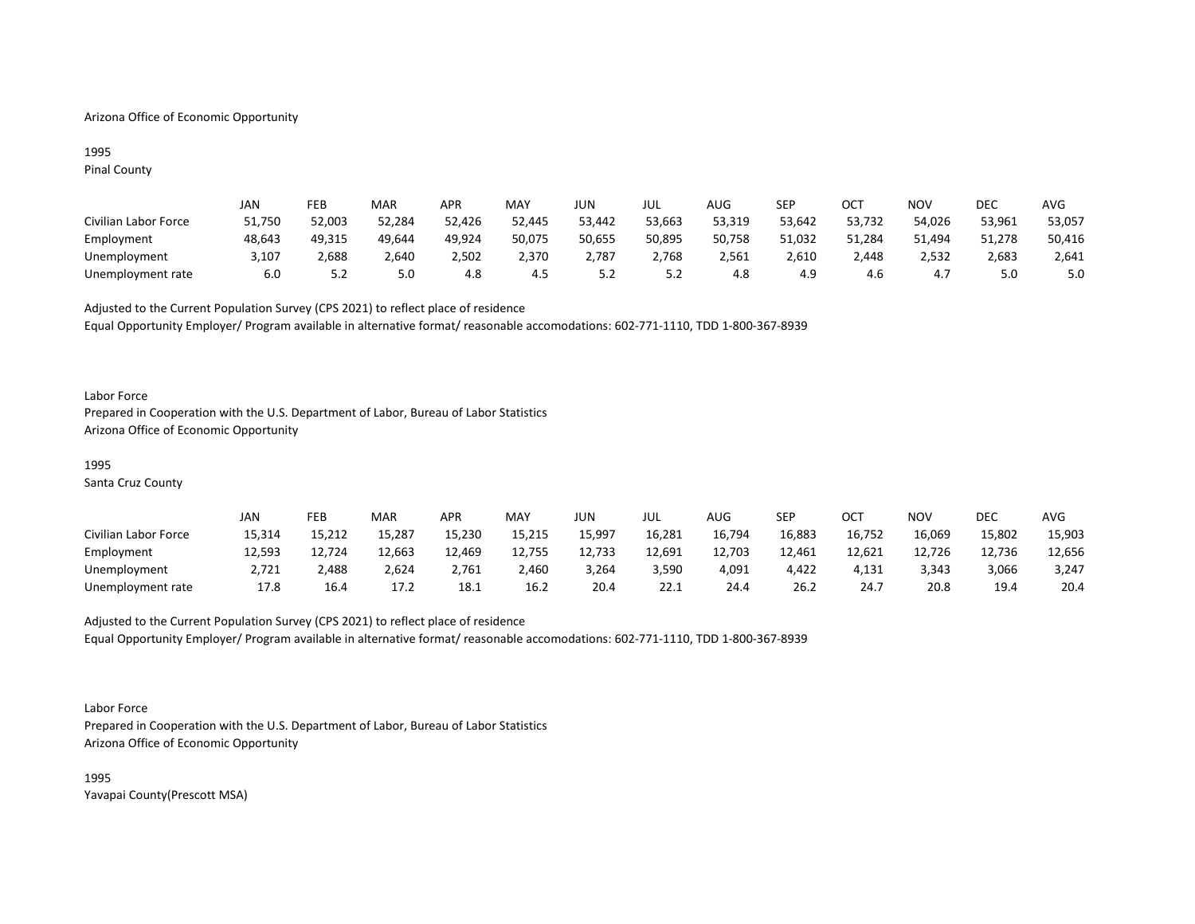Arizona Office of Economic Opportunity

1995
Pinal County

| | JAN | FEB | MAR | APR | MAY | JUN | JUL | AUG | SEP | OCT | NOV | DEC | AVG |
|---|---|---|---|---|---|---|---|---|---|---|---|---|---|
| Civilian Labor Force | 51,750 | 52,003 | 52,284 | 52,426 | 52,445 | 53,442 | 53,663 | 53,319 | 53,642 | 53,732 | 54,026 | 53,961 | 53,057 |
| Employment | 48,643 | 49,315 | 49,644 | 49,924 | 50,075 | 50,655 | 50,895 | 50,758 | 51,032 | 51,284 | 51,494 | 51,278 | 50,416 |
| Unemployment | 3,107 | 2,688 | 2,640 | 2,502 | 2,370 | 2,787 | 2,768 | 2,561 | 2,610 | 2,448 | 2,532 | 2,683 | 2,641 |
| Unemployment rate | 6.0 | 5.2 | 5.0 | 4.8 | 4.5 | 5.2 | 5.2 | 4.8 | 4.9 | 4.6 | 4.7 | 5.0 | 5.0 |

Adjusted to the Current Population Survey (CPS 2021) to reflect place of residence
Equal Opportunity Employer/ Program available in alternative format/ reasonable accomodations: 602-771-1110, TDD 1-800-367-8939

Labor Force
Prepared in Cooperation with the U.S. Department of Labor, Bureau of Labor Statistics
Arizona Office of Economic Opportunity

1995
Santa Cruz County

| | JAN | FEB | MAR | APR | MAY | JUN | JUL | AUG | SEP | OCT | NOV | DEC | AVG |
|---|---|---|---|---|---|---|---|---|---|---|---|---|---|
| Civilian Labor Force | 15,314 | 15,212 | 15,287 | 15,230 | 15,215 | 15,997 | 16,281 | 16,794 | 16,883 | 16,752 | 16,069 | 15,802 | 15,903 |
| Employment | 12,593 | 12,724 | 12,663 | 12,469 | 12,755 | 12,733 | 12,691 | 12,703 | 12,461 | 12,621 | 12,726 | 12,736 | 12,656 |
| Unemployment | 2,721 | 2,488 | 2,624 | 2,761 | 2,460 | 3,264 | 3,590 | 4,091 | 4,422 | 4,131 | 3,343 | 3,066 | 3,247 |
| Unemployment rate | 17.8 | 16.4 | 17.2 | 18.1 | 16.2 | 20.4 | 22.1 | 24.4 | 26.2 | 24.7 | 20.8 | 19.4 | 20.4 |

Adjusted to the Current Population Survey (CPS 2021) to reflect place of residence
Equal Opportunity Employer/ Program available in alternative format/ reasonable accomodations: 602-771-1110, TDD 1-800-367-8939

Labor Force
Prepared in Cooperation with the U.S. Department of Labor, Bureau of Labor Statistics
Arizona Office of Economic Opportunity

1995
Yavapai County(Prescott MSA)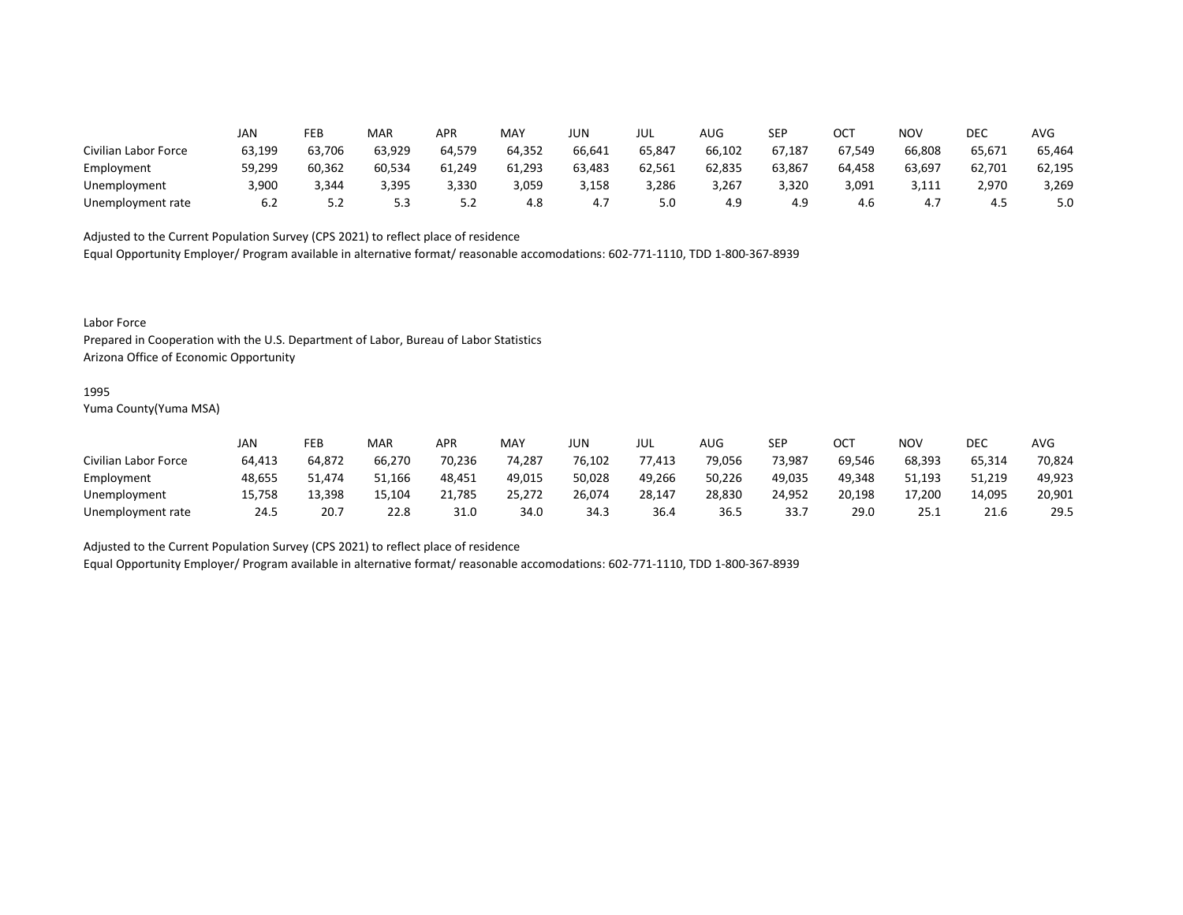| | JAN | FEB | MAR | APR | MAY | JUN | JUL | AUG | SEP | OCT | NOV | DEC | AVG |
|---|---|---|---|---|---|---|---|---|---|---|---|---|---|
| Civilian Labor Force | 63,199 | 63,706 | 63,929 | 64,579 | 64,352 | 66,641 | 65,847 | 66,102 | 67,187 | 67,549 | 66,808 | 65,671 | 65,464 |
| Employment | 59,299 | 60,362 | 60,534 | 61,249 | 61,293 | 63,483 | 62,561 | 62,835 | 63,867 | 64,458 | 63,697 | 62,701 | 62,195 |
| Unemployment | 3,900 | 3,344 | 3,395 | 3,330 | 3,059 | 3,158 | 3,286 | 3,267 | 3,320 | 3,091 | 3,111 | 2,970 | 3,269 |
| Unemployment rate | 6.2 | 5.2 | 5.3 | 5.2 | 4.8 | 4.7 | 5.0 | 4.9 | 4.9 | 4.6 | 4.7 | 4.5 | 5.0 |

Adjusted to the Current Population Survey (CPS 2021) to reflect place of residence
Equal Opportunity Employer/ Program available in alternative format/ reasonable accomodations: 602-771-1110, TDD 1-800-367-8939

Labor Force
Prepared in Cooperation with the U.S. Department of Labor, Bureau of Labor Statistics
Arizona Office of Economic Opportunity

1995
Yuma County(Yuma MSA)

| | JAN | FEB | MAR | APR | MAY | JUN | JUL | AUG | SEP | OCT | NOV | DEC | AVG |
|---|---|---|---|---|---|---|---|---|---|---|---|---|---|
| Civilian Labor Force | 64,413 | 64,872 | 66,270 | 70,236 | 74,287 | 76,102 | 77,413 | 79,056 | 73,987 | 69,546 | 68,393 | 65,314 | 70,824 |
| Employment | 48,655 | 51,474 | 51,166 | 48,451 | 49,015 | 50,028 | 49,266 | 50,226 | 49,035 | 49,348 | 51,193 | 51,219 | 49,923 |
| Unemployment | 15,758 | 13,398 | 15,104 | 21,785 | 25,272 | 26,074 | 28,147 | 28,830 | 24,952 | 20,198 | 17,200 | 14,095 | 20,901 |
| Unemployment rate | 24.5 | 20.7 | 22.8 | 31.0 | 34.0 | 34.3 | 36.4 | 36.5 | 33.7 | 29.0 | 25.1 | 21.6 | 29.5 |

Adjusted to the Current Population Survey (CPS 2021) to reflect place of residence
Equal Opportunity Employer/ Program available in alternative format/ reasonable accomodations: 602-771-1110, TDD 1-800-367-8939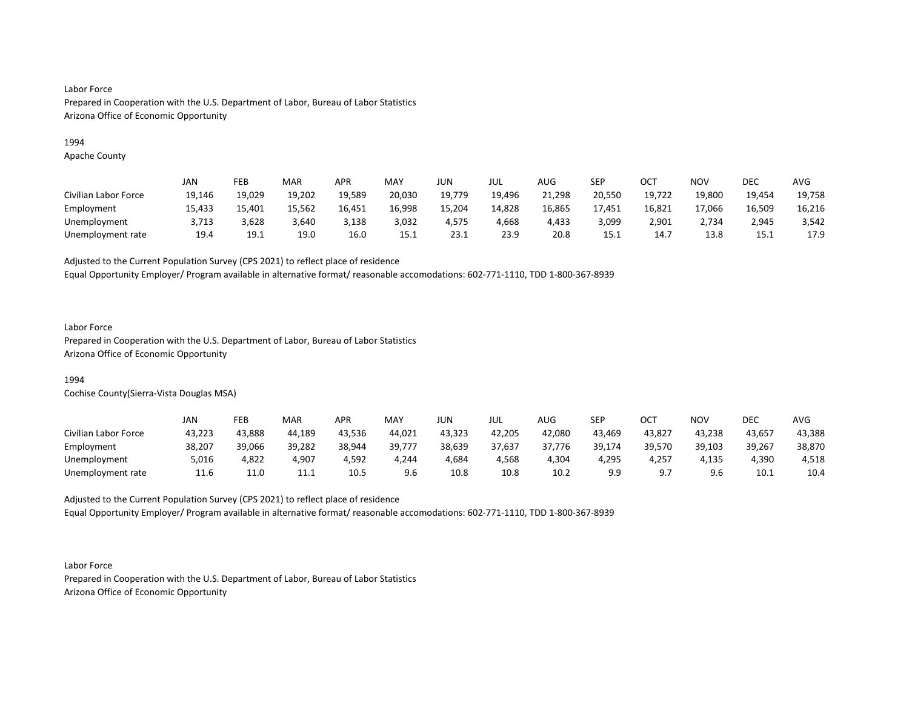Labor Force
Prepared in Cooperation with the U.S. Department of Labor, Bureau of Labor Statistics
Arizona Office of Economic Opportunity

1994
Apache County

| | JAN | FEB | MAR | APR | MAY | JUN | JUL | AUG | SEP | OCT | NOV | DEC | AVG |
|---|---|---|---|---|---|---|---|---|---|---|---|---|---|
| Civilian Labor Force | 19,146 | 19,029 | 19,202 | 19,589 | 20,030 | 19,779 | 19,496 | 21,298 | 20,550 | 19,722 | 19,800 | 19,454 | 19,758 |
| Employment | 15,433 | 15,401 | 15,562 | 16,451 | 16,998 | 15,204 | 14,828 | 16,865 | 17,451 | 16,821 | 17,066 | 16,509 | 16,216 |
| Unemployment | 3,713 | 3,628 | 3,640 | 3,138 | 3,032 | 4,575 | 4,668 | 4,433 | 3,099 | 2,901 | 2,734 | 2,945 | 3,542 |
| Unemployment rate | 19.4 | 19.1 | 19.0 | 16.0 | 15.1 | 23.1 | 23.9 | 20.8 | 15.1 | 14.7 | 13.8 | 15.1 | 17.9 |

Adjusted to the Current Population Survey (CPS 2021) to reflect place of residence
Equal Opportunity Employer/ Program available in alternative format/ reasonable accomodations: 602-771-1110, TDD 1-800-367-8939

Labor Force
Prepared in Cooperation with the U.S. Department of Labor, Bureau of Labor Statistics
Arizona Office of Economic Opportunity

1994
Cochise County(Sierra-Vista Douglas MSA)

| | JAN | FEB | MAR | APR | MAY | JUN | JUL | AUG | SEP | OCT | NOV | DEC | AVG |
|---|---|---|---|---|---|---|---|---|---|---|---|---|---|
| Civilian Labor Force | 43,223 | 43,888 | 44,189 | 43,536 | 44,021 | 43,323 | 42,205 | 42,080 | 43,469 | 43,827 | 43,238 | 43,657 | 43,388 |
| Employment | 38,207 | 39,066 | 39,282 | 38,944 | 39,777 | 38,639 | 37,637 | 37,776 | 39,174 | 39,570 | 39,103 | 39,267 | 38,870 |
| Unemployment | 5,016 | 4,822 | 4,907 | 4,592 | 4,244 | 4,684 | 4,568 | 4,304 | 4,295 | 4,257 | 4,135 | 4,390 | 4,518 |
| Unemployment rate | 11.6 | 11.0 | 11.1 | 10.5 | 9.6 | 10.8 | 10.8 | 10.2 | 9.9 | 9.7 | 9.6 | 10.1 | 10.4 |

Adjusted to the Current Population Survey (CPS 2021) to reflect place of residence
Equal Opportunity Employer/ Program available in alternative format/ reasonable accomodations: 602-771-1110, TDD 1-800-367-8939

Labor Force
Prepared in Cooperation with the U.S. Department of Labor, Bureau of Labor Statistics
Arizona Office of Economic Opportunity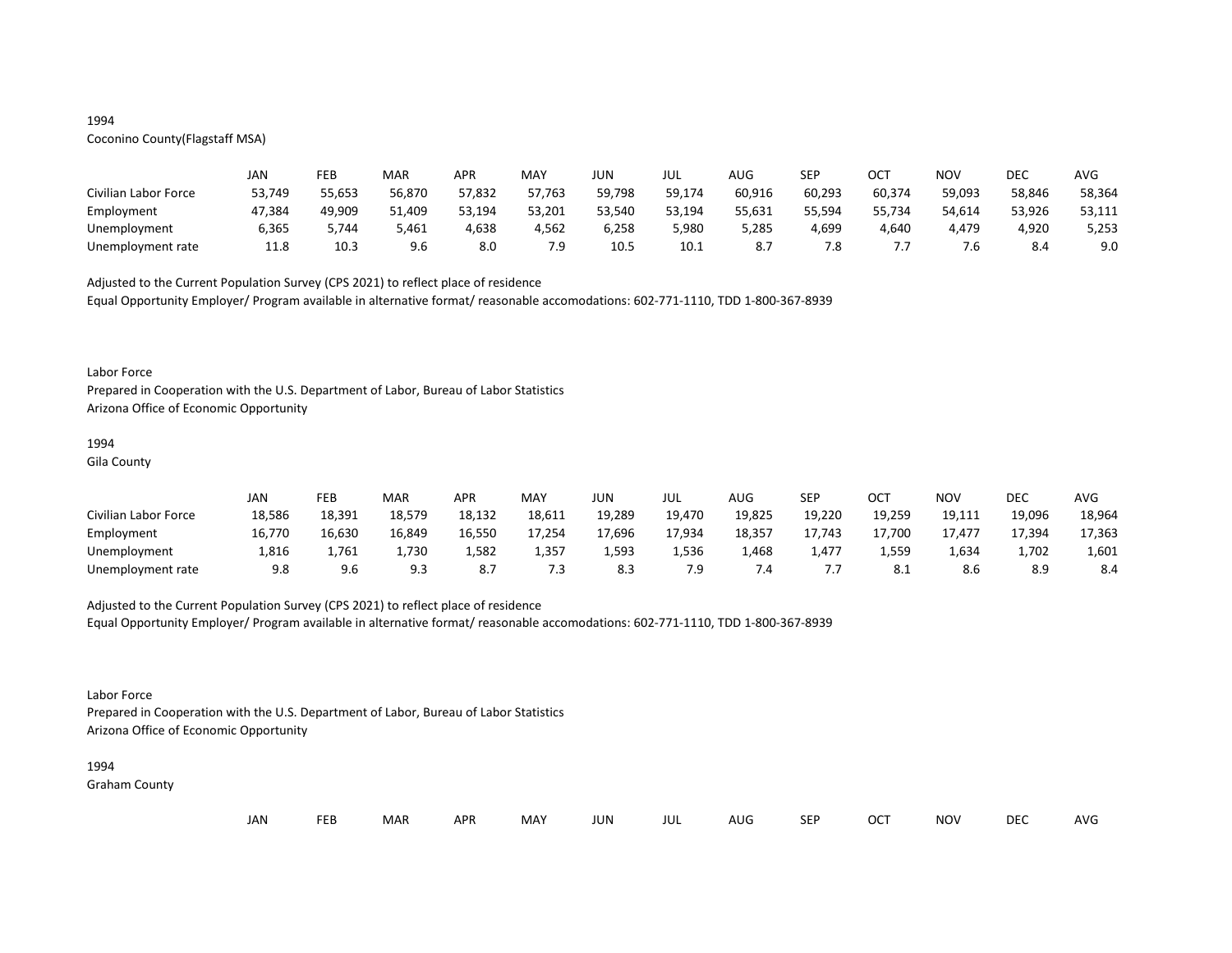1994
Coconino County(Flagstaff MSA)

| | JAN | FEB | MAR | APR | MAY | JUN | JUL | AUG | SEP | OCT | NOV | DEC | AVG |
|---|---|---|---|---|---|---|---|---|---|---|---|---|---|
| Civilian Labor Force | 53,749 | 55,653 | 56,870 | 57,832 | 57,763 | 59,798 | 59,174 | 60,916 | 60,293 | 60,374 | 59,093 | 58,846 | 58,364 |
| Employment | 47,384 | 49,909 | 51,409 | 53,194 | 53,201 | 53,540 | 53,194 | 55,631 | 55,594 | 55,734 | 54,614 | 53,926 | 53,111 |
| Unemployment | 6,365 | 5,744 | 5,461 | 4,638 | 4,562 | 6,258 | 5,980 | 5,285 | 4,699 | 4,640 | 4,479 | 4,920 | 5,253 |
| Unemployment rate | 11.8 | 10.3 | 9.6 | 8.0 | 7.9 | 10.5 | 10.1 | 8.7 | 7.8 | 7.7 | 7.6 | 8.4 | 9.0 |

Adjusted to the Current Population Survey (CPS 2021) to reflect place of residence
Equal Opportunity Employer/ Program available in alternative format/ reasonable accomodations: 602-771-1110, TDD 1-800-367-8939

Labor Force
Prepared in Cooperation with the U.S. Department of Labor, Bureau of Labor Statistics
Arizona Office of Economic Opportunity

1994
Gila County

| | JAN | FEB | MAR | APR | MAY | JUN | JUL | AUG | SEP | OCT | NOV | DEC | AVG |
|---|---|---|---|---|---|---|---|---|---|---|---|---|---|
| Civilian Labor Force | 18,586 | 18,391 | 18,579 | 18,132 | 18,611 | 19,289 | 19,470 | 19,825 | 19,220 | 19,259 | 19,111 | 19,096 | 18,964 |
| Employment | 16,770 | 16,630 | 16,849 | 16,550 | 17,254 | 17,696 | 17,934 | 18,357 | 17,743 | 17,700 | 17,477 | 17,394 | 17,363 |
| Unemployment | 1,816 | 1,761 | 1,730 | 1,582 | 1,357 | 1,593 | 1,536 | 1,468 | 1,477 | 1,559 | 1,634 | 1,702 | 1,601 |
| Unemployment rate | 9.8 | 9.6 | 9.3 | 8.7 | 7.3 | 8.3 | 7.9 | 7.4 | 7.7 | 8.1 | 8.6 | 8.9 | 8.4 |

Adjusted to the Current Population Survey (CPS 2021) to reflect place of residence
Equal Opportunity Employer/ Program available in alternative format/ reasonable accomodations: 602-771-1110, TDD 1-800-367-8939

Labor Force
Prepared in Cooperation with the U.S. Department of Labor, Bureau of Labor Statistics
Arizona Office of Economic Opportunity

1994
Graham County

| | JAN | FEB | MAR | APR | MAY | JUN | JUL | AUG | SEP | OCT | NOV | DEC | AVG |
|---|---|---|---|---|---|---|---|---|---|---|---|---|---|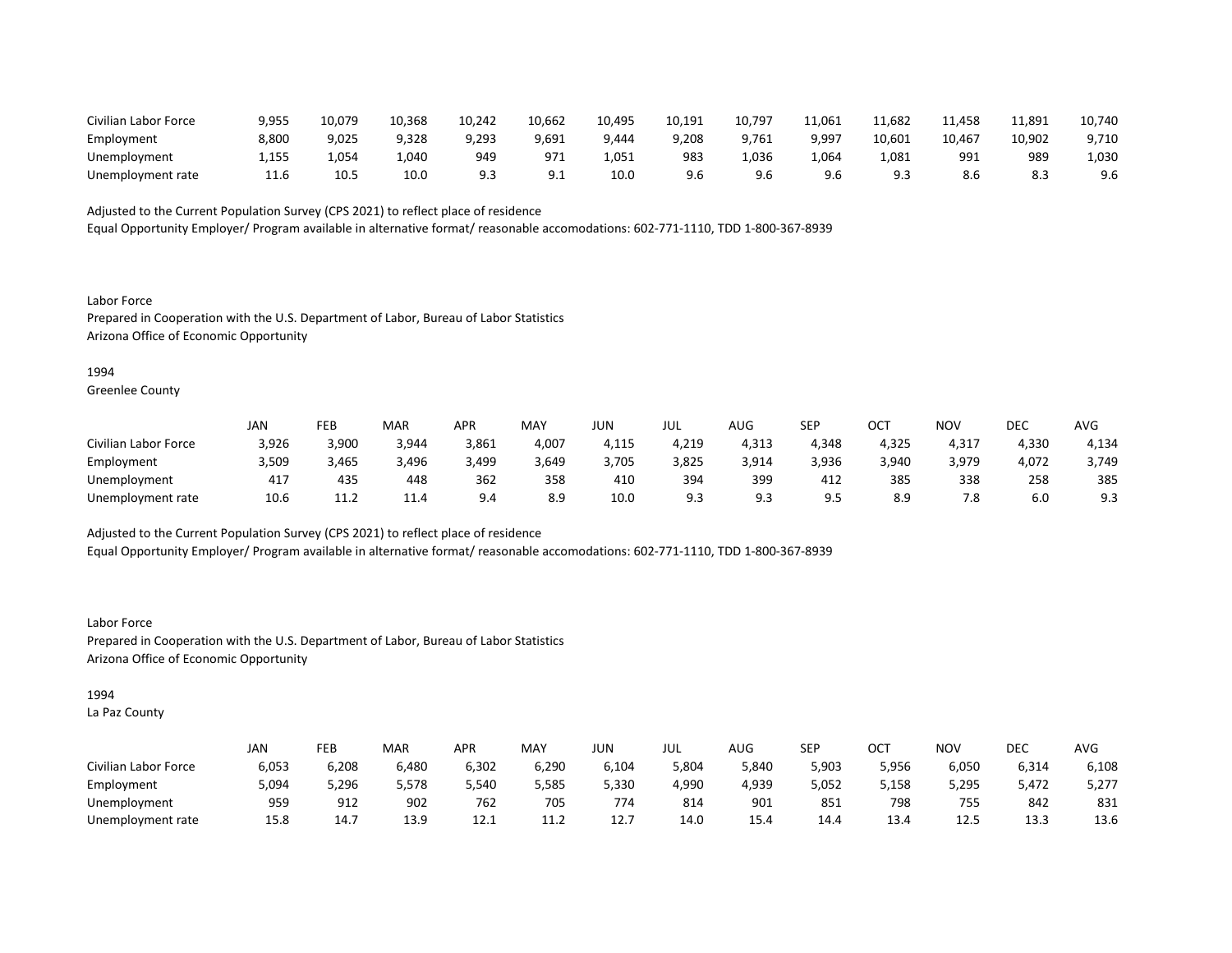| | | | | | | | | | | | | | |
|---|---|---|---|---|---|---|---|---|---|---|---|---|---|
| Civilian Labor Force | 9,955 | 10,079 | 10,368 | 10,242 | 10,662 | 10,495 | 10,191 | 10,797 | 11,061 | 11,682 | 11,458 | 11,891 | 10,740 |
| Employment | 8,800 | 9,025 | 9,328 | 9,293 | 9,691 | 9,444 | 9,208 | 9,761 | 9,997 | 10,601 | 10,467 | 10,902 | 9,710 |
| Unemployment | 1,155 | 1,054 | 1,040 | 949 | 971 | 1,051 | 983 | 1,036 | 1,064 | 1,081 | 991 | 989 | 1,030 |
| Unemployment rate | 11.6 | 10.5 | 10.0 | 9.3 | 9.1 | 10.0 | 9.6 | 9.6 | 9.6 | 9.3 | 8.6 | 8.3 | 9.6 |

Adjusted to the Current Population Survey (CPS 2021) to reflect place of residence
Equal Opportunity Employer/ Program available in alternative format/ reasonable accomodations: 602-771-1110, TDD 1-800-367-8939

Labor Force
Prepared in Cooperation with the U.S. Department of Labor, Bureau of Labor Statistics
Arizona Office of Economic Opportunity

1994
Greenlee County

| | JAN | FEB | MAR | APR | MAY | JUN | JUL | AUG | SEP | OCT | NOV | DEC | AVG |
|---|---|---|---|---|---|---|---|---|---|---|---|---|---|
| Civilian Labor Force | 3,926 | 3,900 | 3,944 | 3,861 | 4,007 | 4,115 | 4,219 | 4,313 | 4,348 | 4,325 | 4,317 | 4,330 | 4,134 |
| Employment | 3,509 | 3,465 | 3,496 | 3,499 | 3,649 | 3,705 | 3,825 | 3,914 | 3,936 | 3,940 | 3,979 | 4,072 | 3,749 |
| Unemployment | 417 | 435 | 448 | 362 | 358 | 410 | 394 | 399 | 412 | 385 | 338 | 258 | 385 |
| Unemployment rate | 10.6 | 11.2 | 11.4 | 9.4 | 8.9 | 10.0 | 9.3 | 9.3 | 9.5 | 8.9 | 7.8 | 6.0 | 9.3 |

Adjusted to the Current Population Survey (CPS 2021) to reflect place of residence
Equal Opportunity Employer/ Program available in alternative format/ reasonable accomodations: 602-771-1110, TDD 1-800-367-8939

Labor Force
Prepared in Cooperation with the U.S. Department of Labor, Bureau of Labor Statistics
Arizona Office of Economic Opportunity

1994
La Paz County

| | JAN | FEB | MAR | APR | MAY | JUN | JUL | AUG | SEP | OCT | NOV | DEC | AVG |
|---|---|---|---|---|---|---|---|---|---|---|---|---|---|
| Civilian Labor Force | 6,053 | 6,208 | 6,480 | 6,302 | 6,290 | 6,104 | 5,804 | 5,840 | 5,903 | 5,956 | 6,050 | 6,314 | 6,108 |
| Employment | 5,094 | 5,296 | 5,578 | 5,540 | 5,585 | 5,330 | 4,990 | 4,939 | 5,052 | 5,158 | 5,295 | 5,472 | 5,277 |
| Unemployment | 959 | 912 | 902 | 762 | 705 | 774 | 814 | 901 | 851 | 798 | 755 | 842 | 831 |
| Unemployment rate | 15.8 | 14.7 | 13.9 | 12.1 | 11.2 | 12.7 | 14.0 | 15.4 | 14.4 | 13.4 | 12.5 | 13.3 | 13.6 |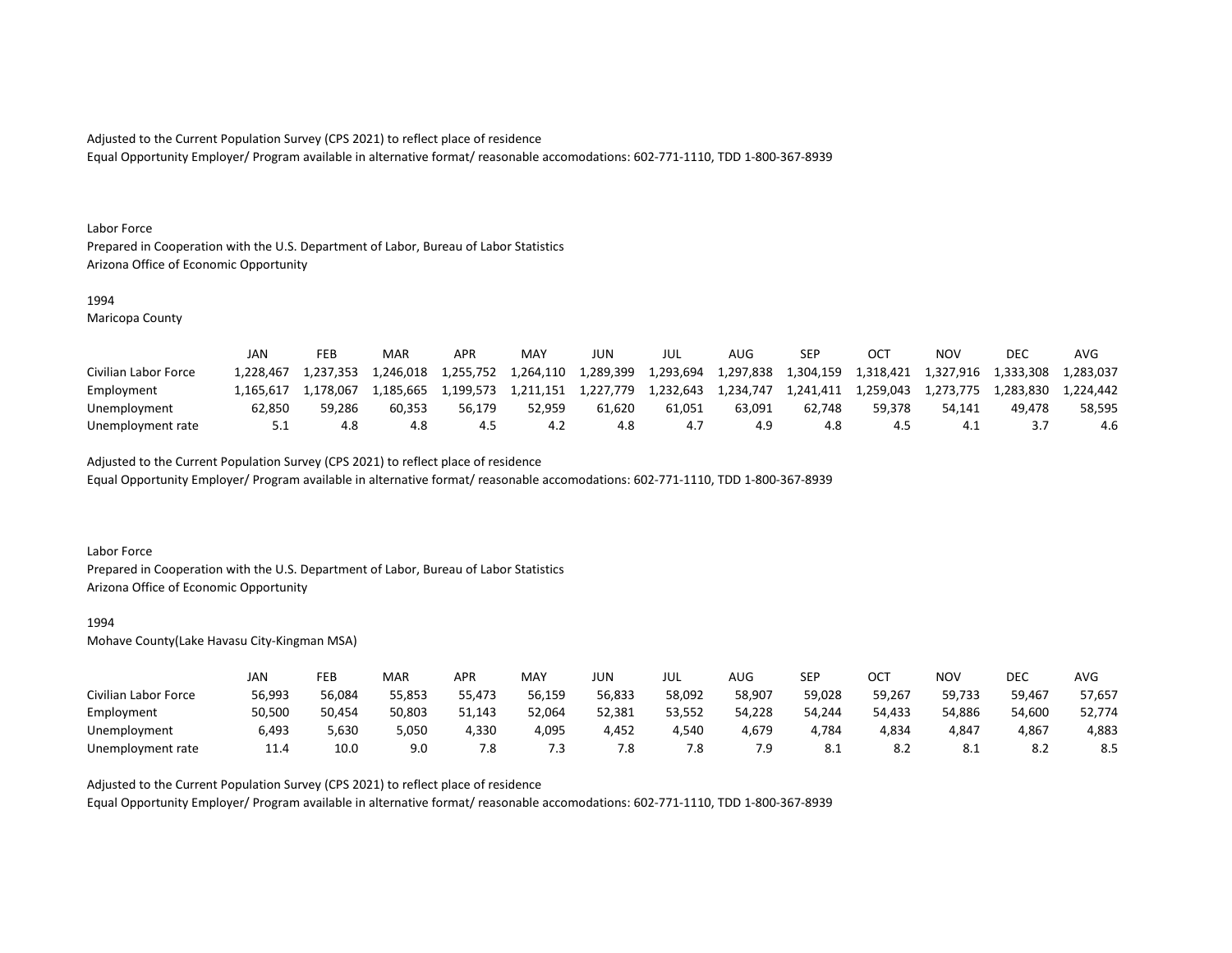Adjusted to the Current Population Survey (CPS 2021) to reflect place of residence
Equal Opportunity Employer/ Program available in alternative format/ reasonable accomodations: 602-771-1110, TDD 1-800-367-8939

Labor Force
Prepared in Cooperation with the U.S. Department of Labor, Bureau of Labor Statistics
Arizona Office of Economic Opportunity

1994
Maricopa County

| | JAN | FEB | MAR | APR | MAY | JUN | JUL | AUG | SEP | OCT | NOV | DEC | AVG |
|---|---|---|---|---|---|---|---|---|---|---|---|---|---|
| Civilian Labor Force | 1,228,467 | 1,237,353 | 1,246,018 | 1,255,752 | 1,264,110 | 1,289,399 | 1,293,694 | 1,297,838 | 1,304,159 | 1,318,421 | 1,327,916 | 1,333,308 | 1,283,037 |
| Employment | 1,165,617 | 1,178,067 | 1,185,665 | 1,199,573 | 1,211,151 | 1,227,779 | 1,232,643 | 1,234,747 | 1,241,411 | 1,259,043 | 1,273,775 | 1,283,830 | 1,224,442 |
| Unemployment | 62,850 | 59,286 | 60,353 | 56,179 | 52,959 | 61,620 | 61,051 | 63,091 | 62,748 | 59,378 | 54,141 | 49,478 | 58,595 |
| Unemployment rate | 5.1 | 4.8 | 4.8 | 4.5 | 4.2 | 4.8 | 4.7 | 4.9 | 4.8 | 4.5 | 4.1 | 3.7 | 4.6 |

Adjusted to the Current Population Survey (CPS 2021) to reflect place of residence
Equal Opportunity Employer/ Program available in alternative format/ reasonable accomodations: 602-771-1110, TDD 1-800-367-8939

Labor Force
Prepared in Cooperation with the U.S. Department of Labor, Bureau of Labor Statistics
Arizona Office of Economic Opportunity

1994
Mohave County(Lake Havasu City-Kingman MSA)

| | JAN | FEB | MAR | APR | MAY | JUN | JUL | AUG | SEP | OCT | NOV | DEC | AVG |
|---|---|---|---|---|---|---|---|---|---|---|---|---|---|
| Civilian Labor Force | 56,993 | 56,084 | 55,853 | 55,473 | 56,159 | 56,833 | 58,092 | 58,907 | 59,028 | 59,267 | 59,733 | 59,467 | 57,657 |
| Employment | 50,500 | 50,454 | 50,803 | 51,143 | 52,064 | 52,381 | 53,552 | 54,228 | 54,244 | 54,433 | 54,886 | 54,600 | 52,774 |
| Unemployment | 6,493 | 5,630 | 5,050 | 4,330 | 4,095 | 4,452 | 4,540 | 4,679 | 4,784 | 4,834 | 4,847 | 4,867 | 4,883 |
| Unemployment rate | 11.4 | 10.0 | 9.0 | 7.8 | 7.3 | 7.8 | 7.8 | 7.9 | 8.1 | 8.2 | 8.1 | 8.2 | 8.5 |

Adjusted to the Current Population Survey (CPS 2021) to reflect place of residence
Equal Opportunity Employer/ Program available in alternative format/ reasonable accomodations: 602-771-1110, TDD 1-800-367-8939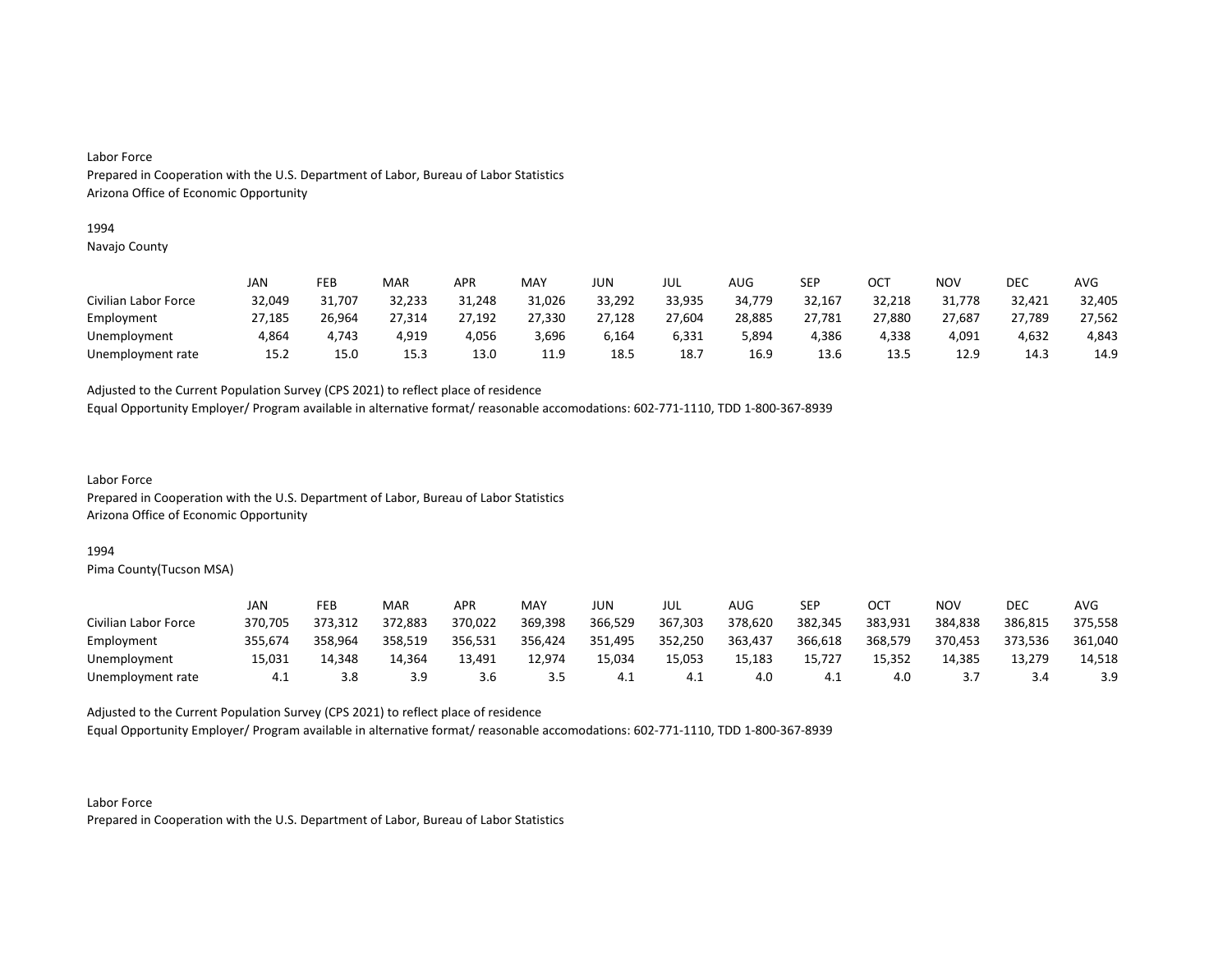Labor Force
Prepared in Cooperation with the U.S. Department of Labor, Bureau of Labor Statistics
Arizona Office of Economic Opportunity

1994
Navajo County

| | JAN | FEB | MAR | APR | MAY | JUN | JUL | AUG | SEP | OCT | NOV | DEC | AVG |
|---|---|---|---|---|---|---|---|---|---|---|---|---|---|
| Civilian Labor Force | 32,049 | 31,707 | 32,233 | 31,248 | 31,026 | 33,292 | 33,935 | 34,779 | 32,167 | 32,218 | 31,778 | 32,421 | 32,405 |
| Employment | 27,185 | 26,964 | 27,314 | 27,192 | 27,330 | 27,128 | 27,604 | 28,885 | 27,781 | 27,880 | 27,687 | 27,789 | 27,562 |
| Unemployment | 4,864 | 4,743 | 4,919 | 4,056 | 3,696 | 6,164 | 6,331 | 5,894 | 4,386 | 4,338 | 4,091 | 4,632 | 4,843 |
| Unemployment rate | 15.2 | 15.0 | 15.3 | 13.0 | 11.9 | 18.5 | 18.7 | 16.9 | 13.6 | 13.5 | 12.9 | 14.3 | 14.9 |

Adjusted to the Current Population Survey (CPS 2021) to reflect place of residence
Equal Opportunity Employer/ Program available in alternative format/ reasonable accomodations: 602-771-1110, TDD 1-800-367-8939

Labor Force
Prepared in Cooperation with the U.S. Department of Labor, Bureau of Labor Statistics
Arizona Office of Economic Opportunity

1994
Pima County(Tucson MSA)

| | JAN | FEB | MAR | APR | MAY | JUN | JUL | AUG | SEP | OCT | NOV | DEC | AVG |
|---|---|---|---|---|---|---|---|---|---|---|---|---|---|
| Civilian Labor Force | 370,705 | 373,312 | 372,883 | 370,022 | 369,398 | 366,529 | 367,303 | 378,620 | 382,345 | 383,931 | 384,838 | 386,815 | 375,558 |
| Employment | 355,674 | 358,964 | 358,519 | 356,531 | 356,424 | 351,495 | 352,250 | 363,437 | 366,618 | 368,579 | 370,453 | 373,536 | 361,040 |
| Unemployment | 15,031 | 14,348 | 14,364 | 13,491 | 12,974 | 15,034 | 15,053 | 15,183 | 15,727 | 15,352 | 14,385 | 13,279 | 14,518 |
| Unemployment rate | 4.1 | 3.8 | 3.9 | 3.6 | 3.5 | 4.1 | 4.1 | 4.0 | 4.1 | 4.0 | 3.7 | 3.4 | 3.9 |

Adjusted to the Current Population Survey (CPS 2021) to reflect place of residence
Equal Opportunity Employer/ Program available in alternative format/ reasonable accomodations: 602-771-1110, TDD 1-800-367-8939

Labor Force
Prepared in Cooperation with the U.S. Department of Labor, Bureau of Labor Statistics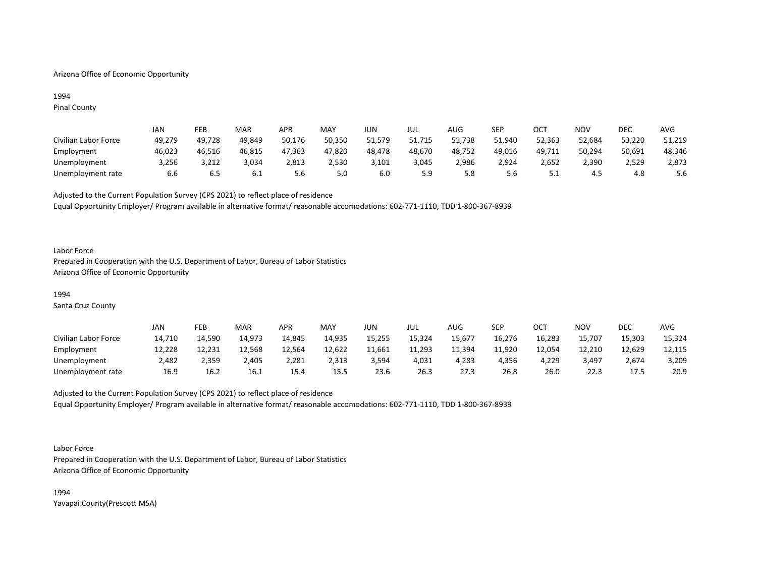Arizona Office of Economic Opportunity

1994
Pinal County

| | JAN | FEB | MAR | APR | MAY | JUN | JUL | AUG | SEP | OCT | NOV | DEC | AVG |
|---|---|---|---|---|---|---|---|---|---|---|---|---|---|
| Civilian Labor Force | 49,279 | 49,728 | 49,849 | 50,176 | 50,350 | 51,579 | 51,715 | 51,738 | 51,940 | 52,363 | 52,684 | 53,220 | 51,219 |
| Employment | 46,023 | 46,516 | 46,815 | 47,363 | 47,820 | 48,478 | 48,670 | 48,752 | 49,016 | 49,711 | 50,294 | 50,691 | 48,346 |
| Unemployment | 3,256 | 3,212 | 3,034 | 2,813 | 2,530 | 3,101 | 3,045 | 2,986 | 2,924 | 2,652 | 2,390 | 2,529 | 2,873 |
| Unemployment rate | 6.6 | 6.5 | 6.1 | 5.6 | 5.0 | 6.0 | 5.9 | 5.8 | 5.6 | 5.1 | 4.5 | 4.8 | 5.6 |

Adjusted to the Current Population Survey (CPS 2021) to reflect place of residence
Equal Opportunity Employer/ Program available in alternative format/ reasonable accomodations: 602-771-1110, TDD 1-800-367-8939

Labor Force
Prepared in Cooperation with the U.S. Department of Labor, Bureau of Labor Statistics
Arizona Office of Economic Opportunity

1994
Santa Cruz County

| | JAN | FEB | MAR | APR | MAY | JUN | JUL | AUG | SEP | OCT | NOV | DEC | AVG |
|---|---|---|---|---|---|---|---|---|---|---|---|---|---|
| Civilian Labor Force | 14,710 | 14,590 | 14,973 | 14,845 | 14,935 | 15,255 | 15,324 | 15,677 | 16,276 | 16,283 | 15,707 | 15,303 | 15,324 |
| Employment | 12,228 | 12,231 | 12,568 | 12,564 | 12,622 | 11,661 | 11,293 | 11,394 | 11,920 | 12,054 | 12,210 | 12,629 | 12,115 |
| Unemployment | 2,482 | 2,359 | 2,405 | 2,281 | 2,313 | 3,594 | 4,031 | 4,283 | 4,356 | 4,229 | 3,497 | 2,674 | 3,209 |
| Unemployment rate | 16.9 | 16.2 | 16.1 | 15.4 | 15.5 | 23.6 | 26.3 | 27.3 | 26.8 | 26.0 | 22.3 | 17.5 | 20.9 |

Adjusted to the Current Population Survey (CPS 2021) to reflect place of residence
Equal Opportunity Employer/ Program available in alternative format/ reasonable accomodations: 602-771-1110, TDD 1-800-367-8939

Labor Force
Prepared in Cooperation with the U.S. Department of Labor, Bureau of Labor Statistics
Arizona Office of Economic Opportunity

1994
Yavapai County(Prescott MSA)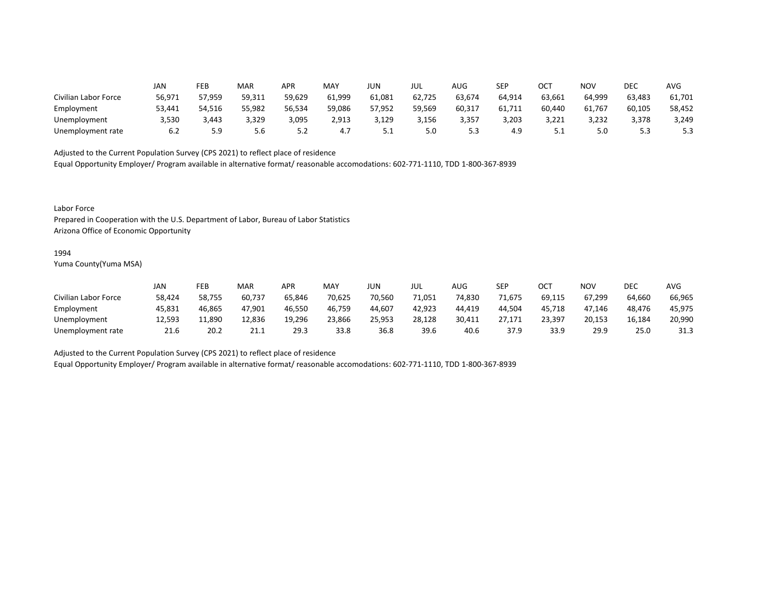| | JAN | FEB | MAR | APR | MAY | JUN | JUL | AUG | SEP | OCT | NOV | DEC | AVG |
|---|---|---|---|---|---|---|---|---|---|---|---|---|---|
| Civilian Labor Force | 56,971 | 57,959 | 59,311 | 59,629 | 61,999 | 61,081 | 62,725 | 63,674 | 64,914 | 63,661 | 64,999 | 63,483 | 61,701 |
| Employment | 53,441 | 54,516 | 55,982 | 56,534 | 59,086 | 57,952 | 59,569 | 60,317 | 61,711 | 60,440 | 61,767 | 60,105 | 58,452 |
| Unemployment | 3,530 | 3,443 | 3,329 | 3,095 | 2,913 | 3,129 | 3,156 | 3,357 | 3,203 | 3,221 | 3,232 | 3,378 | 3,249 |
| Unemployment rate | 6.2 | 5.9 | 5.6 | 5.2 | 4.7 | 5.1 | 5.0 | 5.3 | 4.9 | 5.1 | 5.0 | 5.3 | 5.3 |

Adjusted to the Current Population Survey (CPS 2021) to reflect place of residence
Equal Opportunity Employer/ Program available in alternative format/ reasonable accomodations: 602-771-1110, TDD 1-800-367-8939

Labor Force
Prepared in Cooperation with the U.S. Department of Labor, Bureau of Labor Statistics
Arizona Office of Economic Opportunity

1994
Yuma County(Yuma MSA)

| | JAN | FEB | MAR | APR | MAY | JUN | JUL | AUG | SEP | OCT | NOV | DEC | AVG |
|---|---|---|---|---|---|---|---|---|---|---|---|---|---|
| Civilian Labor Force | 58,424 | 58,755 | 60,737 | 65,846 | 70,625 | 70,560 | 71,051 | 74,830 | 71,675 | 69,115 | 67,299 | 64,660 | 66,965 |
| Employment | 45,831 | 46,865 | 47,901 | 46,550 | 46,759 | 44,607 | 42,923 | 44,419 | 44,504 | 45,718 | 47,146 | 48,476 | 45,975 |
| Unemployment | 12,593 | 11,890 | 12,836 | 19,296 | 23,866 | 25,953 | 28,128 | 30,411 | 27,171 | 23,397 | 20,153 | 16,184 | 20,990 |
| Unemployment rate | 21.6 | 20.2 | 21.1 | 29.3 | 33.8 | 36.8 | 39.6 | 40.6 | 37.9 | 33.9 | 29.9 | 25.0 | 31.3 |

Adjusted to the Current Population Survey (CPS 2021) to reflect place of residence
Equal Opportunity Employer/ Program available in alternative format/ reasonable accomodations: 602-771-1110, TDD 1-800-367-8939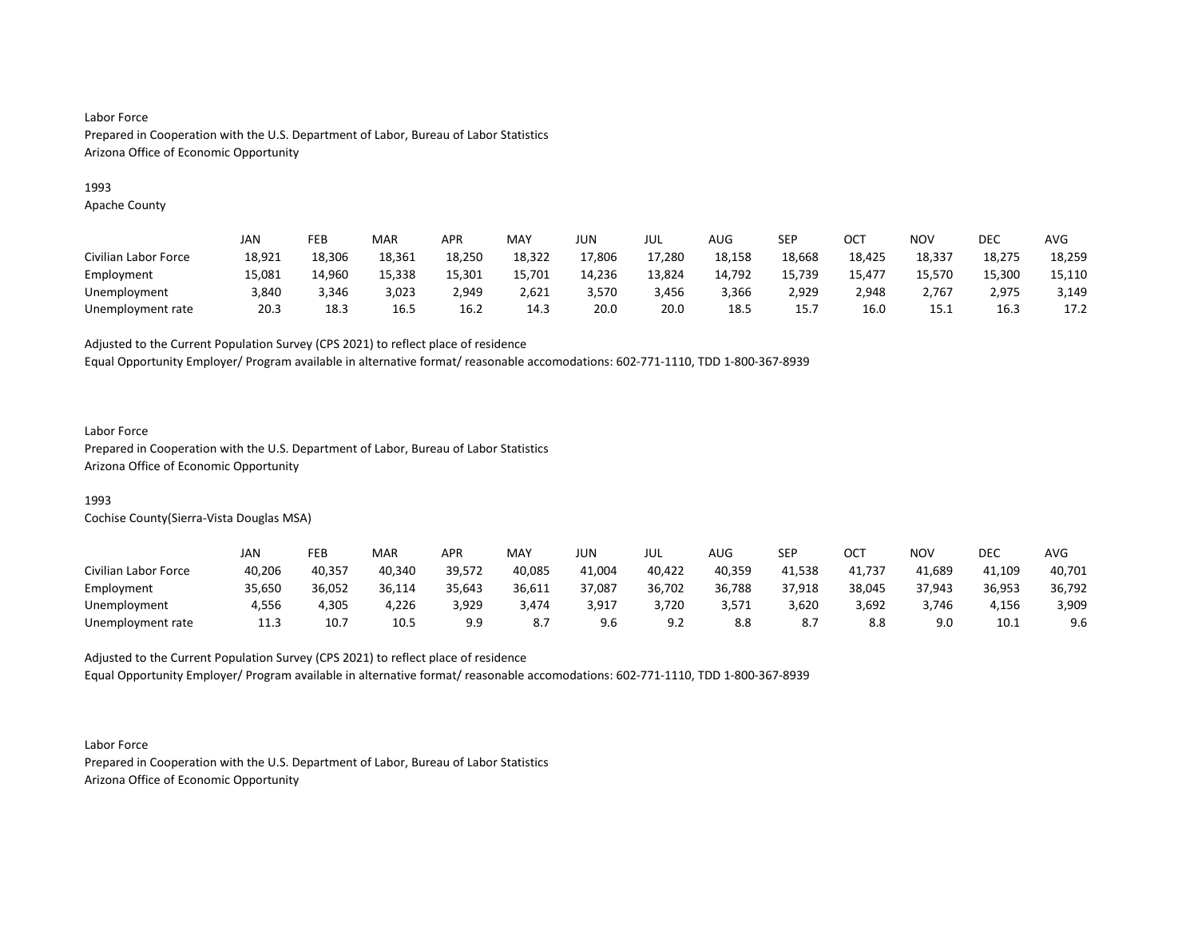Labor Force
Prepared in Cooperation with the U.S. Department of Labor, Bureau of Labor Statistics
Arizona Office of Economic Opportunity

1993
Apache County

| | JAN | FEB | MAR | APR | MAY | JUN | JUL | AUG | SEP | OCT | NOV | DEC | AVG |
|---|---|---|---|---|---|---|---|---|---|---|---|---|---|
| Civilian Labor Force | 18,921 | 18,306 | 18,361 | 18,250 | 18,322 | 17,806 | 17,280 | 18,158 | 18,668 | 18,425 | 18,337 | 18,275 | 18,259 |
| Employment | 15,081 | 14,960 | 15,338 | 15,301 | 15,701 | 14,236 | 13,824 | 14,792 | 15,739 | 15,477 | 15,570 | 15,300 | 15,110 |
| Unemployment | 3,840 | 3,346 | 3,023 | 2,949 | 2,621 | 3,570 | 3,456 | 3,366 | 2,929 | 2,948 | 2,767 | 2,975 | 3,149 |
| Unemployment rate | 20.3 | 18.3 | 16.5 | 16.2 | 14.3 | 20.0 | 20.0 | 18.5 | 15.7 | 16.0 | 15.1 | 16.3 | 17.2 |

Adjusted to the Current Population Survey (CPS 2021) to reflect place of residence
Equal Opportunity Employer/ Program available in alternative format/ reasonable accomodations: 602-771-1110, TDD 1-800-367-8939

Labor Force
Prepared in Cooperation with the U.S. Department of Labor, Bureau of Labor Statistics
Arizona Office of Economic Opportunity

1993
Cochise County(Sierra-Vista Douglas MSA)

| | JAN | FEB | MAR | APR | MAY | JUN | JUL | AUG | SEP | OCT | NOV | DEC | AVG |
|---|---|---|---|---|---|---|---|---|---|---|---|---|---|
| Civilian Labor Force | 40,206 | 40,357 | 40,340 | 39,572 | 40,085 | 41,004 | 40,422 | 40,359 | 41,538 | 41,737 | 41,689 | 41,109 | 40,701 |
| Employment | 35,650 | 36,052 | 36,114 | 35,643 | 36,611 | 37,087 | 36,702 | 36,788 | 37,918 | 38,045 | 37,943 | 36,953 | 36,792 |
| Unemployment | 4,556 | 4,305 | 4,226 | 3,929 | 3,474 | 3,917 | 3,720 | 3,571 | 3,620 | 3,692 | 3,746 | 4,156 | 3,909 |
| Unemployment rate | 11.3 | 10.7 | 10.5 | 9.9 | 8.7 | 9.6 | 9.2 | 8.8 | 8.7 | 8.8 | 9.0 | 10.1 | 9.6 |

Adjusted to the Current Population Survey (CPS 2021) to reflect place of residence
Equal Opportunity Employer/ Program available in alternative format/ reasonable accomodations: 602-771-1110, TDD 1-800-367-8939

Labor Force
Prepared in Cooperation with the U.S. Department of Labor, Bureau of Labor Statistics
Arizona Office of Economic Opportunity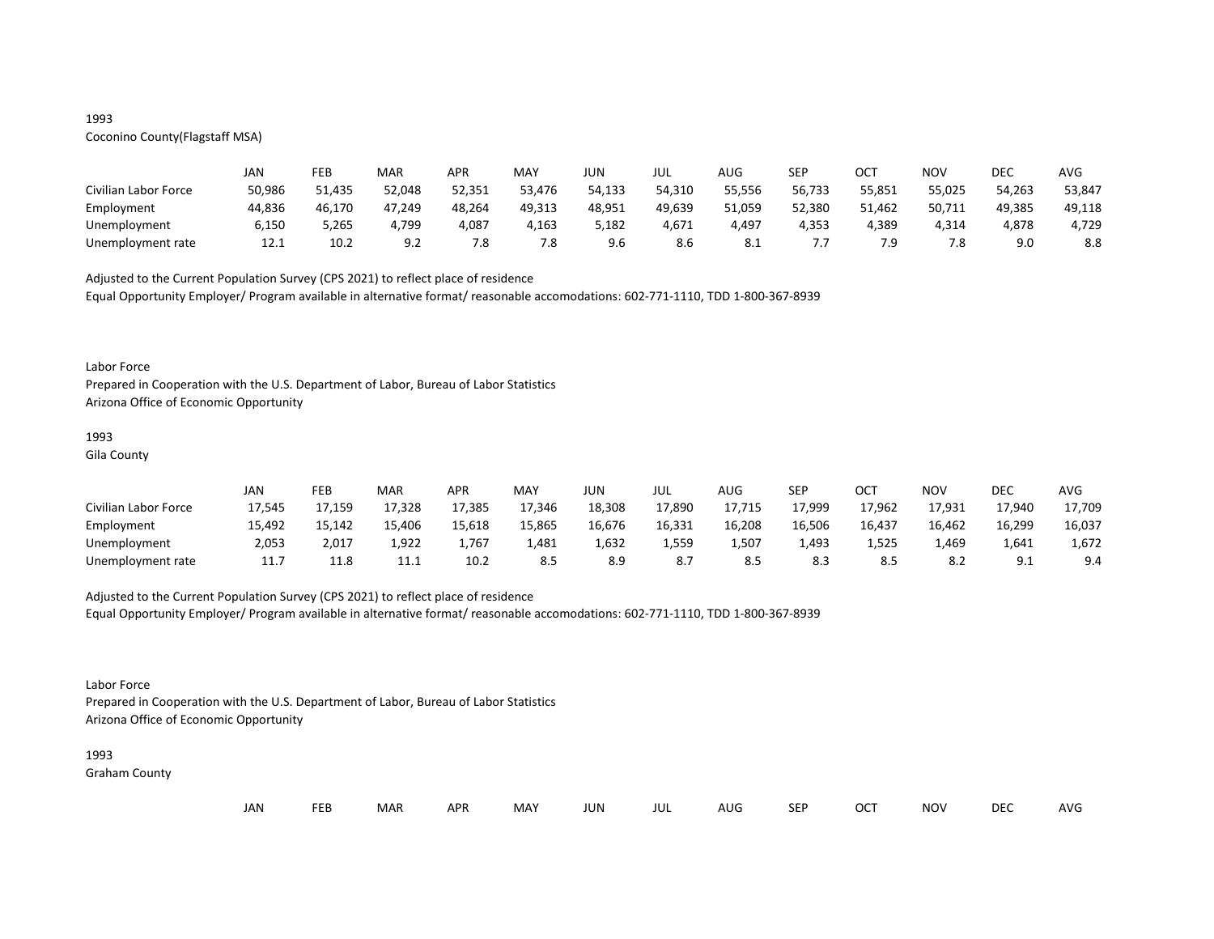1993
Coconino County(Flagstaff MSA)

| | JAN | FEB | MAR | APR | MAY | JUN | JUL | AUG | SEP | OCT | NOV | DEC | AVG |
|---|---|---|---|---|---|---|---|---|---|---|---|---|---|
| Civilian Labor Force | 50,986 | 51,435 | 52,048 | 52,351 | 53,476 | 54,133 | 54,310 | 55,556 | 56,733 | 55,851 | 55,025 | 54,263 | 53,847 |
| Employment | 44,836 | 46,170 | 47,249 | 48,264 | 49,313 | 48,951 | 49,639 | 51,059 | 52,380 | 51,462 | 50,711 | 49,385 | 49,118 |
| Unemployment | 6,150 | 5,265 | 4,799 | 4,087 | 4,163 | 5,182 | 4,671 | 4,497 | 4,353 | 4,389 | 4,314 | 4,878 | 4,729 |
| Unemployment rate | 12.1 | 10.2 | 9.2 | 7.8 | 7.8 | 9.6 | 8.6 | 8.1 | 7.7 | 7.9 | 7.8 | 9.0 | 8.8 |

Adjusted to the Current Population Survey (CPS 2021) to reflect place of residence
Equal Opportunity Employer/ Program available in alternative format/ reasonable accomodations: 602-771-1110, TDD 1-800-367-8939

Labor Force
Prepared in Cooperation with the U.S. Department of Labor, Bureau of Labor Statistics
Arizona Office of Economic Opportunity

1993
Gila County

| | JAN | FEB | MAR | APR | MAY | JUN | JUL | AUG | SEP | OCT | NOV | DEC | AVG |
|---|---|---|---|---|---|---|---|---|---|---|---|---|---|
| Civilian Labor Force | 17,545 | 17,159 | 17,328 | 17,385 | 17,346 | 18,308 | 17,890 | 17,715 | 17,999 | 17,962 | 17,931 | 17,940 | 17,709 |
| Employment | 15,492 | 15,142 | 15,406 | 15,618 | 15,865 | 16,676 | 16,331 | 16,208 | 16,506 | 16,437 | 16,462 | 16,299 | 16,037 |
| Unemployment | 2,053 | 2,017 | 1,922 | 1,767 | 1,481 | 1,632 | 1,559 | 1,507 | 1,493 | 1,525 | 1,469 | 1,641 | 1,672 |
| Unemployment rate | 11.7 | 11.8 | 11.1 | 10.2 | 8.5 | 8.9 | 8.7 | 8.5 | 8.3 | 8.5 | 8.2 | 9.1 | 9.4 |

Adjusted to the Current Population Survey (CPS 2021) to reflect place of residence
Equal Opportunity Employer/ Program available in alternative format/ reasonable accomodations: 602-771-1110, TDD 1-800-367-8939

Labor Force
Prepared in Cooperation with the U.S. Department of Labor, Bureau of Labor Statistics
Arizona Office of Economic Opportunity

1993
Graham County

| | JAN | FEB | MAR | APR | MAY | JUN | JUL | AUG | SEP | OCT | NOV | DEC | AVG |
|---|---|---|---|---|---|---|---|---|---|---|---|---|---|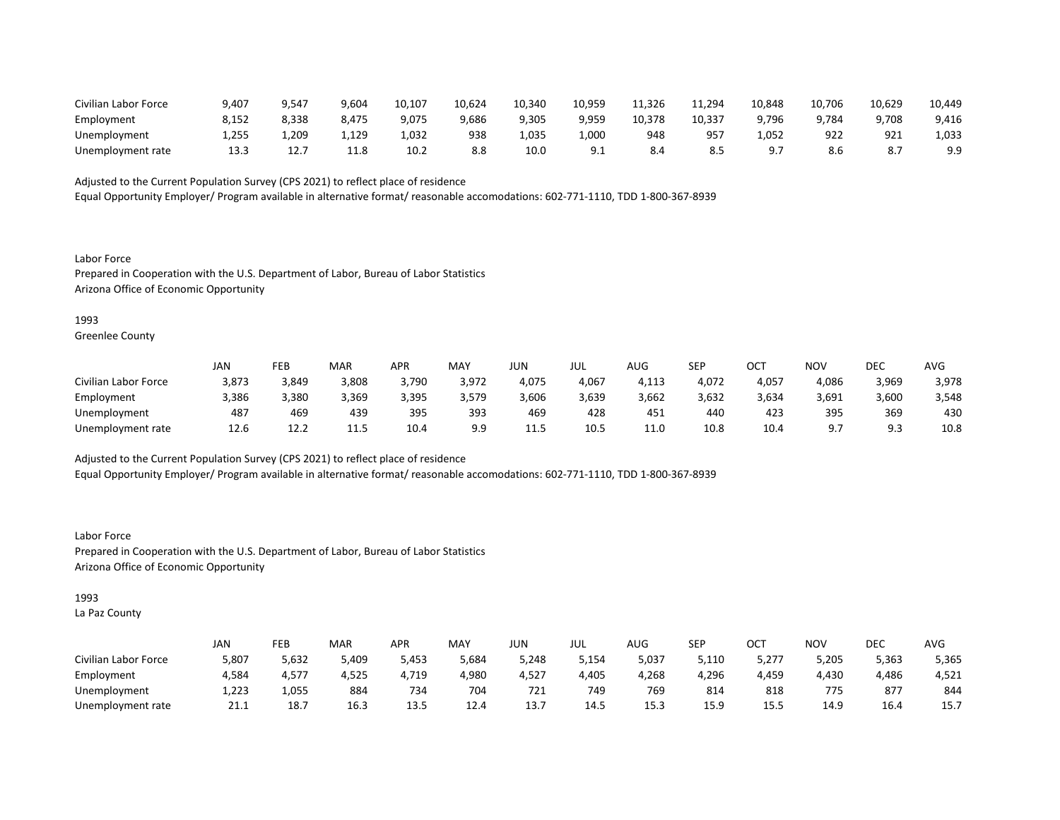| | | | | | | | | | | | | | |
|---|---|---|---|---|---|---|---|---|---|---|---|---|---|
| Civilian Labor Force | 9,407 | 9,547 | 9,604 | 10,107 | 10,624 | 10,340 | 10,959 | 11,326 | 11,294 | 10,848 | 10,706 | 10,629 | 10,449 |
| Employment | 8,152 | 8,338 | 8,475 | 9,075 | 9,686 | 9,305 | 9,959 | 10,378 | 10,337 | 9,796 | 9,784 | 9,708 | 9,416 |
| Unemployment | 1,255 | 1,209 | 1,129 | 1,032 | 938 | 1,035 | 1,000 | 948 | 957 | 1,052 | 922 | 921 | 1,033 |
| Unemployment rate | 13.3 | 12.7 | 11.8 | 10.2 | 8.8 | 10.0 | 9.1 | 8.4 | 8.5 | 9.7 | 8.6 | 8.7 | 9.9 |

Adjusted to the Current Population Survey (CPS 2021) to reflect place of residence
Equal Opportunity Employer/ Program available in alternative format/ reasonable accomodations: 602-771-1110, TDD 1-800-367-8939

Labor Force
Prepared in Cooperation with the U.S. Department of Labor, Bureau of Labor Statistics
Arizona Office of Economic Opportunity

1993
Greenlee County

| | JAN | FEB | MAR | APR | MAY | JUN | JUL | AUG | SEP | OCT | NOV | DEC | AVG |
|---|---|---|---|---|---|---|---|---|---|---|---|---|---|
| Civilian Labor Force | 3,873 | 3,849 | 3,808 | 3,790 | 3,972 | 4,075 | 4,067 | 4,113 | 4,072 | 4,057 | 4,086 | 3,969 | 3,978 |
| Employment | 3,386 | 3,380 | 3,369 | 3,395 | 3,579 | 3,606 | 3,639 | 3,662 | 3,632 | 3,634 | 3,691 | 3,600 | 3,548 |
| Unemployment | 487 | 469 | 439 | 395 | 393 | 469 | 428 | 451 | 440 | 423 | 395 | 369 | 430 |
| Unemployment rate | 12.6 | 12.2 | 11.5 | 10.4 | 9.9 | 11.5 | 10.5 | 11.0 | 10.8 | 10.4 | 9.7 | 9.3 | 10.8 |

Adjusted to the Current Population Survey (CPS 2021) to reflect place of residence
Equal Opportunity Employer/ Program available in alternative format/ reasonable accomodations: 602-771-1110, TDD 1-800-367-8939

Labor Force
Prepared in Cooperation with the U.S. Department of Labor, Bureau of Labor Statistics
Arizona Office of Economic Opportunity

1993
La Paz County

| | JAN | FEB | MAR | APR | MAY | JUN | JUL | AUG | SEP | OCT | NOV | DEC | AVG |
|---|---|---|---|---|---|---|---|---|---|---|---|---|---|
| Civilian Labor Force | 5,807 | 5,632 | 5,409 | 5,453 | 5,684 | 5,248 | 5,154 | 5,037 | 5,110 | 5,277 | 5,205 | 5,363 | 5,365 |
| Employment | 4,584 | 4,577 | 4,525 | 4,719 | 4,980 | 4,527 | 4,405 | 4,268 | 4,296 | 4,459 | 4,430 | 4,486 | 4,521 |
| Unemployment | 1,223 | 1,055 | 884 | 734 | 704 | 721 | 749 | 769 | 814 | 818 | 775 | 877 | 844 |
| Unemployment rate | 21.1 | 18.7 | 16.3 | 13.5 | 12.4 | 13.7 | 14.5 | 15.3 | 15.9 | 15.5 | 14.9 | 16.4 | 15.7 |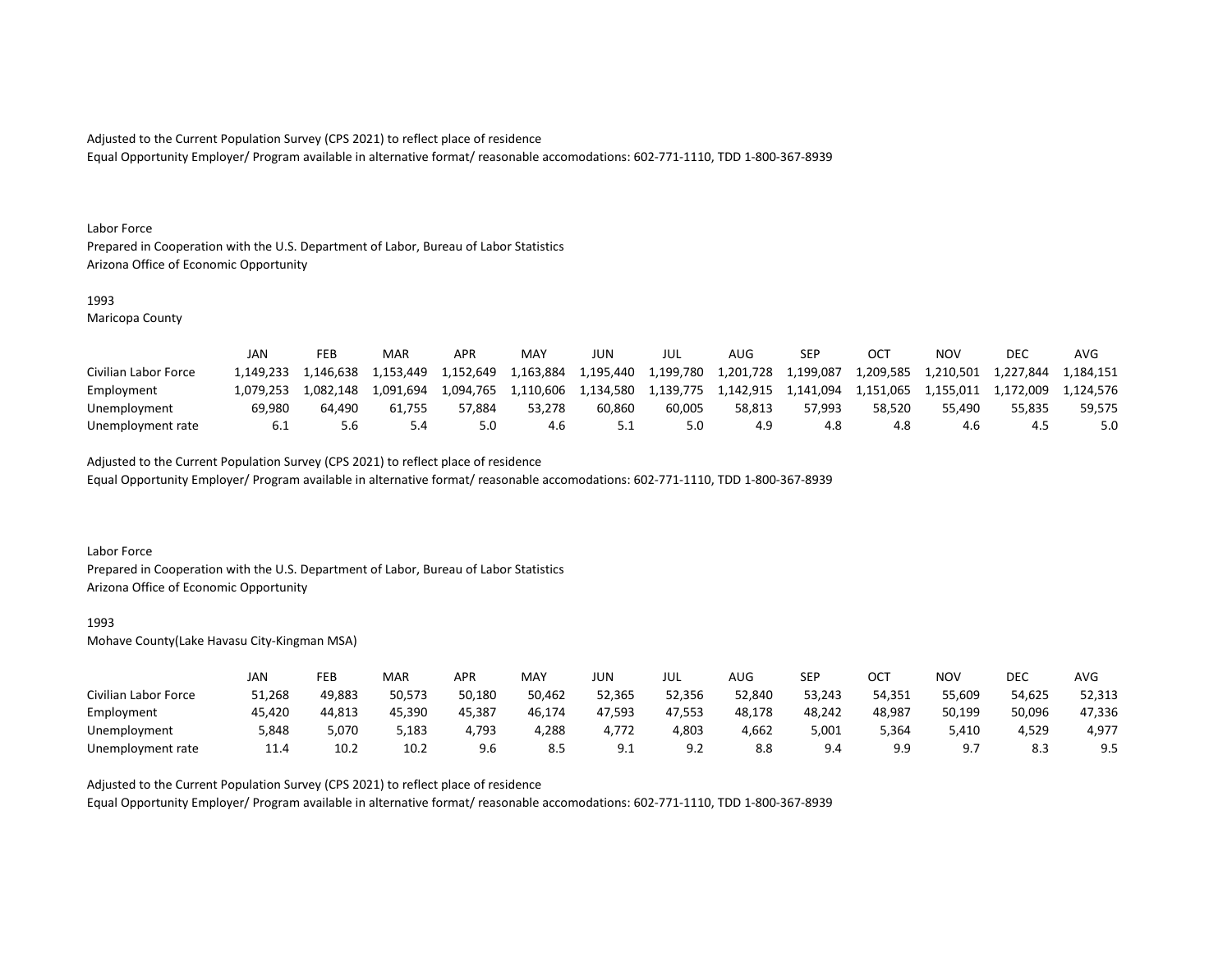Adjusted to the Current Population Survey (CPS 2021) to reflect place of residence
Equal Opportunity Employer/ Program available in alternative format/ reasonable accomodations: 602-771-1110, TDD 1-800-367-8939

Labor Force
Prepared in Cooperation with the U.S. Department of Labor, Bureau of Labor Statistics
Arizona Office of Economic Opportunity

1993
Maricopa County

| | JAN | FEB | MAR | APR | MAY | JUN | JUL | AUG | SEP | OCT | NOV | DEC | AVG |
|---|---|---|---|---|---|---|---|---|---|---|---|---|---|
| Civilian Labor Force | 1,149,233 | 1,146,638 | 1,153,449 | 1,152,649 | 1,163,884 | 1,195,440 | 1,199,780 | 1,201,728 | 1,199,087 | 1,209,585 | 1,210,501 | 1,227,844 | 1,184,151 |
| Employment | 1,079,253 | 1,082,148 | 1,091,694 | 1,094,765 | 1,110,606 | 1,134,580 | 1,139,775 | 1,142,915 | 1,141,094 | 1,151,065 | 1,155,011 | 1,172,009 | 1,124,576 |
| Unemployment | 69,980 | 64,490 | 61,755 | 57,884 | 53,278 | 60,860 | 60,005 | 58,813 | 57,993 | 58,520 | 55,490 | 55,835 | 59,575 |
| Unemployment rate | 6.1 | 5.6 | 5.4 | 5.0 | 4.6 | 5.1 | 5.0 | 4.9 | 4.8 | 4.8 | 4.6 | 4.5 | 5.0 |

Adjusted to the Current Population Survey (CPS 2021) to reflect place of residence
Equal Opportunity Employer/ Program available in alternative format/ reasonable accomodations: 602-771-1110, TDD 1-800-367-8939

Labor Force
Prepared in Cooperation with the U.S. Department of Labor, Bureau of Labor Statistics
Arizona Office of Economic Opportunity

1993
Mohave County(Lake Havasu City-Kingman MSA)

| | JAN | FEB | MAR | APR | MAY | JUN | JUL | AUG | SEP | OCT | NOV | DEC | AVG |
|---|---|---|---|---|---|---|---|---|---|---|---|---|---|
| Civilian Labor Force | 51,268 | 49,883 | 50,573 | 50,180 | 50,462 | 52,365 | 52,356 | 52,840 | 53,243 | 54,351 | 55,609 | 54,625 | 52,313 |
| Employment | 45,420 | 44,813 | 45,390 | 45,387 | 46,174 | 47,593 | 47,553 | 48,178 | 48,242 | 48,987 | 50,199 | 50,096 | 47,336 |
| Unemployment | 5,848 | 5,070 | 5,183 | 4,793 | 4,288 | 4,772 | 4,803 | 4,662 | 5,001 | 5,364 | 5,410 | 4,529 | 4,977 |
| Unemployment rate | 11.4 | 10.2 | 10.2 | 9.6 | 8.5 | 9.1 | 9.2 | 8.8 | 9.4 | 9.9 | 9.7 | 8.3 | 9.5 |

Adjusted to the Current Population Survey (CPS 2021) to reflect place of residence
Equal Opportunity Employer/ Program available in alternative format/ reasonable accomodations: 602-771-1110, TDD 1-800-367-8939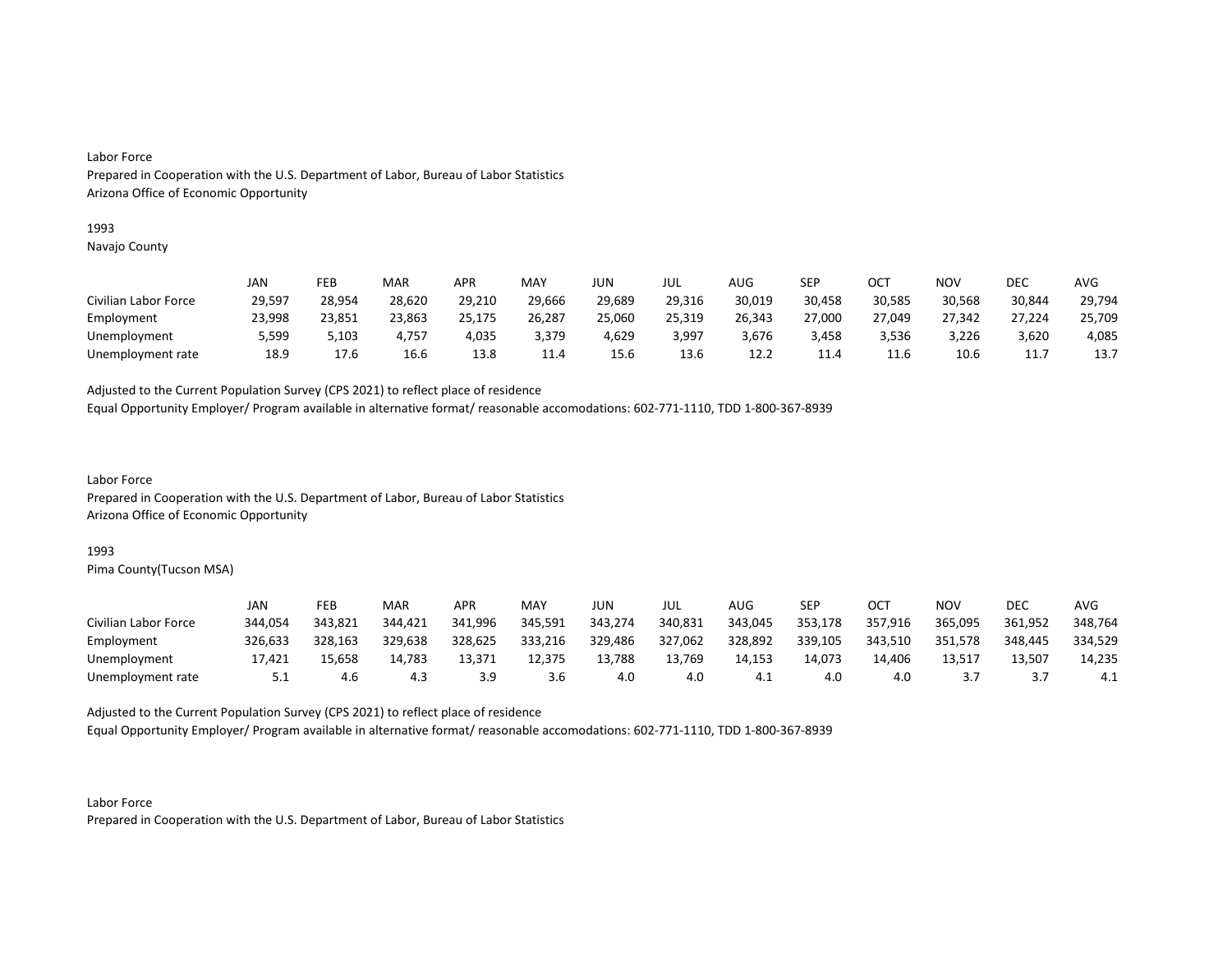Labor Force
Prepared in Cooperation with the U.S. Department of Labor, Bureau of Labor Statistics
Arizona Office of Economic Opportunity

1993
Navajo County

| | JAN | FEB | MAR | APR | MAY | JUN | JUL | AUG | SEP | OCT | NOV | DEC | AVG |
|---|---|---|---|---|---|---|---|---|---|---|---|---|---|
| Civilian Labor Force | 29,597 | 28,954 | 28,620 | 29,210 | 29,666 | 29,689 | 29,316 | 30,019 | 30,458 | 30,585 | 30,568 | 30,844 | 29,794 |
| Employment | 23,998 | 23,851 | 23,863 | 25,175 | 26,287 | 25,060 | 25,319 | 26,343 | 27,000 | 27,049 | 27,342 | 27,224 | 25,709 |
| Unemployment | 5,599 | 5,103 | 4,757 | 4,035 | 3,379 | 4,629 | 3,997 | 3,676 | 3,458 | 3,536 | 3,226 | 3,620 | 4,085 |
| Unemployment rate | 18.9 | 17.6 | 16.6 | 13.8 | 11.4 | 15.6 | 13.6 | 12.2 | 11.4 | 11.6 | 10.6 | 11.7 | 13.7 |

Adjusted to the Current Population Survey (CPS 2021) to reflect place of residence
Equal Opportunity Employer/ Program available in alternative format/ reasonable accomodations: 602-771-1110, TDD 1-800-367-8939

Labor Force
Prepared in Cooperation with the U.S. Department of Labor, Bureau of Labor Statistics
Arizona Office of Economic Opportunity

1993
Pima County(Tucson MSA)

| | JAN | FEB | MAR | APR | MAY | JUN | JUL | AUG | SEP | OCT | NOV | DEC | AVG |
|---|---|---|---|---|---|---|---|---|---|---|---|---|---|
| Civilian Labor Force | 344,054 | 343,821 | 344,421 | 341,996 | 345,591 | 343,274 | 340,831 | 343,045 | 353,178 | 357,916 | 365,095 | 361,952 | 348,764 |
| Employment | 326,633 | 328,163 | 329,638 | 328,625 | 333,216 | 329,486 | 327,062 | 328,892 | 339,105 | 343,510 | 351,578 | 348,445 | 334,529 |
| Unemployment | 17,421 | 15,658 | 14,783 | 13,371 | 12,375 | 13,788 | 13,769 | 14,153 | 14,073 | 14,406 | 13,517 | 13,507 | 14,235 |
| Unemployment rate | 5.1 | 4.6 | 4.3 | 3.9 | 3.6 | 4.0 | 4.0 | 4.1 | 4.0 | 4.0 | 3.7 | 3.7 | 4.1 |

Adjusted to the Current Population Survey (CPS 2021) to reflect place of residence
Equal Opportunity Employer/ Program available in alternative format/ reasonable accomodations: 602-771-1110, TDD 1-800-367-8939

Labor Force
Prepared in Cooperation with the U.S. Department of Labor, Bureau of Labor Statistics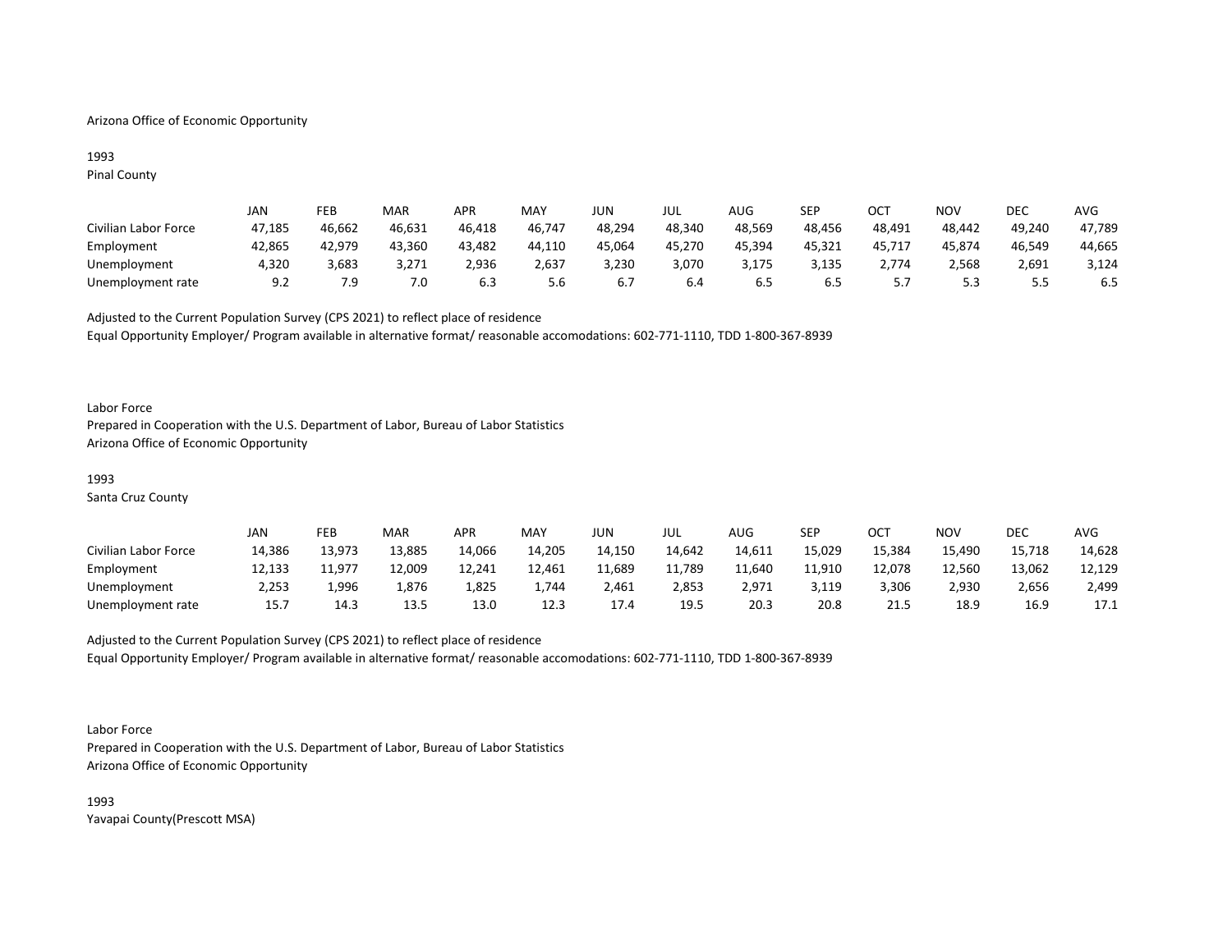Arizona Office of Economic Opportunity

1993
Pinal County

| | JAN | FEB | MAR | APR | MAY | JUN | JUL | AUG | SEP | OCT | NOV | DEC | AVG |
|---|---|---|---|---|---|---|---|---|---|---|---|---|---|
| Civilian Labor Force | 47,185 | 46,662 | 46,631 | 46,418 | 46,747 | 48,294 | 48,340 | 48,569 | 48,456 | 48,491 | 48,442 | 49,240 | 47,789 |
| Employment | 42,865 | 42,979 | 43,360 | 43,482 | 44,110 | 45,064 | 45,270 | 45,394 | 45,321 | 45,717 | 45,874 | 46,549 | 44,665 |
| Unemployment | 4,320 | 3,683 | 3,271 | 2,936 | 2,637 | 3,230 | 3,070 | 3,175 | 3,135 | 2,774 | 2,568 | 2,691 | 3,124 |
| Unemployment rate | 9.2 | 7.9 | 7.0 | 6.3 | 5.6 | 6.7 | 6.4 | 6.5 | 6.5 | 5.7 | 5.3 | 5.5 | 6.5 |

Adjusted to the Current Population Survey (CPS 2021) to reflect place of residence
Equal Opportunity Employer/ Program available in alternative format/ reasonable accomodations: 602-771-1110, TDD 1-800-367-8939

Labor Force
Prepared in Cooperation with the U.S. Department of Labor, Bureau of Labor Statistics
Arizona Office of Economic Opportunity

1993
Santa Cruz County

| | JAN | FEB | MAR | APR | MAY | JUN | JUL | AUG | SEP | OCT | NOV | DEC | AVG |
|---|---|---|---|---|---|---|---|---|---|---|---|---|---|
| Civilian Labor Force | 14,386 | 13,973 | 13,885 | 14,066 | 14,205 | 14,150 | 14,642 | 14,611 | 15,029 | 15,384 | 15,490 | 15,718 | 14,628 |
| Employment | 12,133 | 11,977 | 12,009 | 12,241 | 12,461 | 11,689 | 11,789 | 11,640 | 11,910 | 12,078 | 12,560 | 13,062 | 12,129 |
| Unemployment | 2,253 | 1,996 | 1,876 | 1,825 | 1,744 | 2,461 | 2,853 | 2,971 | 3,119 | 3,306 | 2,930 | 2,656 | 2,499 |
| Unemployment rate | 15.7 | 14.3 | 13.5 | 13.0 | 12.3 | 17.4 | 19.5 | 20.3 | 20.8 | 21.5 | 18.9 | 16.9 | 17.1 |

Adjusted to the Current Population Survey (CPS 2021) to reflect place of residence
Equal Opportunity Employer/ Program available in alternative format/ reasonable accomodations: 602-771-1110, TDD 1-800-367-8939

Labor Force
Prepared in Cooperation with the U.S. Department of Labor, Bureau of Labor Statistics
Arizona Office of Economic Opportunity

1993
Yavapai County(Prescott MSA)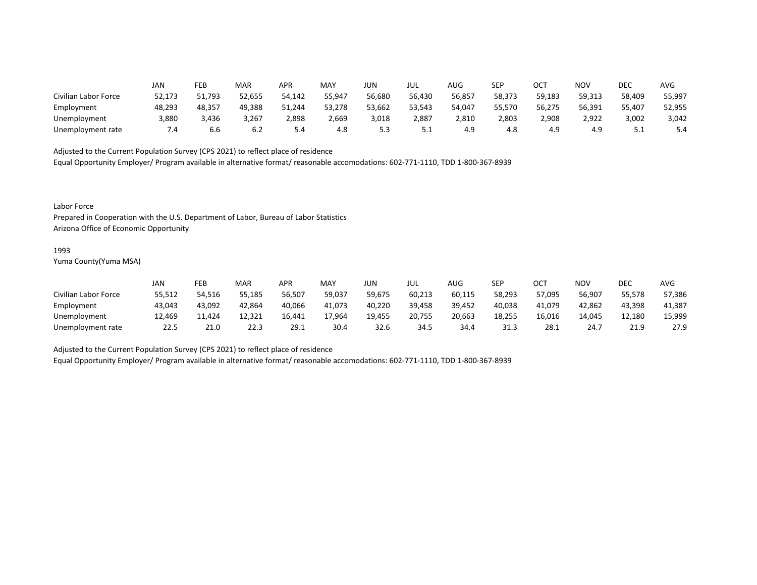| | JAN | FEB | MAR | APR | MAY | JUN | JUL | AUG | SEP | OCT | NOV | DEC | AVG |
|---|---|---|---|---|---|---|---|---|---|---|---|---|---|
| Civilian Labor Force | 52,173 | 51,793 | 52,655 | 54,142 | 55,947 | 56,680 | 56,430 | 56,857 | 58,373 | 59,183 | 59,313 | 58,409 | 55,997 |
| Employment | 48,293 | 48,357 | 49,388 | 51,244 | 53,278 | 53,662 | 53,543 | 54,047 | 55,570 | 56,275 | 56,391 | 55,407 | 52,955 |
| Unemployment | 3,880 | 3,436 | 3,267 | 2,898 | 2,669 | 3,018 | 2,887 | 2,810 | 2,803 | 2,908 | 2,922 | 3,002 | 3,042 |
| Unemployment rate | 7.4 | 6.6 | 6.2 | 5.4 | 4.8 | 5.3 | 5.1 | 4.9 | 4.8 | 4.9 | 4.9 | 5.1 | 5.4 |

Adjusted to the Current Population Survey (CPS 2021) to reflect place of residence
Equal Opportunity Employer/ Program available in alternative format/ reasonable accomodations: 602-771-1110, TDD 1-800-367-8939

Labor Force
Prepared in Cooperation with the U.S. Department of Labor, Bureau of Labor Statistics
Arizona Office of Economic Opportunity

1993
Yuma County(Yuma MSA)

| | JAN | FEB | MAR | APR | MAY | JUN | JUL | AUG | SEP | OCT | NOV | DEC | AVG |
|---|---|---|---|---|---|---|---|---|---|---|---|---|---|
| Civilian Labor Force | 55,512 | 54,516 | 55,185 | 56,507 | 59,037 | 59,675 | 60,213 | 60,115 | 58,293 | 57,095 | 56,907 | 55,578 | 57,386 |
| Employment | 43,043 | 43,092 | 42,864 | 40,066 | 41,073 | 40,220 | 39,458 | 39,452 | 40,038 | 41,079 | 42,862 | 43,398 | 41,387 |
| Unemployment | 12,469 | 11,424 | 12,321 | 16,441 | 17,964 | 19,455 | 20,755 | 20,663 | 18,255 | 16,016 | 14,045 | 12,180 | 15,999 |
| Unemployment rate | 22.5 | 21.0 | 22.3 | 29.1 | 30.4 | 32.6 | 34.5 | 34.4 | 31.3 | 28.1 | 24.7 | 21.9 | 27.9 |

Adjusted to the Current Population Survey (CPS 2021) to reflect place of residence
Equal Opportunity Employer/ Program available in alternative format/ reasonable accomodations: 602-771-1110, TDD 1-800-367-8939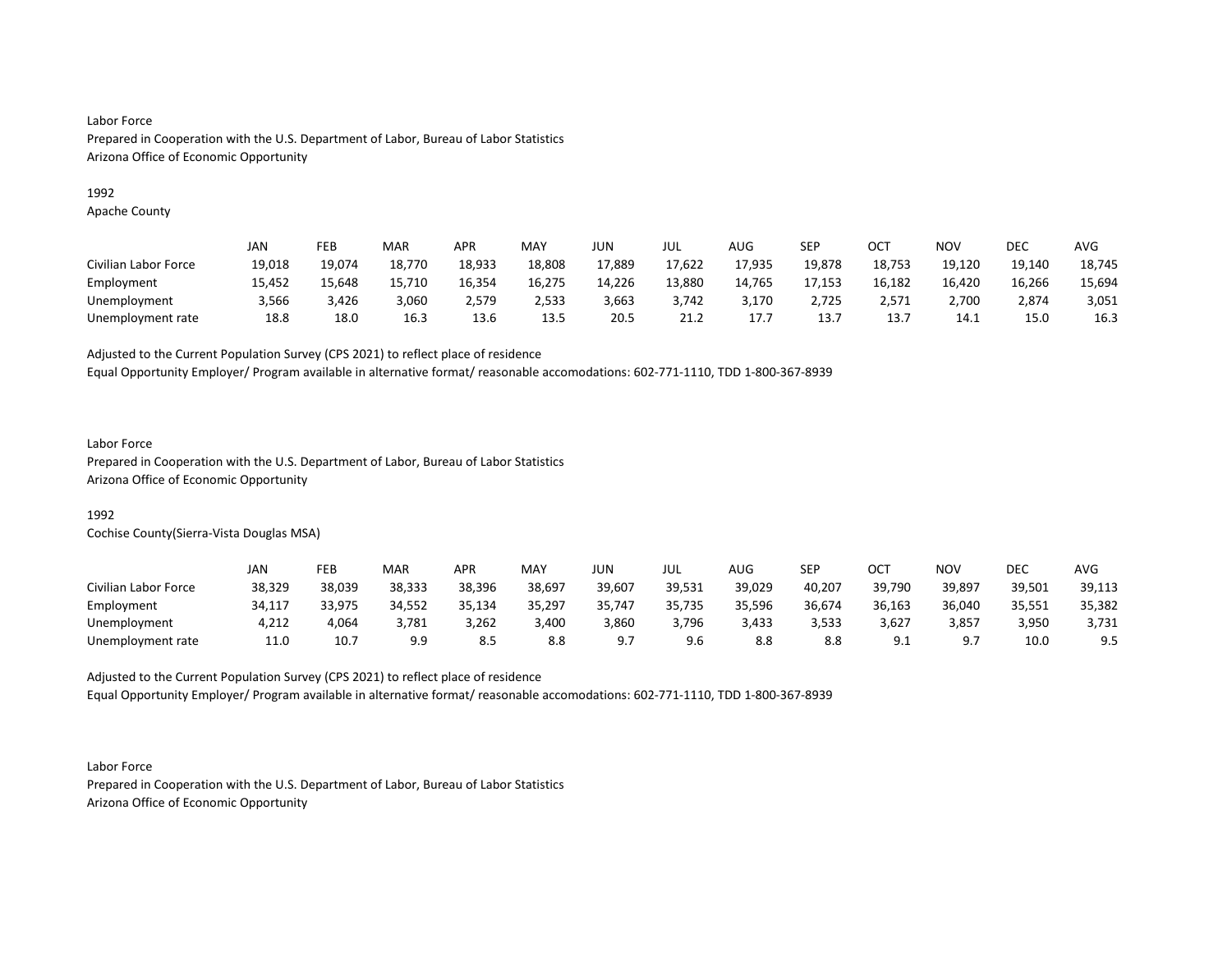Labor Force
Prepared in Cooperation with the U.S. Department of Labor, Bureau of Labor Statistics
Arizona Office of Economic Opportunity

1992
Apache County

| | JAN | FEB | MAR | APR | MAY | JUN | JUL | AUG | SEP | OCT | NOV | DEC | AVG |
|---|---|---|---|---|---|---|---|---|---|---|---|---|---|
| Civilian Labor Force | 19,018 | 19,074 | 18,770 | 18,933 | 18,808 | 17,889 | 17,622 | 17,935 | 19,878 | 18,753 | 19,120 | 19,140 | 18,745 |
| Employment | 15,452 | 15,648 | 15,710 | 16,354 | 16,275 | 14,226 | 13,880 | 14,765 | 17,153 | 16,182 | 16,420 | 16,266 | 15,694 |
| Unemployment | 3,566 | 3,426 | 3,060 | 2,579 | 2,533 | 3,663 | 3,742 | 3,170 | 2,725 | 2,571 | 2,700 | 2,874 | 3,051 |
| Unemployment rate | 18.8 | 18.0 | 16.3 | 13.6 | 13.5 | 20.5 | 21.2 | 17.7 | 13.7 | 13.7 | 14.1 | 15.0 | 16.3 |

Adjusted to the Current Population Survey (CPS 2021) to reflect place of residence
Equal Opportunity Employer/ Program available in alternative format/ reasonable accomodations: 602-771-1110, TDD 1-800-367-8939

Labor Force
Prepared in Cooperation with the U.S. Department of Labor, Bureau of Labor Statistics
Arizona Office of Economic Opportunity

1992
Cochise County(Sierra-Vista Douglas MSA)

| | JAN | FEB | MAR | APR | MAY | JUN | JUL | AUG | SEP | OCT | NOV | DEC | AVG |
|---|---|---|---|---|---|---|---|---|---|---|---|---|---|
| Civilian Labor Force | 38,329 | 38,039 | 38,333 | 38,396 | 38,697 | 39,607 | 39,531 | 39,029 | 40,207 | 39,790 | 39,897 | 39,501 | 39,113 |
| Employment | 34,117 | 33,975 | 34,552 | 35,134 | 35,297 | 35,747 | 35,735 | 35,596 | 36,674 | 36,163 | 36,040 | 35,551 | 35,382 |
| Unemployment | 4,212 | 4,064 | 3,781 | 3,262 | 3,400 | 3,860 | 3,796 | 3,433 | 3,533 | 3,627 | 3,857 | 3,950 | 3,731 |
| Unemployment rate | 11.0 | 10.7 | 9.9 | 8.5 | 8.8 | 9.7 | 9.6 | 8.8 | 8.8 | 9.1 | 9.7 | 10.0 | 9.5 |

Adjusted to the Current Population Survey (CPS 2021) to reflect place of residence
Equal Opportunity Employer/ Program available in alternative format/ reasonable accomodations: 602-771-1110, TDD 1-800-367-8939

Labor Force
Prepared in Cooperation with the U.S. Department of Labor, Bureau of Labor Statistics
Arizona Office of Economic Opportunity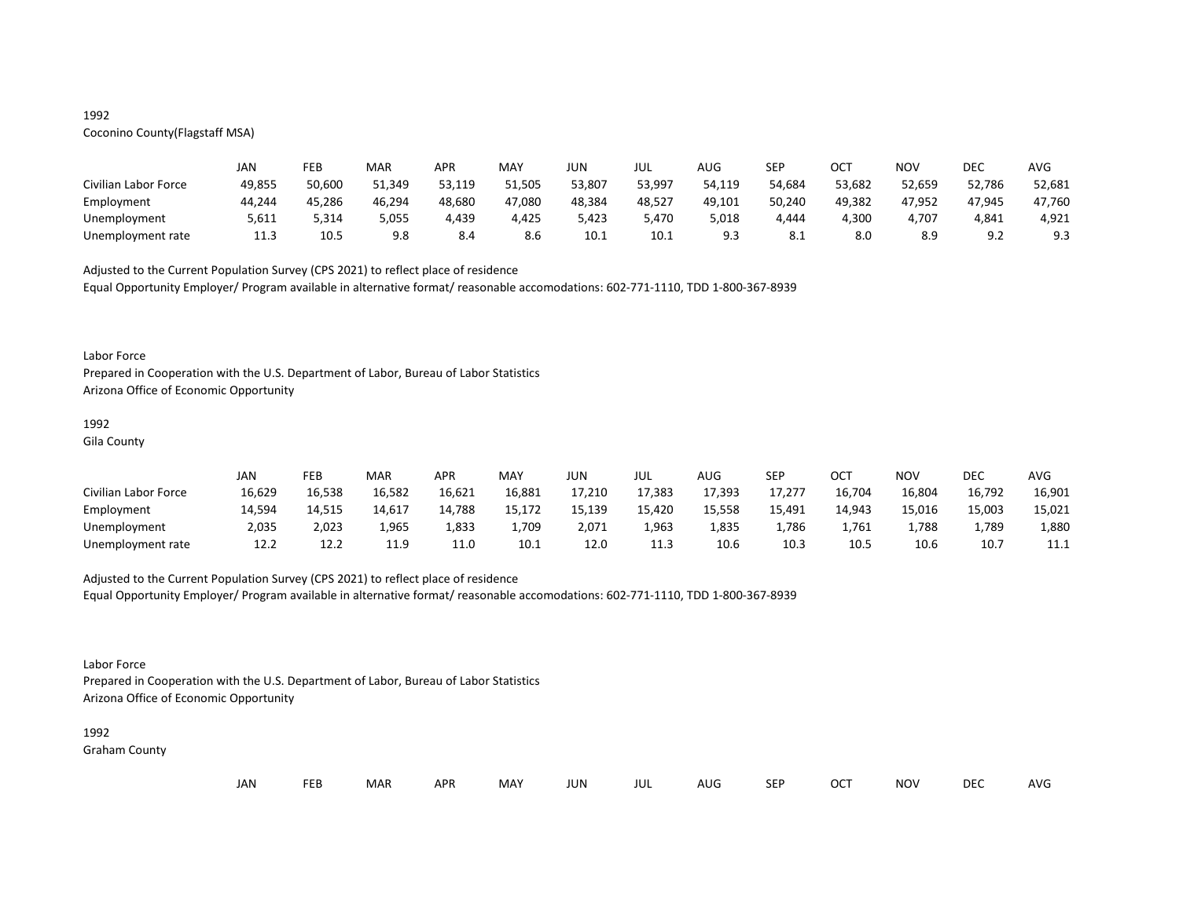1992
Coconino County(Flagstaff MSA)

| | JAN | FEB | MAR | APR | MAY | JUN | JUL | AUG | SEP | OCT | NOV | DEC | AVG |
|---|---|---|---|---|---|---|---|---|---|---|---|---|---|
| Civilian Labor Force | 49,855 | 50,600 | 51,349 | 53,119 | 51,505 | 53,807 | 53,997 | 54,119 | 54,684 | 53,682 | 52,659 | 52,786 | 52,681 |
| Employment | 44,244 | 45,286 | 46,294 | 48,680 | 47,080 | 48,384 | 48,527 | 49,101 | 50,240 | 49,382 | 47,952 | 47,945 | 47,760 |
| Unemployment | 5,611 | 5,314 | 5,055 | 4,439 | 4,425 | 5,423 | 5,470 | 5,018 | 4,444 | 4,300 | 4,707 | 4,841 | 4,921 |
| Unemployment rate | 11.3 | 10.5 | 9.8 | 8.4 | 8.6 | 10.1 | 10.1 | 9.3 | 8.1 | 8.0 | 8.9 | 9.2 | 9.3 |

Adjusted to the Current Population Survey (CPS 2021) to reflect place of residence
Equal Opportunity Employer/ Program available in alternative format/ reasonable accomodations: 602-771-1110, TDD 1-800-367-8939

Labor Force
Prepared in Cooperation with the U.S. Department of Labor, Bureau of Labor Statistics
Arizona Office of Economic Opportunity

1992
Gila County

| | JAN | FEB | MAR | APR | MAY | JUN | JUL | AUG | SEP | OCT | NOV | DEC | AVG |
|---|---|---|---|---|---|---|---|---|---|---|---|---|---|
| Civilian Labor Force | 16,629 | 16,538 | 16,582 | 16,621 | 16,881 | 17,210 | 17,383 | 17,393 | 17,277 | 16,704 | 16,804 | 16,792 | 16,901 |
| Employment | 14,594 | 14,515 | 14,617 | 14,788 | 15,172 | 15,139 | 15,420 | 15,558 | 15,491 | 14,943 | 15,016 | 15,003 | 15,021 |
| Unemployment | 2,035 | 2,023 | 1,965 | 1,833 | 1,709 | 2,071 | 1,963 | 1,835 | 1,786 | 1,761 | 1,788 | 1,789 | 1,880 |
| Unemployment rate | 12.2 | 12.2 | 11.9 | 11.0 | 10.1 | 12.0 | 11.3 | 10.6 | 10.3 | 10.5 | 10.6 | 10.7 | 11.1 |

Adjusted to the Current Population Survey (CPS 2021) to reflect place of residence
Equal Opportunity Employer/ Program available in alternative format/ reasonable accomodations: 602-771-1110, TDD 1-800-367-8939

Labor Force
Prepared in Cooperation with the U.S. Department of Labor, Bureau of Labor Statistics
Arizona Office of Economic Opportunity

1992
Graham County

| | JAN | FEB | MAR | APR | MAY | JUN | JUL | AUG | SEP | OCT | NOV | DEC | AVG |
|---|---|---|---|---|---|---|---|---|---|---|---|---|---|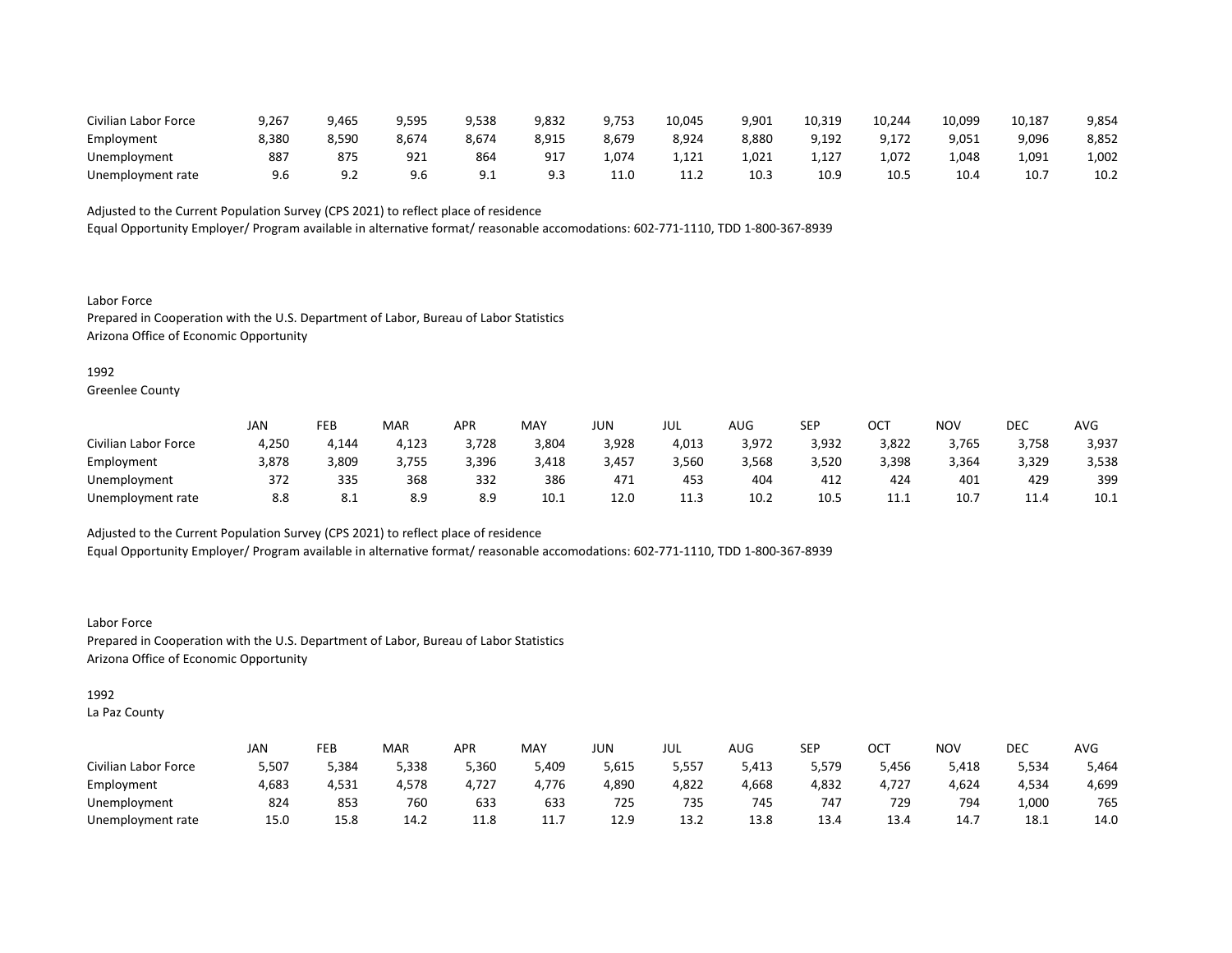| | | | | | | | | | | | | | |
|---|---|---|---|---|---|---|---|---|---|---|---|---|---|
| Civilian Labor Force | 9,267 | 9,465 | 9,595 | 9,538 | 9,832 | 9,753 | 10,045 | 9,901 | 10,319 | 10,244 | 10,099 | 10,187 | 9,854 |
| Employment | 8,380 | 8,590 | 8,674 | 8,674 | 8,915 | 8,679 | 8,924 | 8,880 | 9,192 | 9,172 | 9,051 | 9,096 | 8,852 |
| Unemployment | 887 | 875 | 921 | 864 | 917 | 1,074 | 1,121 | 1,021 | 1,127 | 1,072 | 1,048 | 1,091 | 1,002 |
| Unemployment rate | 9.6 | 9.2 | 9.6 | 9.1 | 9.3 | 11.0 | 11.2 | 10.3 | 10.9 | 10.5 | 10.4 | 10.7 | 10.2 |

Adjusted to the Current Population Survey (CPS 2021) to reflect place of residence
Equal Opportunity Employer/ Program available in alternative format/ reasonable accomodations: 602-771-1110, TDD 1-800-367-8939

Labor Force
Prepared in Cooperation with the U.S. Department of Labor, Bureau of Labor Statistics
Arizona Office of Economic Opportunity

1992
Greenlee County

| | JAN | FEB | MAR | APR | MAY | JUN | JUL | AUG | SEP | OCT | NOV | DEC | AVG |
|---|---|---|---|---|---|---|---|---|---|---|---|---|---|
| Civilian Labor Force | 4,250 | 4,144 | 4,123 | 3,728 | 3,804 | 3,928 | 4,013 | 3,972 | 3,932 | 3,822 | 3,765 | 3,758 | 3,937 |
| Employment | 3,878 | 3,809 | 3,755 | 3,396 | 3,418 | 3,457 | 3,560 | 3,568 | 3,520 | 3,398 | 3,364 | 3,329 | 3,538 |
| Unemployment | 372 | 335 | 368 | 332 | 386 | 471 | 453 | 404 | 412 | 424 | 401 | 429 | 399 |
| Unemployment rate | 8.8 | 8.1 | 8.9 | 8.9 | 10.1 | 12.0 | 11.3 | 10.2 | 10.5 | 11.1 | 10.7 | 11.4 | 10.1 |

Adjusted to the Current Population Survey (CPS 2021) to reflect place of residence
Equal Opportunity Employer/ Program available in alternative format/ reasonable accomodations: 602-771-1110, TDD 1-800-367-8939

Labor Force
Prepared in Cooperation with the U.S. Department of Labor, Bureau of Labor Statistics
Arizona Office of Economic Opportunity

1992
La Paz County

| | JAN | FEB | MAR | APR | MAY | JUN | JUL | AUG | SEP | OCT | NOV | DEC | AVG |
|---|---|---|---|---|---|---|---|---|---|---|---|---|---|
| Civilian Labor Force | 5,507 | 5,384 | 5,338 | 5,360 | 5,409 | 5,615 | 5,557 | 5,413 | 5,579 | 5,456 | 5,418 | 5,534 | 5,464 |
| Employment | 4,683 | 4,531 | 4,578 | 4,727 | 4,776 | 4,890 | 4,822 | 4,668 | 4,832 | 4,727 | 4,624 | 4,534 | 4,699 |
| Unemployment | 824 | 853 | 760 | 633 | 633 | 725 | 735 | 745 | 747 | 729 | 794 | 1,000 | 765 |
| Unemployment rate | 15.0 | 15.8 | 14.2 | 11.8 | 11.7 | 12.9 | 13.2 | 13.8 | 13.4 | 13.4 | 14.7 | 18.1 | 14.0 |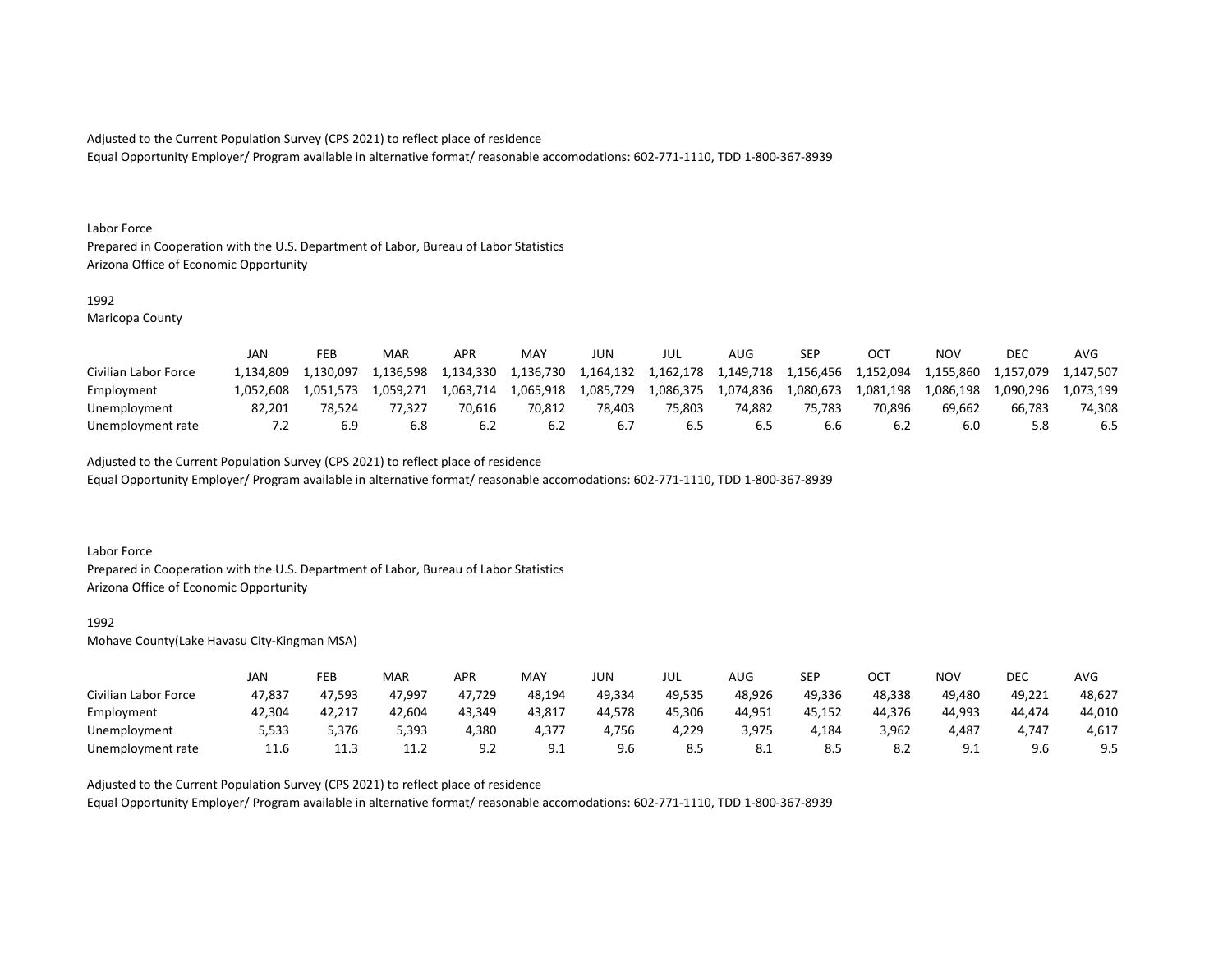Adjusted to the Current Population Survey (CPS 2021) to reflect place of residence
Equal Opportunity Employer/ Program available in alternative format/ reasonable accomodations: 602-771-1110, TDD 1-800-367-8939

Labor Force
Prepared in Cooperation with the U.S. Department of Labor, Bureau of Labor Statistics
Arizona Office of Economic Opportunity

1992
Maricopa County

| | JAN | FEB | MAR | APR | MAY | JUN | JUL | AUG | SEP | OCT | NOV | DEC | AVG |
|---|---|---|---|---|---|---|---|---|---|---|---|---|---|
| Civilian Labor Force | 1,134,809 | 1,130,097 | 1,136,598 | 1,134,330 | 1,136,730 | 1,164,132 | 1,162,178 | 1,149,718 | 1,156,456 | 1,152,094 | 1,155,860 | 1,157,079 | 1,147,507 |
| Employment | 1,052,608 | 1,051,573 | 1,059,271 | 1,063,714 | 1,065,918 | 1,085,729 | 1,086,375 | 1,074,836 | 1,080,673 | 1,081,198 | 1,086,198 | 1,090,296 | 1,073,199 |
| Unemployment | 82,201 | 78,524 | 77,327 | 70,616 | 70,812 | 78,403 | 75,803 | 74,882 | 75,783 | 70,896 | 69,662 | 66,783 | 74,308 |
| Unemployment rate | 7.2 | 6.9 | 6.8 | 6.2 | 6.2 | 6.7 | 6.5 | 6.5 | 6.6 | 6.2 | 6.0 | 5.8 | 6.5 |

Adjusted to the Current Population Survey (CPS 2021) to reflect place of residence
Equal Opportunity Employer/ Program available in alternative format/ reasonable accomodations: 602-771-1110, TDD 1-800-367-8939

Labor Force
Prepared in Cooperation with the U.S. Department of Labor, Bureau of Labor Statistics
Arizona Office of Economic Opportunity

1992
Mohave County(Lake Havasu City-Kingman MSA)

| | JAN | FEB | MAR | APR | MAY | JUN | JUL | AUG | SEP | OCT | NOV | DEC | AVG |
|---|---|---|---|---|---|---|---|---|---|---|---|---|---|
| Civilian Labor Force | 47,837 | 47,593 | 47,997 | 47,729 | 48,194 | 49,334 | 49,535 | 48,926 | 49,336 | 48,338 | 49,480 | 49,221 | 48,627 |
| Employment | 42,304 | 42,217 | 42,604 | 43,349 | 43,817 | 44,578 | 45,306 | 44,951 | 45,152 | 44,376 | 44,993 | 44,474 | 44,010 |
| Unemployment | 5,533 | 5,376 | 5,393 | 4,380 | 4,377 | 4,756 | 4,229 | 3,975 | 4,184 | 3,962 | 4,487 | 4,747 | 4,617 |
| Unemployment rate | 11.6 | 11.3 | 11.2 | 9.2 | 9.1 | 9.6 | 8.5 | 8.1 | 8.5 | 8.2 | 9.1 | 9.6 | 9.5 |

Adjusted to the Current Population Survey (CPS 2021) to reflect place of residence
Equal Opportunity Employer/ Program available in alternative format/ reasonable accomodations: 602-771-1110, TDD 1-800-367-8939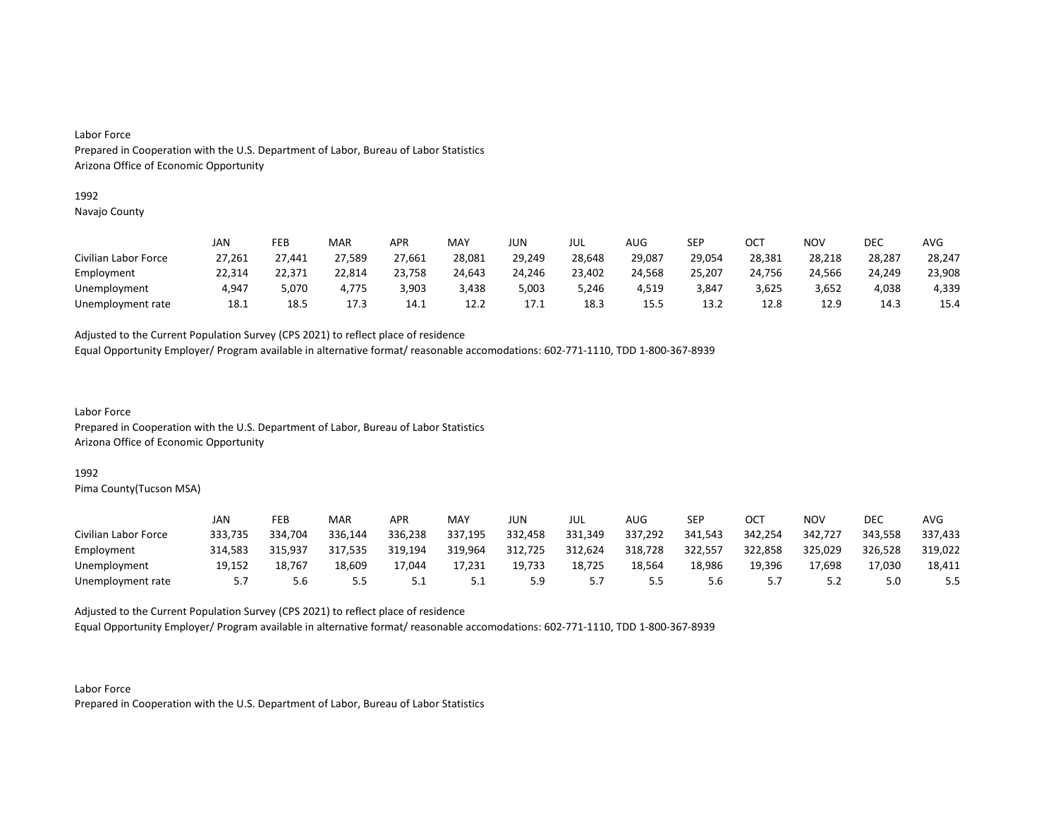Labor Force
Prepared in Cooperation with the U.S. Department of Labor, Bureau of Labor Statistics
Arizona Office of Economic Opportunity

1992
Navajo County

| | JAN | FEB | MAR | APR | MAY | JUN | JUL | AUG | SEP | OCT | NOV | DEC | AVG |
|---|---|---|---|---|---|---|---|---|---|---|---|---|---|
| Civilian Labor Force | 27,261 | 27,441 | 27,589 | 27,661 | 28,081 | 29,249 | 28,648 | 29,087 | 29,054 | 28,381 | 28,218 | 28,287 | 28,247 |
| Employment | 22,314 | 22,371 | 22,814 | 23,758 | 24,643 | 24,246 | 23,402 | 24,568 | 25,207 | 24,756 | 24,566 | 24,249 | 23,908 |
| Unemployment | 4,947 | 5,070 | 4,775 | 3,903 | 3,438 | 5,003 | 5,246 | 4,519 | 3,847 | 3,625 | 3,652 | 4,038 | 4,339 |
| Unemployment rate | 18.1 | 18.5 | 17.3 | 14.1 | 12.2 | 17.1 | 18.3 | 15.5 | 13.2 | 12.8 | 12.9 | 14.3 | 15.4 |

Adjusted to the Current Population Survey (CPS 2021) to reflect place of residence
Equal Opportunity Employer/ Program available in alternative format/ reasonable accomodations: 602-771-1110, TDD 1-800-367-8939

Labor Force
Prepared in Cooperation with the U.S. Department of Labor, Bureau of Labor Statistics
Arizona Office of Economic Opportunity

1992
Pima County(Tucson MSA)

| | JAN | FEB | MAR | APR | MAY | JUN | JUL | AUG | SEP | OCT | NOV | DEC | AVG |
|---|---|---|---|---|---|---|---|---|---|---|---|---|---|
| Civilian Labor Force | 333,735 | 334,704 | 336,144 | 336,238 | 337,195 | 332,458 | 331,349 | 337,292 | 341,543 | 342,254 | 342,727 | 343,558 | 337,433 |
| Employment | 314,583 | 315,937 | 317,535 | 319,194 | 319,964 | 312,725 | 312,624 | 318,728 | 322,557 | 322,858 | 325,029 | 326,528 | 319,022 |
| Unemployment | 19,152 | 18,767 | 18,609 | 17,044 | 17,231 | 19,733 | 18,725 | 18,564 | 18,986 | 19,396 | 17,698 | 17,030 | 18,411 |
| Unemployment rate | 5.7 | 5.6 | 5.5 | 5.1 | 5.1 | 5.9 | 5.7 | 5.5 | 5.6 | 5.7 | 5.2 | 5.0 | 5.5 |

Adjusted to the Current Population Survey (CPS 2021) to reflect place of residence
Equal Opportunity Employer/ Program available in alternative format/ reasonable accomodations: 602-771-1110, TDD 1-800-367-8939

Labor Force
Prepared in Cooperation with the U.S. Department of Labor, Bureau of Labor Statistics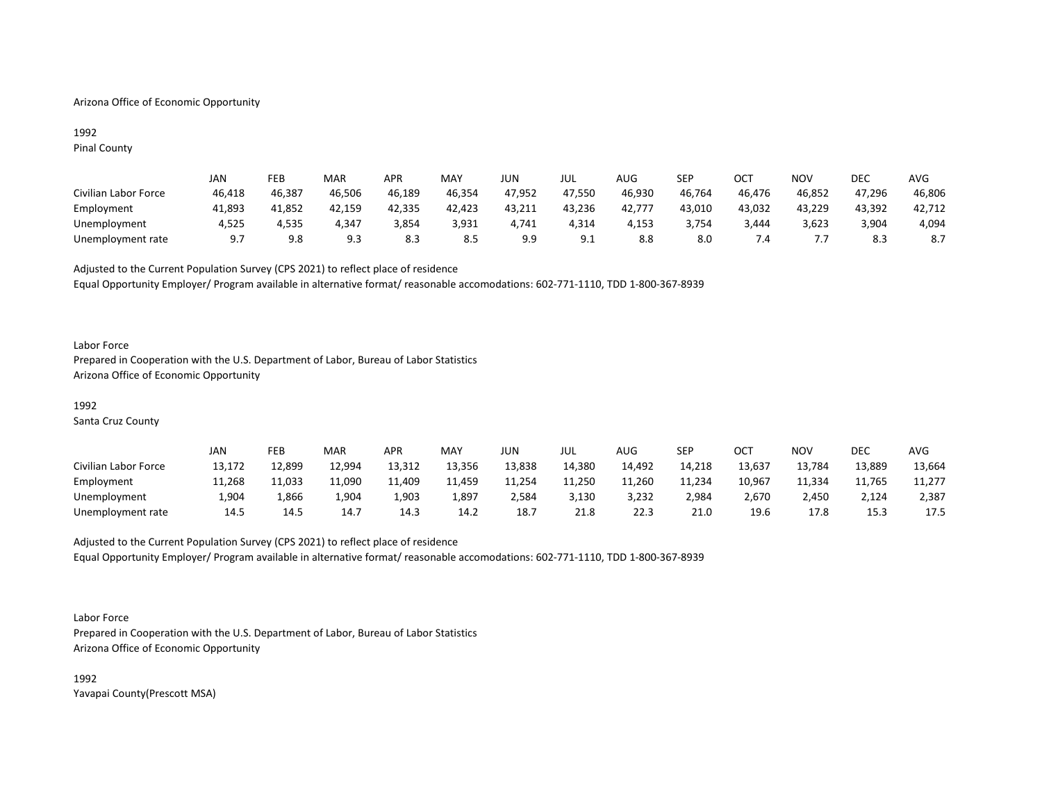Arizona Office of Economic Opportunity

1992
Pinal County

| | JAN | FEB | MAR | APR | MAY | JUN | JUL | AUG | SEP | OCT | NOV | DEC | AVG |
|---|---|---|---|---|---|---|---|---|---|---|---|---|---|
| Civilian Labor Force | 46,418 | 46,387 | 46,506 | 46,189 | 46,354 | 47,952 | 47,550 | 46,930 | 46,764 | 46,476 | 46,852 | 47,296 | 46,806 |
| Employment | 41,893 | 41,852 | 42,159 | 42,335 | 42,423 | 43,211 | 43,236 | 42,777 | 43,010 | 43,032 | 43,229 | 43,392 | 42,712 |
| Unemployment | 4,525 | 4,535 | 4,347 | 3,854 | 3,931 | 4,741 | 4,314 | 4,153 | 3,754 | 3,444 | 3,623 | 3,904 | 4,094 |
| Unemployment rate | 9.7 | 9.8 | 9.3 | 8.3 | 8.5 | 9.9 | 9.1 | 8.8 | 8.0 | 7.4 | 7.7 | 8.3 | 8.7 |

Adjusted to the Current Population Survey (CPS 2021) to reflect place of residence
Equal Opportunity Employer/ Program available in alternative format/ reasonable accomodations: 602-771-1110, TDD 1-800-367-8939

Labor Force
Prepared in Cooperation with the U.S. Department of Labor, Bureau of Labor Statistics
Arizona Office of Economic Opportunity

1992
Santa Cruz County

| | JAN | FEB | MAR | APR | MAY | JUN | JUL | AUG | SEP | OCT | NOV | DEC | AVG |
|---|---|---|---|---|---|---|---|---|---|---|---|---|---|
| Civilian Labor Force | 13,172 | 12,899 | 12,994 | 13,312 | 13,356 | 13,838 | 14,380 | 14,492 | 14,218 | 13,637 | 13,784 | 13,889 | 13,664 |
| Employment | 11,268 | 11,033 | 11,090 | 11,409 | 11,459 | 11,254 | 11,250 | 11,260 | 11,234 | 10,967 | 11,334 | 11,765 | 11,277 |
| Unemployment | 1,904 | 1,866 | 1,904 | 1,903 | 1,897 | 2,584 | 3,130 | 3,232 | 2,984 | 2,670 | 2,450 | 2,124 | 2,387 |
| Unemployment rate | 14.5 | 14.5 | 14.7 | 14.3 | 14.2 | 18.7 | 21.8 | 22.3 | 21.0 | 19.6 | 17.8 | 15.3 | 17.5 |

Adjusted to the Current Population Survey (CPS 2021) to reflect place of residence
Equal Opportunity Employer/ Program available in alternative format/ reasonable accomodations: 602-771-1110, TDD 1-800-367-8939

Labor Force
Prepared in Cooperation with the U.S. Department of Labor, Bureau of Labor Statistics
Arizona Office of Economic Opportunity

1992
Yavapai County(Prescott MSA)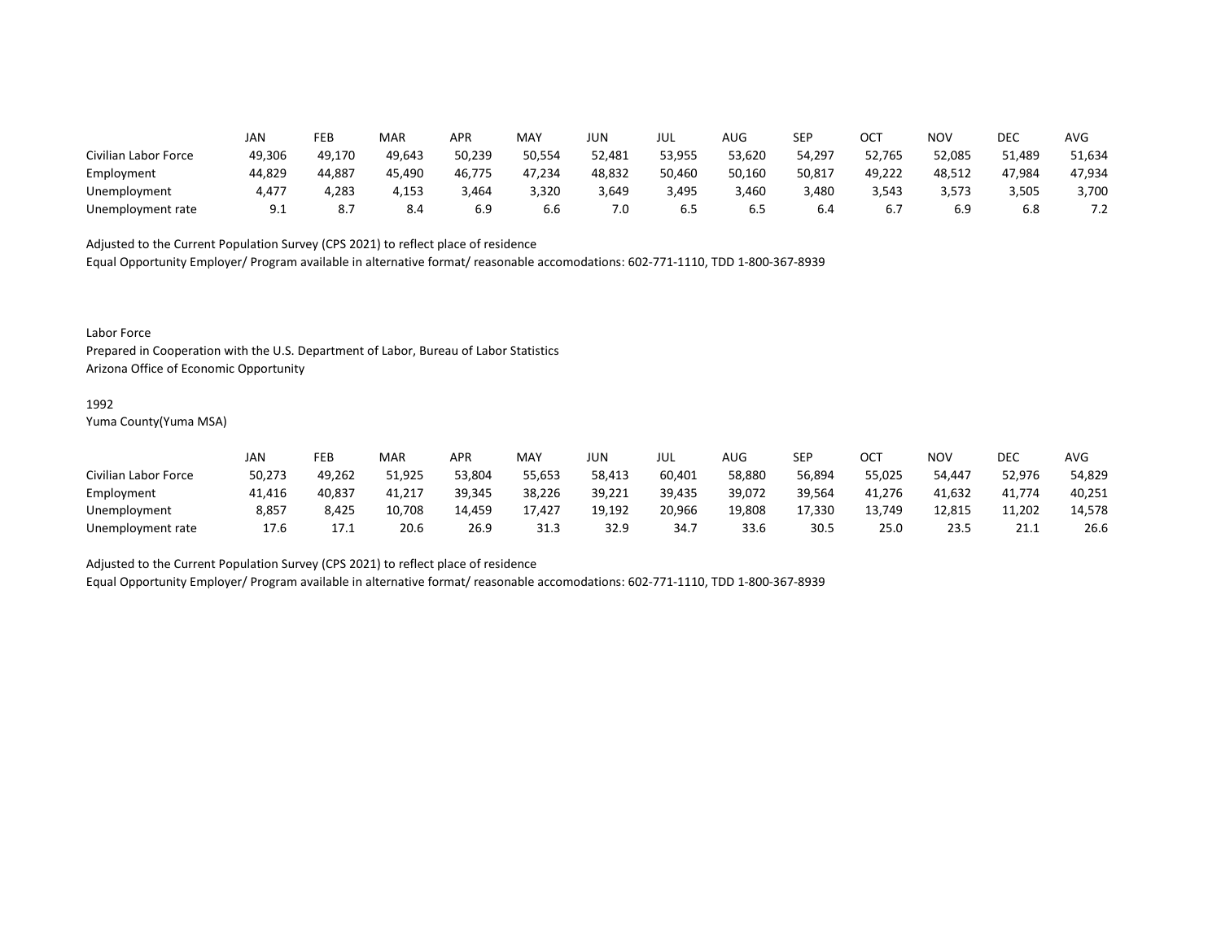| | JAN | FEB | MAR | APR | MAY | JUN | JUL | AUG | SEP | OCT | NOV | DEC | AVG |
|---|---|---|---|---|---|---|---|---|---|---|---|---|---|
| Civilian Labor Force | 49,306 | 49,170 | 49,643 | 50,239 | 50,554 | 52,481 | 53,955 | 53,620 | 54,297 | 52,765 | 52,085 | 51,489 | 51,634 |
| Employment | 44,829 | 44,887 | 45,490 | 46,775 | 47,234 | 48,832 | 50,460 | 50,160 | 50,817 | 49,222 | 48,512 | 47,984 | 47,934 |
| Unemployment | 4,477 | 4,283 | 4,153 | 3,464 | 3,320 | 3,649 | 3,495 | 3,460 | 3,480 | 3,543 | 3,573 | 3,505 | 3,700 |
| Unemployment rate | 9.1 | 8.7 | 8.4 | 6.9 | 6.6 | 7.0 | 6.5 | 6.5 | 6.4 | 6.7 | 6.9 | 6.8 | 7.2 |

Adjusted to the Current Population Survey (CPS 2021) to reflect place of residence
Equal Opportunity Employer/ Program available in alternative format/ reasonable accomodations: 602-771-1110, TDD 1-800-367-8939

Labor Force
Prepared in Cooperation with the U.S. Department of Labor, Bureau of Labor Statistics
Arizona Office of Economic Opportunity

1992
Yuma County(Yuma MSA)

| | JAN | FEB | MAR | APR | MAY | JUN | JUL | AUG | SEP | OCT | NOV | DEC | AVG |
|---|---|---|---|---|---|---|---|---|---|---|---|---|---|
| Civilian Labor Force | 50,273 | 49,262 | 51,925 | 53,804 | 55,653 | 58,413 | 60,401 | 58,880 | 56,894 | 55,025 | 54,447 | 52,976 | 54,829 |
| Employment | 41,416 | 40,837 | 41,217 | 39,345 | 38,226 | 39,221 | 39,435 | 39,072 | 39,564 | 41,276 | 41,632 | 41,774 | 40,251 |
| Unemployment | 8,857 | 8,425 | 10,708 | 14,459 | 17,427 | 19,192 | 20,966 | 19,808 | 17,330 | 13,749 | 12,815 | 11,202 | 14,578 |
| Unemployment rate | 17.6 | 17.1 | 20.6 | 26.9 | 31.3 | 32.9 | 34.7 | 33.6 | 30.5 | 25.0 | 23.5 | 21.1 | 26.6 |

Adjusted to the Current Population Survey (CPS 2021) to reflect place of residence
Equal Opportunity Employer/ Program available in alternative format/ reasonable accomodations: 602-771-1110, TDD 1-800-367-8939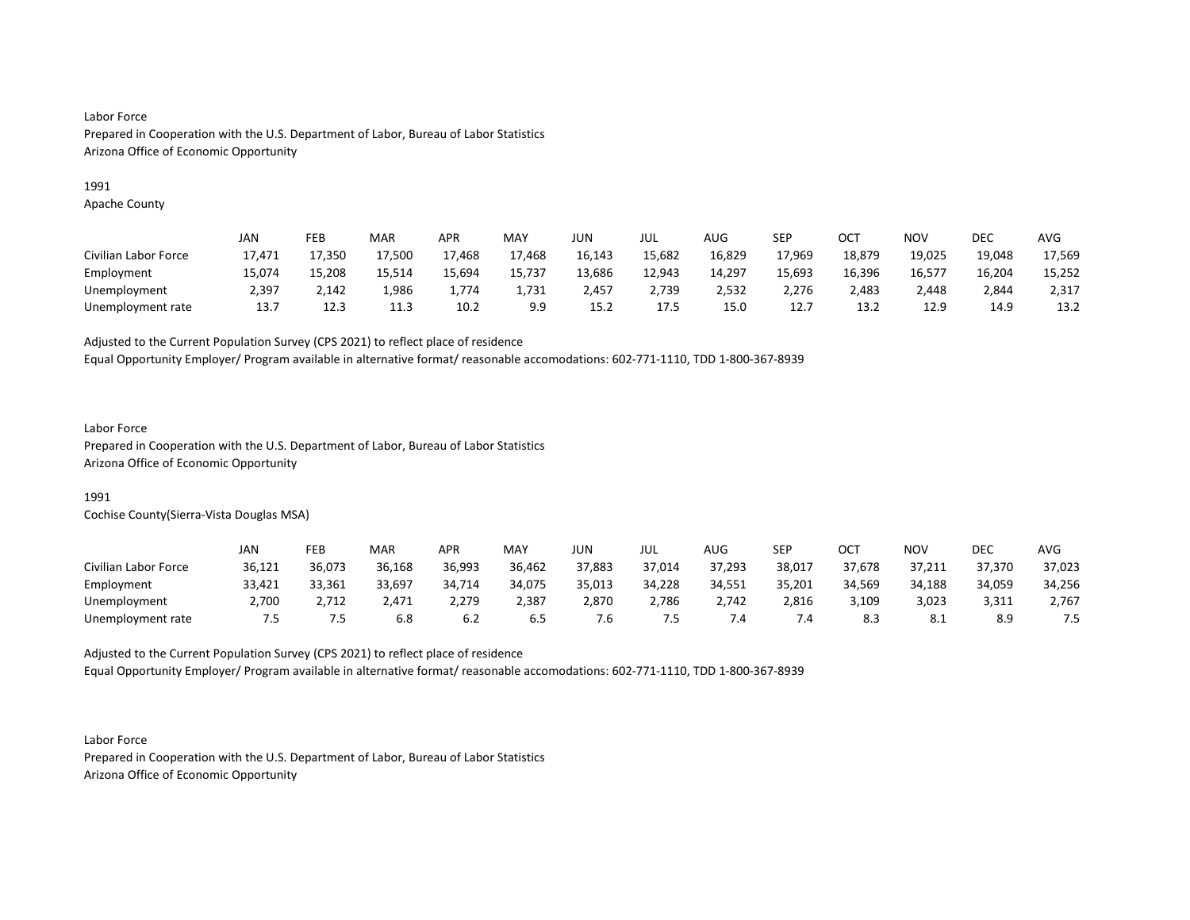Labor Force
Prepared in Cooperation with the U.S. Department of Labor, Bureau of Labor Statistics
Arizona Office of Economic Opportunity

1991
Apache County

| | JAN | FEB | MAR | APR | MAY | JUN | JUL | AUG | SEP | OCT | NOV | DEC | AVG |
|---|---|---|---|---|---|---|---|---|---|---|---|---|---|
| Civilian Labor Force | 17,471 | 17,350 | 17,500 | 17,468 | 17,468 | 16,143 | 15,682 | 16,829 | 17,969 | 18,879 | 19,025 | 19,048 | 17,569 |
| Employment | 15,074 | 15,208 | 15,514 | 15,694 | 15,737 | 13,686 | 12,943 | 14,297 | 15,693 | 16,396 | 16,577 | 16,204 | 15,252 |
| Unemployment | 2,397 | 2,142 | 1,986 | 1,774 | 1,731 | 2,457 | 2,739 | 2,532 | 2,276 | 2,483 | 2,448 | 2,844 | 2,317 |
| Unemployment rate | 13.7 | 12.3 | 11.3 | 10.2 | 9.9 | 15.2 | 17.5 | 15.0 | 12.7 | 13.2 | 12.9 | 14.9 | 13.2 |

Adjusted to the Current Population Survey (CPS 2021) to reflect place of residence
Equal Opportunity Employer/ Program available in alternative format/ reasonable accomodations: 602-771-1110, TDD 1-800-367-8939

Labor Force
Prepared in Cooperation with the U.S. Department of Labor, Bureau of Labor Statistics
Arizona Office of Economic Opportunity

1991
Cochise County(Sierra-Vista Douglas MSA)

| | JAN | FEB | MAR | APR | MAY | JUN | JUL | AUG | SEP | OCT | NOV | DEC | AVG |
|---|---|---|---|---|---|---|---|---|---|---|---|---|---|
| Civilian Labor Force | 36,121 | 36,073 | 36,168 | 36,993 | 36,462 | 37,883 | 37,014 | 37,293 | 38,017 | 37,678 | 37,211 | 37,370 | 37,023 |
| Employment | 33,421 | 33,361 | 33,697 | 34,714 | 34,075 | 35,013 | 34,228 | 34,551 | 35,201 | 34,569 | 34,188 | 34,059 | 34,256 |
| Unemployment | 2,700 | 2,712 | 2,471 | 2,279 | 2,387 | 2,870 | 2,786 | 2,742 | 2,816 | 3,109 | 3,023 | 3,311 | 2,767 |
| Unemployment rate | 7.5 | 7.5 | 6.8 | 6.2 | 6.5 | 7.6 | 7.5 | 7.4 | 7.4 | 8.3 | 8.1 | 8.9 | 7.5 |

Adjusted to the Current Population Survey (CPS 2021) to reflect place of residence
Equal Opportunity Employer/ Program available in alternative format/ reasonable accomodations: 602-771-1110, TDD 1-800-367-8939

Labor Force
Prepared in Cooperation with the U.S. Department of Labor, Bureau of Labor Statistics
Arizona Office of Economic Opportunity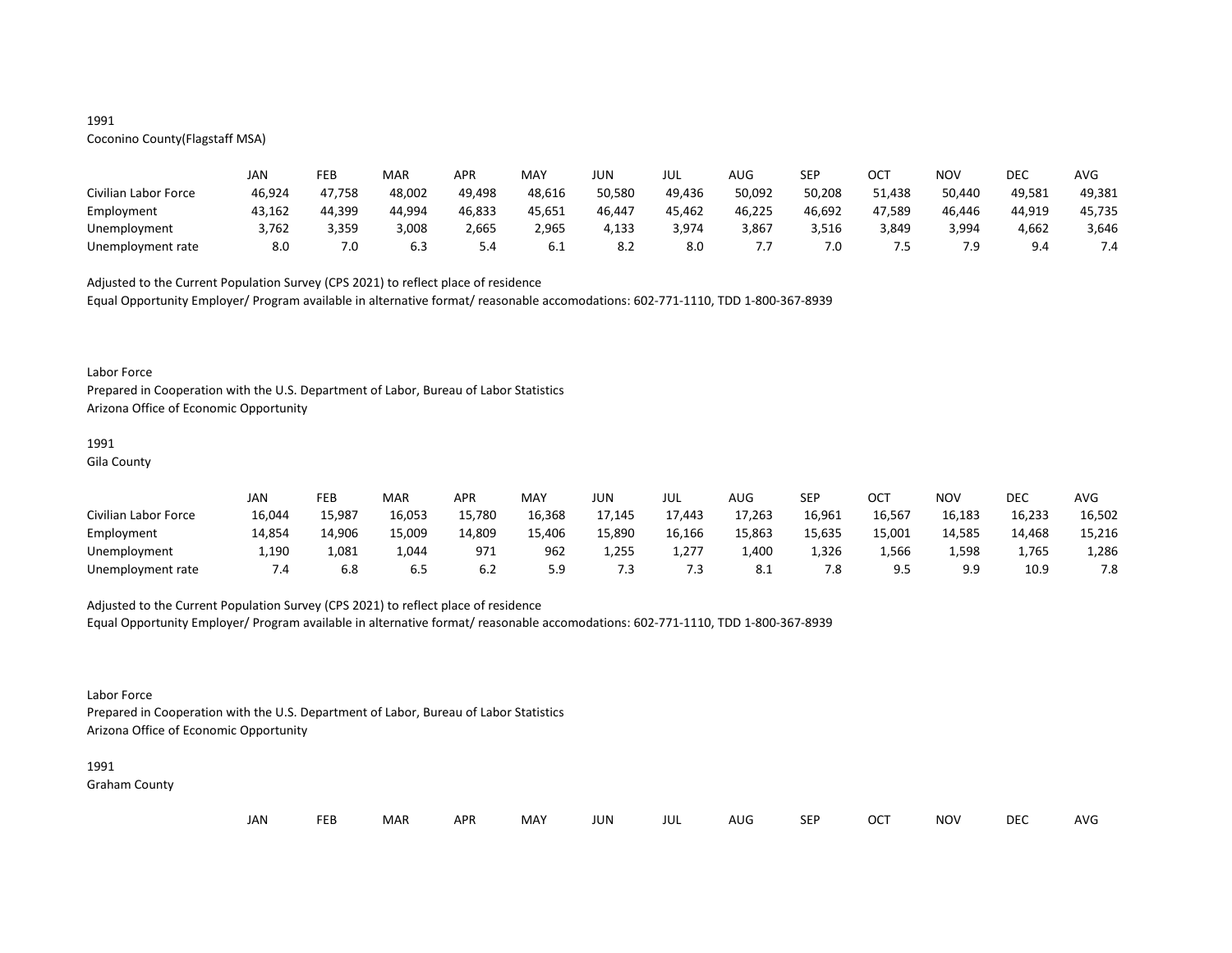1991
Coconino County(Flagstaff MSA)

| | JAN | FEB | MAR | APR | MAY | JUN | JUL | AUG | SEP | OCT | NOV | DEC | AVG |
|---|---|---|---|---|---|---|---|---|---|---|---|---|---|
| Civilian Labor Force | 46,924 | 47,758 | 48,002 | 49,498 | 48,616 | 50,580 | 49,436 | 50,092 | 50,208 | 51,438 | 50,440 | 49,581 | 49,381 |
| Employment | 43,162 | 44,399 | 44,994 | 46,833 | 45,651 | 46,447 | 45,462 | 46,225 | 46,692 | 47,589 | 46,446 | 44,919 | 45,735 |
| Unemployment | 3,762 | 3,359 | 3,008 | 2,665 | 2,965 | 4,133 | 3,974 | 3,867 | 3,516 | 3,849 | 3,994 | 4,662 | 3,646 |
| Unemployment rate | 8.0 | 7.0 | 6.3 | 5.4 | 6.1 | 8.2 | 8.0 | 7.7 | 7.0 | 7.5 | 7.9 | 9.4 | 7.4 |

Adjusted to the Current Population Survey (CPS 2021) to reflect place of residence
Equal Opportunity Employer/ Program available in alternative format/ reasonable accomodations: 602-771-1110, TDD 1-800-367-8939

Labor Force
Prepared in Cooperation with the U.S. Department of Labor, Bureau of Labor Statistics
Arizona Office of Economic Opportunity

1991
Gila County

| | JAN | FEB | MAR | APR | MAY | JUN | JUL | AUG | SEP | OCT | NOV | DEC | AVG |
|---|---|---|---|---|---|---|---|---|---|---|---|---|---|
| Civilian Labor Force | 16,044 | 15,987 | 16,053 | 15,780 | 16,368 | 17,145 | 17,443 | 17,263 | 16,961 | 16,567 | 16,183 | 16,233 | 16,502 |
| Employment | 14,854 | 14,906 | 15,009 | 14,809 | 15,406 | 15,890 | 16,166 | 15,863 | 15,635 | 15,001 | 14,585 | 14,468 | 15,216 |
| Unemployment | 1,190 | 1,081 | 1,044 | 971 | 962 | 1,255 | 1,277 | 1,400 | 1,326 | 1,566 | 1,598 | 1,765 | 1,286 |
| Unemployment rate | 7.4 | 6.8 | 6.5 | 6.2 | 5.9 | 7.3 | 7.3 | 8.1 | 7.8 | 9.5 | 9.9 | 10.9 | 7.8 |

Adjusted to the Current Population Survey (CPS 2021) to reflect place of residence
Equal Opportunity Employer/ Program available in alternative format/ reasonable accomodations: 602-771-1110, TDD 1-800-367-8939

Labor Force
Prepared in Cooperation with the U.S. Department of Labor, Bureau of Labor Statistics
Arizona Office of Economic Opportunity

1991
Graham County

| | JAN | FEB | MAR | APR | MAY | JUN | JUL | AUG | SEP | OCT | NOV | DEC | AVG |
|---|---|---|---|---|---|---|---|---|---|---|---|---|---|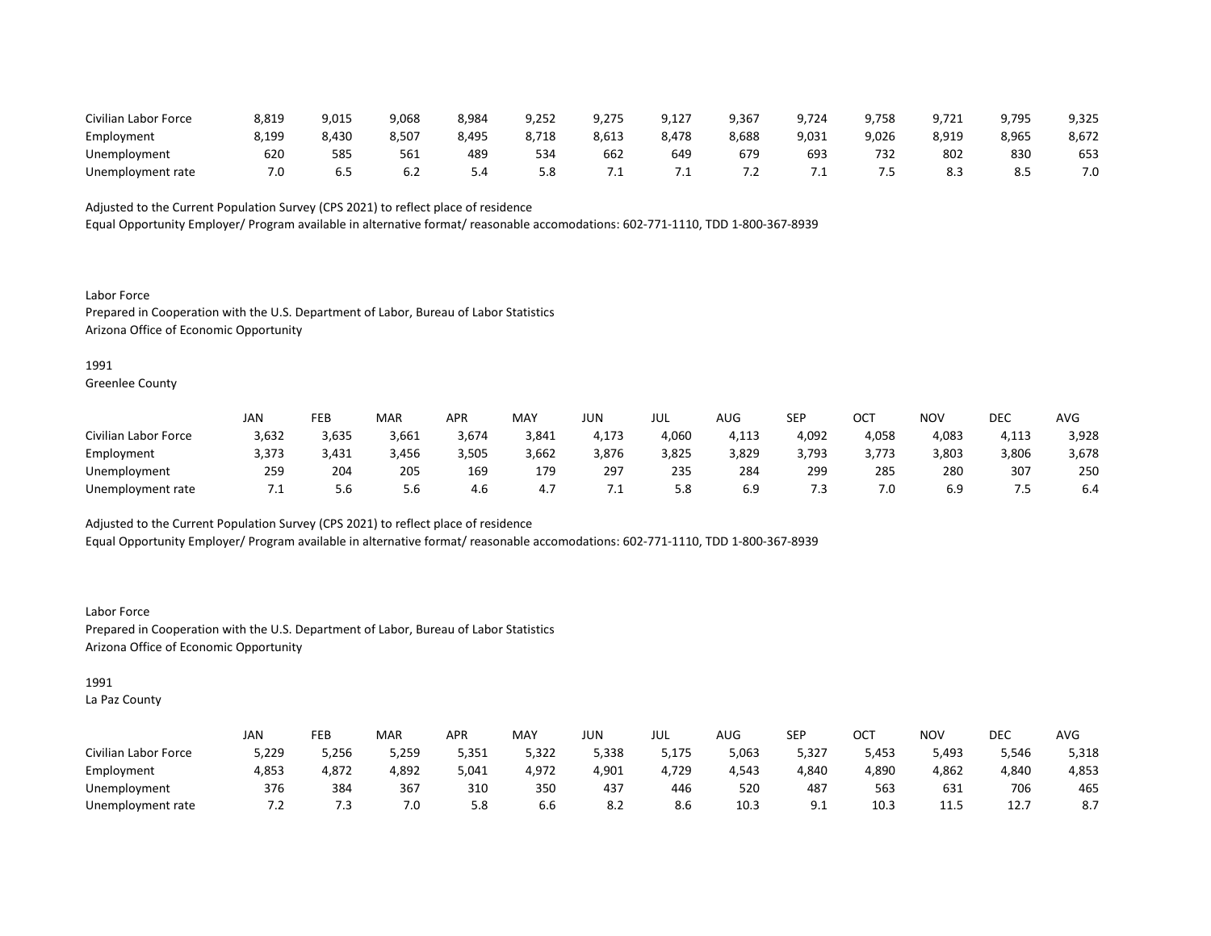| | | | | | | | | | | | | | |
|---|---|---|---|---|---|---|---|---|---|---|---|---|---|
| Civilian Labor Force | 8,819 | 9,015 | 9,068 | 8,984 | 9,252 | 9,275 | 9,127 | 9,367 | 9,724 | 9,758 | 9,721 | 9,795 | 9,325 |
| Employment | 8,199 | 8,430 | 8,507 | 8,495 | 8,718 | 8,613 | 8,478 | 8,688 | 9,031 | 9,026 | 8,919 | 8,965 | 8,672 |
| Unemployment | 620 | 585 | 561 | 489 | 534 | 662 | 649 | 679 | 693 | 732 | 802 | 830 | 653 |
| Unemployment rate | 7.0 | 6.5 | 6.2 | 5.4 | 5.8 | 7.1 | 7.1 | 7.2 | 7.1 | 7.5 | 8.3 | 8.5 | 7.0 |

Adjusted to the Current Population Survey (CPS 2021) to reflect place of residence
Equal Opportunity Employer/ Program available in alternative format/ reasonable accomodations: 602-771-1110, TDD 1-800-367-8939

Labor Force
Prepared in Cooperation with the U.S. Department of Labor, Bureau of Labor Statistics
Arizona Office of Economic Opportunity

1991
Greenlee County

| | JAN | FEB | MAR | APR | MAY | JUN | JUL | AUG | SEP | OCT | NOV | DEC | AVG |
|---|---|---|---|---|---|---|---|---|---|---|---|---|---|
| Civilian Labor Force | 3,632 | 3,635 | 3,661 | 3,674 | 3,841 | 4,173 | 4,060 | 4,113 | 4,092 | 4,058 | 4,083 | 4,113 | 3,928 |
| Employment | 3,373 | 3,431 | 3,456 | 3,505 | 3,662 | 3,876 | 3,825 | 3,829 | 3,793 | 3,773 | 3,803 | 3,806 | 3,678 |
| Unemployment | 259 | 204 | 205 | 169 | 179 | 297 | 235 | 284 | 299 | 285 | 280 | 307 | 250 |
| Unemployment rate | 7.1 | 5.6 | 5.6 | 4.6 | 4.7 | 7.1 | 5.8 | 6.9 | 7.3 | 7.0 | 6.9 | 7.5 | 6.4 |

Adjusted to the Current Population Survey (CPS 2021) to reflect place of residence
Equal Opportunity Employer/ Program available in alternative format/ reasonable accomodations: 602-771-1110, TDD 1-800-367-8939

Labor Force
Prepared in Cooperation with the U.S. Department of Labor, Bureau of Labor Statistics
Arizona Office of Economic Opportunity

1991
La Paz County

| | JAN | FEB | MAR | APR | MAY | JUN | JUL | AUG | SEP | OCT | NOV | DEC | AVG |
|---|---|---|---|---|---|---|---|---|---|---|---|---|---|
| Civilian Labor Force | 5,229 | 5,256 | 5,259 | 5,351 | 5,322 | 5,338 | 5,175 | 5,063 | 5,327 | 5,453 | 5,493 | 5,546 | 5,318 |
| Employment | 4,853 | 4,872 | 4,892 | 5,041 | 4,972 | 4,901 | 4,729 | 4,543 | 4,840 | 4,890 | 4,862 | 4,840 | 4,853 |
| Unemployment | 376 | 384 | 367 | 310 | 350 | 437 | 446 | 520 | 487 | 563 | 631 | 706 | 465 |
| Unemployment rate | 7.2 | 7.3 | 7.0 | 5.8 | 6.6 | 8.2 | 8.6 | 10.3 | 9.1 | 10.3 | 11.5 | 12.7 | 8.7 |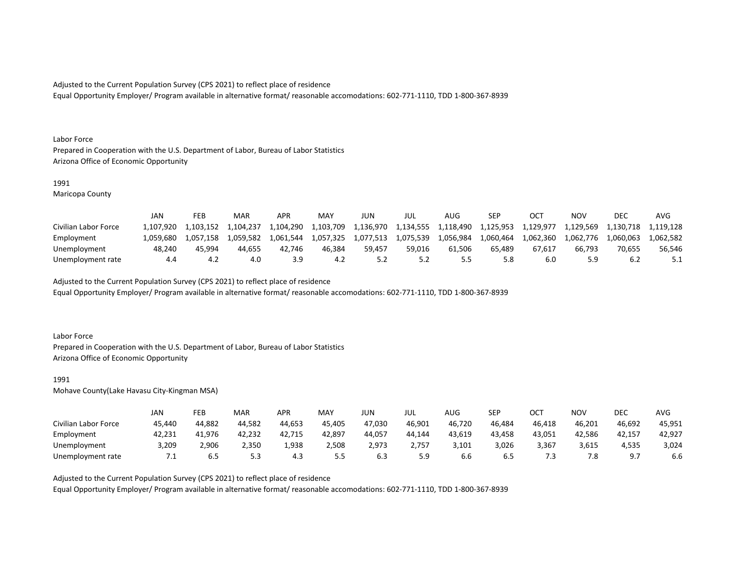Adjusted to the Current Population Survey (CPS 2021) to reflect place of residence
Equal Opportunity Employer/ Program available in alternative format/ reasonable accomodations: 602-771-1110, TDD 1-800-367-8939

Labor Force
Prepared in Cooperation with the U.S. Department of Labor, Bureau of Labor Statistics
Arizona Office of Economic Opportunity

1991
Maricopa County

| | JAN | FEB | MAR | APR | MAY | JUN | JUL | AUG | SEP | OCT | NOV | DEC | AVG |
|---|---|---|---|---|---|---|---|---|---|---|---|---|---|
| Civilian Labor Force | 1,107,920 | 1,103,152 | 1,104,237 | 1,104,290 | 1,103,709 | 1,136,970 | 1,134,555 | 1,118,490 | 1,125,953 | 1,129,977 | 1,129,569 | 1,130,718 | 1,119,128 |
| Employment | 1,059,680 | 1,057,158 | 1,059,582 | 1,061,544 | 1,057,325 | 1,077,513 | 1,075,539 | 1,056,984 | 1,060,464 | 1,062,360 | 1,062,776 | 1,060,063 | 1,062,582 |
| Unemployment | 48,240 | 45,994 | 44,655 | 42,746 | 46,384 | 59,457 | 59,016 | 61,506 | 65,489 | 67,617 | 66,793 | 70,655 | 56,546 |
| Unemployment rate | 4.4 | 4.2 | 4.0 | 3.9 | 4.2 | 5.2 | 5.2 | 5.5 | 5.8 | 6.0 | 5.9 | 6.2 | 5.1 |

Adjusted to the Current Population Survey (CPS 2021) to reflect place of residence
Equal Opportunity Employer/ Program available in alternative format/ reasonable accomodations: 602-771-1110, TDD 1-800-367-8939

Labor Force
Prepared in Cooperation with the U.S. Department of Labor, Bureau of Labor Statistics
Arizona Office of Economic Opportunity

1991
Mohave County(Lake Havasu City-Kingman MSA)

| | JAN | FEB | MAR | APR | MAY | JUN | JUL | AUG | SEP | OCT | NOV | DEC | AVG |
|---|---|---|---|---|---|---|---|---|---|---|---|---|---|
| Civilian Labor Force | 45,440 | 44,882 | 44,582 | 44,653 | 45,405 | 47,030 | 46,901 | 46,720 | 46,484 | 46,418 | 46,201 | 46,692 | 45,951 |
| Employment | 42,231 | 41,976 | 42,232 | 42,715 | 42,897 | 44,057 | 44,144 | 43,619 | 43,458 | 43,051 | 42,586 | 42,157 | 42,927 |
| Unemployment | 3,209 | 2,906 | 2,350 | 1,938 | 2,508 | 2,973 | 2,757 | 3,101 | 3,026 | 3,367 | 3,615 | 4,535 | 3,024 |
| Unemployment rate | 7.1 | 6.5 | 5.3 | 4.3 | 5.5 | 6.3 | 5.9 | 6.6 | 6.5 | 7.3 | 7.8 | 9.7 | 6.6 |

Adjusted to the Current Population Survey (CPS 2021) to reflect place of residence
Equal Opportunity Employer/ Program available in alternative format/ reasonable accomodations: 602-771-1110, TDD 1-800-367-8939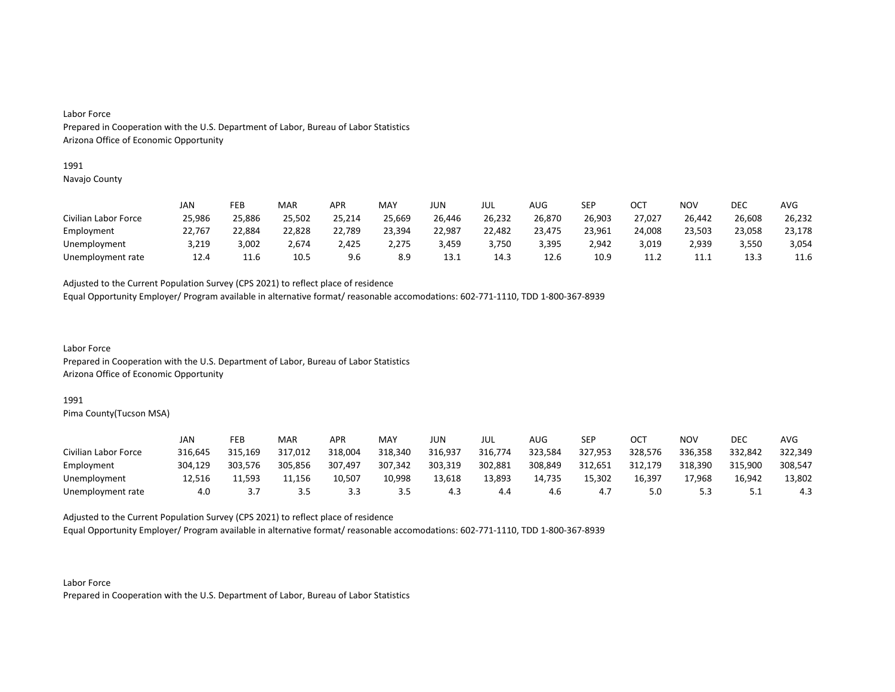Labor Force
Prepared in Cooperation with the U.S. Department of Labor, Bureau of Labor Statistics
Arizona Office of Economic Opportunity

1991
Navajo County

| | JAN | FEB | MAR | APR | MAY | JUN | JUL | AUG | SEP | OCT | NOV | DEC | AVG |
|---|---|---|---|---|---|---|---|---|---|---|---|---|---|
| Civilian Labor Force | 25,986 | 25,886 | 25,502 | 25,214 | 25,669 | 26,446 | 26,232 | 26,870 | 26,903 | 27,027 | 26,442 | 26,608 | 26,232 |
| Employment | 22,767 | 22,884 | 22,828 | 22,789 | 23,394 | 22,987 | 22,482 | 23,475 | 23,961 | 24,008 | 23,503 | 23,058 | 23,178 |
| Unemployment | 3,219 | 3,002 | 2,674 | 2,425 | 2,275 | 3,459 | 3,750 | 3,395 | 2,942 | 3,019 | 2,939 | 3,550 | 3,054 |
| Unemployment rate | 12.4 | 11.6 | 10.5 | 9.6 | 8.9 | 13.1 | 14.3 | 12.6 | 10.9 | 11.2 | 11.1 | 13.3 | 11.6 |

Adjusted to the Current Population Survey (CPS 2021) to reflect place of residence
Equal Opportunity Employer/ Program available in alternative format/ reasonable accomodations: 602-771-1110, TDD 1-800-367-8939

Labor Force
Prepared in Cooperation with the U.S. Department of Labor, Bureau of Labor Statistics
Arizona Office of Economic Opportunity

1991
Pima County(Tucson MSA)

| | JAN | FEB | MAR | APR | MAY | JUN | JUL | AUG | SEP | OCT | NOV | DEC | AVG |
|---|---|---|---|---|---|---|---|---|---|---|---|---|---|
| Civilian Labor Force | 316,645 | 315,169 | 317,012 | 318,004 | 318,340 | 316,937 | 316,774 | 323,584 | 327,953 | 328,576 | 336,358 | 332,842 | 322,349 |
| Employment | 304,129 | 303,576 | 305,856 | 307,497 | 307,342 | 303,319 | 302,881 | 308,849 | 312,651 | 312,179 | 318,390 | 315,900 | 308,547 |
| Unemployment | 12,516 | 11,593 | 11,156 | 10,507 | 10,998 | 13,618 | 13,893 | 14,735 | 15,302 | 16,397 | 17,968 | 16,942 | 13,802 |
| Unemployment rate | 4.0 | 3.7 | 3.5 | 3.3 | 3.5 | 4.3 | 4.4 | 4.6 | 4.7 | 5.0 | 5.3 | 5.1 | 4.3 |

Adjusted to the Current Population Survey (CPS 2021) to reflect place of residence
Equal Opportunity Employer/ Program available in alternative format/ reasonable accomodations: 602-771-1110, TDD 1-800-367-8939

Labor Force
Prepared in Cooperation with the U.S. Department of Labor, Bureau of Labor Statistics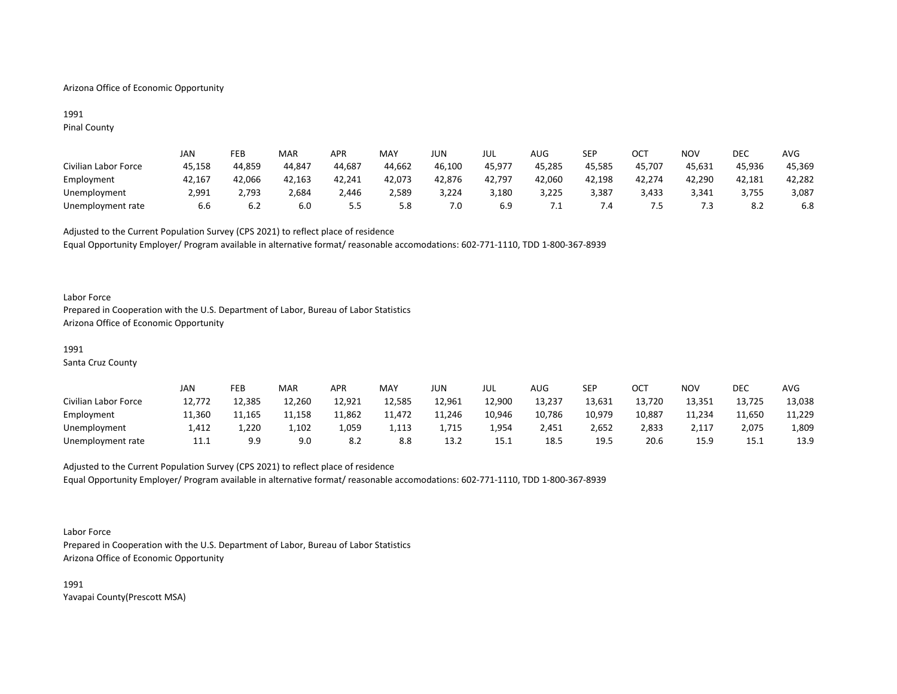Arizona Office of Economic Opportunity

1991
Pinal County

| | JAN | FEB | MAR | APR | MAY | JUN | JUL | AUG | SEP | OCT | NOV | DEC | AVG |
|---|---|---|---|---|---|---|---|---|---|---|---|---|---|
| Civilian Labor Force | 45,158 | 44,859 | 44,847 | 44,687 | 44,662 | 46,100 | 45,977 | 45,285 | 45,585 | 45,707 | 45,631 | 45,936 | 45,369 |
| Employment | 42,167 | 42,066 | 42,163 | 42,241 | 42,073 | 42,876 | 42,797 | 42,060 | 42,198 | 42,274 | 42,290 | 42,181 | 42,282 |
| Unemployment | 2,991 | 2,793 | 2,684 | 2,446 | 2,589 | 3,224 | 3,180 | 3,225 | 3,387 | 3,433 | 3,341 | 3,755 | 3,087 |
| Unemployment rate | 6.6 | 6.2 | 6.0 | 5.5 | 5.8 | 7.0 | 6.9 | 7.1 | 7.4 | 7.5 | 7.3 | 8.2 | 6.8 |

Adjusted to the Current Population Survey (CPS 2021) to reflect place of residence
Equal Opportunity Employer/ Program available in alternative format/ reasonable accomodations: 602-771-1110, TDD 1-800-367-8939

Labor Force
Prepared in Cooperation with the U.S. Department of Labor, Bureau of Labor Statistics
Arizona Office of Economic Opportunity

1991
Santa Cruz County

| | JAN | FEB | MAR | APR | MAY | JUN | JUL | AUG | SEP | OCT | NOV | DEC | AVG |
|---|---|---|---|---|---|---|---|---|---|---|---|---|---|
| Civilian Labor Force | 12,772 | 12,385 | 12,260 | 12,921 | 12,585 | 12,961 | 12,900 | 13,237 | 13,631 | 13,720 | 13,351 | 13,725 | 13,038 |
| Employment | 11,360 | 11,165 | 11,158 | 11,862 | 11,472 | 11,246 | 10,946 | 10,786 | 10,979 | 10,887 | 11,234 | 11,650 | 11,229 |
| Unemployment | 1,412 | 1,220 | 1,102 | 1,059 | 1,113 | 1,715 | 1,954 | 2,451 | 2,652 | 2,833 | 2,117 | 2,075 | 1,809 |
| Unemployment rate | 11.1 | 9.9 | 9.0 | 8.2 | 8.8 | 13.2 | 15.1 | 18.5 | 19.5 | 20.6 | 15.9 | 15.1 | 13.9 |

Adjusted to the Current Population Survey (CPS 2021) to reflect place of residence
Equal Opportunity Employer/ Program available in alternative format/ reasonable accomodations: 602-771-1110, TDD 1-800-367-8939

Labor Force
Prepared in Cooperation with the U.S. Department of Labor, Bureau of Labor Statistics
Arizona Office of Economic Opportunity

1991
Yavapai County(Prescott MSA)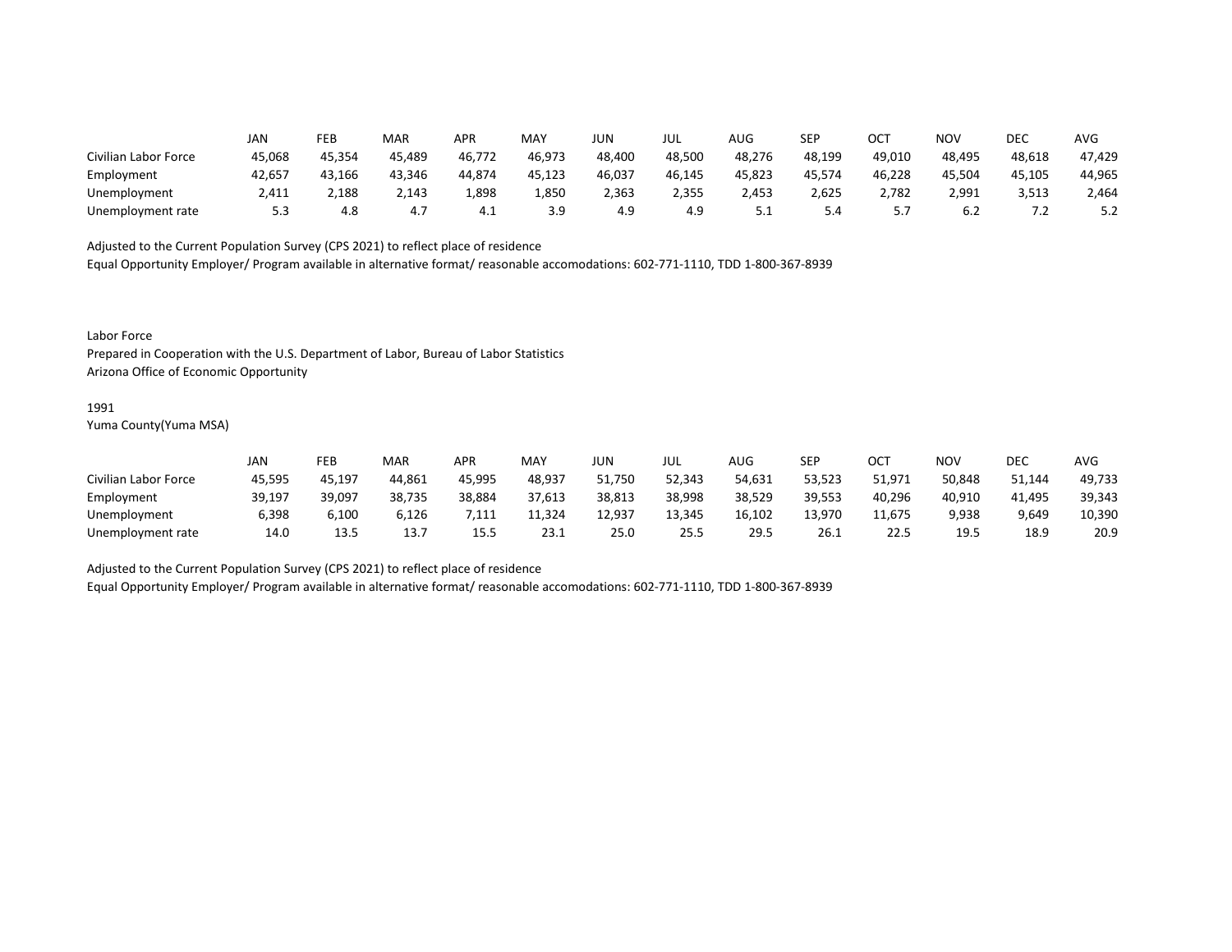| | JAN | FEB | MAR | APR | MAY | JUN | JUL | AUG | SEP | OCT | NOV | DEC | AVG |
|---|---|---|---|---|---|---|---|---|---|---|---|---|---|
| Civilian Labor Force | 45,068 | 45,354 | 45,489 | 46,772 | 46,973 | 48,400 | 48,500 | 48,276 | 48,199 | 49,010 | 48,495 | 48,618 | 47,429 |
| Employment | 42,657 | 43,166 | 43,346 | 44,874 | 45,123 | 46,037 | 46,145 | 45,823 | 45,574 | 46,228 | 45,504 | 45,105 | 44,965 |
| Unemployment | 2,411 | 2,188 | 2,143 | 1,898 | 1,850 | 2,363 | 2,355 | 2,453 | 2,625 | 2,782 | 2,991 | 3,513 | 2,464 |
| Unemployment rate | 5.3 | 4.8 | 4.7 | 4.1 | 3.9 | 4.9 | 4.9 | 5.1 | 5.4 | 5.7 | 6.2 | 7.2 | 5.2 |

Adjusted to the Current Population Survey (CPS 2021) to reflect place of residence
Equal Opportunity Employer/ Program available in alternative format/ reasonable accomodations: 602-771-1110, TDD 1-800-367-8939

Labor Force
Prepared in Cooperation with the U.S. Department of Labor, Bureau of Labor Statistics
Arizona Office of Economic Opportunity

1991
Yuma County(Yuma MSA)

| | JAN | FEB | MAR | APR | MAY | JUN | JUL | AUG | SEP | OCT | NOV | DEC | AVG |
|---|---|---|---|---|---|---|---|---|---|---|---|---|---|
| Civilian Labor Force | 45,595 | 45,197 | 44,861 | 45,995 | 48,937 | 51,750 | 52,343 | 54,631 | 53,523 | 51,971 | 50,848 | 51,144 | 49,733 |
| Employment | 39,197 | 39,097 | 38,735 | 38,884 | 37,613 | 38,813 | 38,998 | 38,529 | 39,553 | 40,296 | 40,910 | 41,495 | 39,343 |
| Unemployment | 6,398 | 6,100 | 6,126 | 7,111 | 11,324 | 12,937 | 13,345 | 16,102 | 13,970 | 11,675 | 9,938 | 9,649 | 10,390 |
| Unemployment rate | 14.0 | 13.5 | 13.7 | 15.5 | 23.1 | 25.0 | 25.5 | 29.5 | 26.1 | 22.5 | 19.5 | 18.9 | 20.9 |

Adjusted to the Current Population Survey (CPS 2021) to reflect place of residence
Equal Opportunity Employer/ Program available in alternative format/ reasonable accomodations: 602-771-1110, TDD 1-800-367-8939